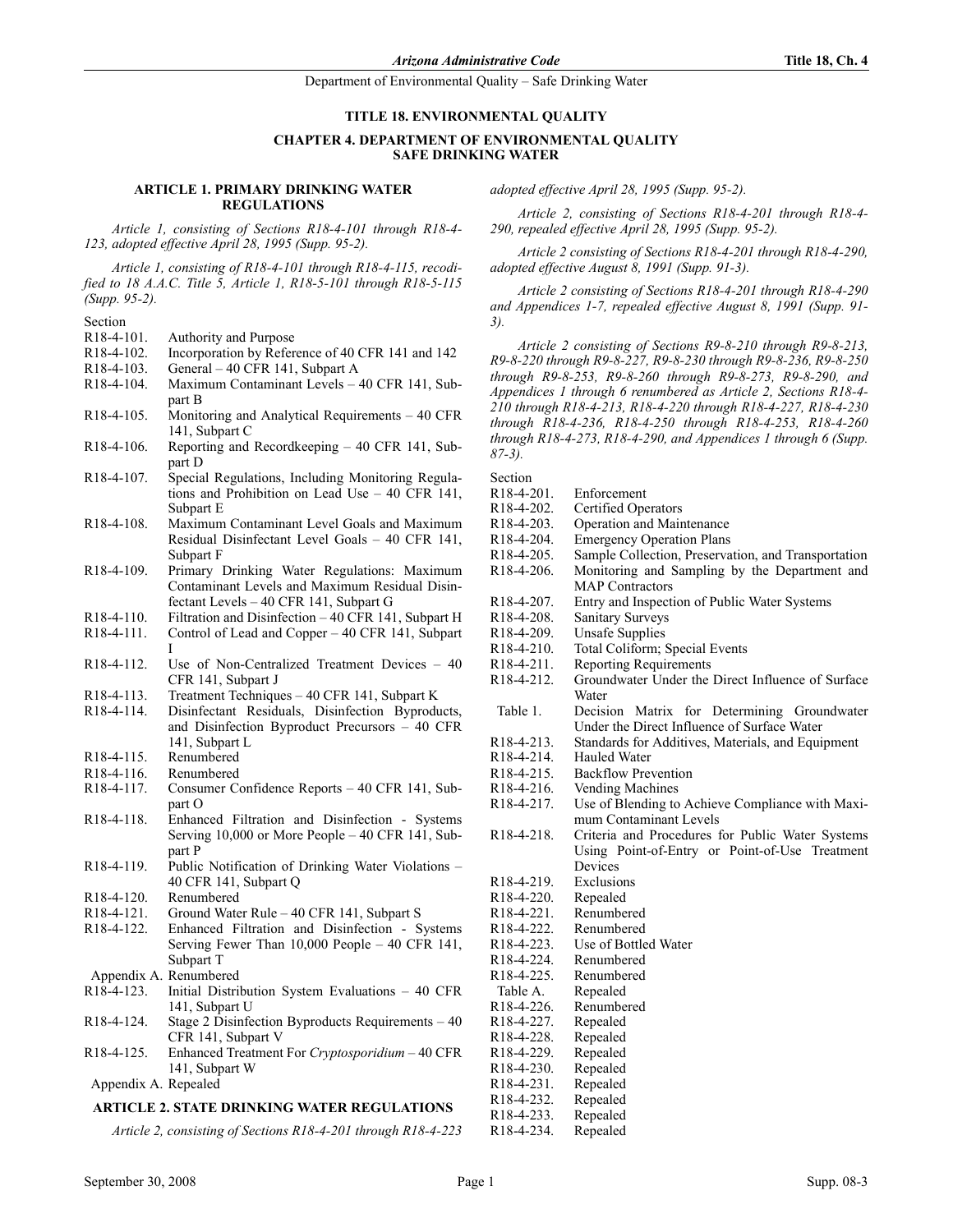# TITLE 18. ENVIRONMENTAL QUALITY

## CHAPTER 4. DEPARTMENT OF ENVIRONMENTAL QUALITY SAFE DRINKING WATER

### ARTICLE 1. PRIMARY DRINKING WATER REGULATIONS

*Article 1, consisting of Sections R18-4-101 through R18-4-123, adopted effective April 28, 1995 (Supp. 95-2).*

*Article 1, consisting of R18-4-101 through R18-4-115, recodified to 18 A.A.C. Title 5, Article 1, R18-5-101 through R18-5-115 (Supp. 95-2).*

| Section | |
|---|---|
| R18-4-101. | Authority and Purpose |
| R18-4-102. | Incorporation by Reference of 40 CFR 141 and 142 |
| R18-4-103. | General – 40 CFR 141, Subpart A |
| R18-4-104. | Maximum Contaminant Levels – 40 CFR 141, Subpart B |
| R18-4-105. | Monitoring and Analytical Requirements – 40 CFR 141, Subpart C |
| R18-4-106. | Reporting and Recordkeeping – 40 CFR 141, Subpart D |
| R18-4-107. | Special Regulations, Including Monitoring Regulations and Prohibition on Lead Use – 40 CFR 141, Subpart E |
| R18-4-108. | Maximum Contaminant Level Goals and Maximum Residual Disinfectant Level Goals – 40 CFR 141, Subpart F |
| R18-4-109. | Primary Drinking Water Regulations: Maximum Contaminant Levels and Maximum Residual Disinfectant Levels – 40 CFR 141, Subpart G |
| R18-4-110. | Filtration and Disinfection – 40 CFR 141, Subpart H |
| R18-4-111. | Control of Lead and Copper – 40 CFR 141, Subpart I |
| R18-4-112. | Use of Non-Centralized Treatment Devices – 40 CFR 141, Subpart J |
| R18-4-113. | Treatment Techniques – 40 CFR 141, Subpart K |
| R18-4-114. | Disinfectant Residuals, Disinfection Byproducts, and Disinfection Byproduct Precursors – 40 CFR 141, Subpart L |
| R18-4-115. | Renumbered |
| R18-4-116. | Renumbered |
| R18-4-117. | Consumer Confidence Reports – 40 CFR 141, Subpart O |
| R18-4-118. | Enhanced Filtration and Disinfection - Systems Serving 10,000 or More People – 40 CFR 141, Subpart P |
| R18-4-119. | Public Notification of Drinking Water Violations – 40 CFR 141, Subpart Q |
| R18-4-120. | Renumbered |
| R18-4-121. | Ground Water Rule – 40 CFR 141, Subpart S |
| R18-4-122. | Enhanced Filtration and Disinfection - Systems Serving Fewer Than 10,000 People – 40 CFR 141, Subpart T |
| Appendix A. | Renumbered |
| R18-4-123. | Initial Distribution System Evaluations – 40 CFR 141, Subpart U |
| R18-4-124. | Stage 2 Disinfection Byproducts Requirements – 40 CFR 141, Subpart V |
| R18-4-125. | Enhanced Treatment For *Cryptosporidium* – 40 CFR 141, Subpart W |
| Appendix A. | Repealed |

### ARTICLE 2. STATE DRINKING WATER REGULATIONS

*Article 2, consisting of Sections R18-4-201 through R18-4-223 adopted effective April 28, 1995 (Supp. 95-2).*

*Article 2, consisting of Sections R18-4-201 through R18-4-290, repealed effective April 28, 1995 (Supp. 95-2).*

*Article 2 consisting of Sections R18-4-201 through R18-4-290, adopted effective August 8, 1991 (Supp. 91-3).*

*Article 2 consisting of Sections R18-4-201 through R18-4-290 and Appendices 1-7, repealed effective August 8, 1991 (Supp. 91-3).*

*Article 2 consisting of Sections R9-8-210 through R9-8-213, R9-8-220 through R9-8-227, R9-8-230 through R9-8-236, R9-8-250 through R9-8-253, R9-8-260 through R9-8-273, R9-8-290, and Appendices 1 through 6 renumbered as Article 2, Sections R18-4-210 through R18-4-213, R18-4-220 through R18-4-227, R18-4-230 through R18-4-236, R18-4-250 through R18-4-253, R18-4-260 through R18-4-273, R18-4-290, and Appendices 1 through 6 (Supp. 87-3).*

| Section | |
|---|---|
| R18-4-201. | Enforcement |
| R18-4-202. | Certified Operators |
| R18-4-203. | Operation and Maintenance |
| R18-4-204. | Emergency Operation Plans |
| R18-4-205. | Sample Collection, Preservation, and Transportation |
| R18-4-206. | Monitoring and Sampling by the Department and MAP Contractors |
| R18-4-207. | Entry and Inspection of Public Water Systems |
| R18-4-208. | Sanitary Surveys |
| R18-4-209. | Unsafe Supplies |
| R18-4-210. | Total Coliform; Special Events |
| R18-4-211. | Reporting Requirements |
| R18-4-212. | Groundwater Under the Direct Influence of Surface Water |
| Table 1. | Decision Matrix for Determining Groundwater Under the Direct Influence of Surface Water |
| R18-4-213. | Standards for Additives, Materials, and Equipment |
| R18-4-214. | Hauled Water |
| R18-4-215. | Backflow Prevention |
| R18-4-216. | Vending Machines |
| R18-4-217. | Use of Blending to Achieve Compliance with Maximum Contaminant Levels |
| R18-4-218. | Criteria and Procedures for Public Water Systems Using Point-of-Entry or Point-of-Use Treatment Devices |
| R18-4-219. | Exclusions |
| R18-4-220. | Repealed |
| R18-4-221. | Renumbered |
| R18-4-222. | Renumbered |
| R18-4-223. | Use of Bottled Water |
| R18-4-224. | Renumbered |
| R18-4-225. | Renumbered |
| Table A. | Repealed |
| R18-4-226. | Renumbered |
| R18-4-227. | Repealed |
| R18-4-228. | Repealed |
| R18-4-229. | Repealed |
| R18-4-230. | Repealed |
| R18-4-231. | Repealed |
| R18-4-232. | Repealed |
| R18-4-233. | Repealed |
| R18-4-234. | Repealed |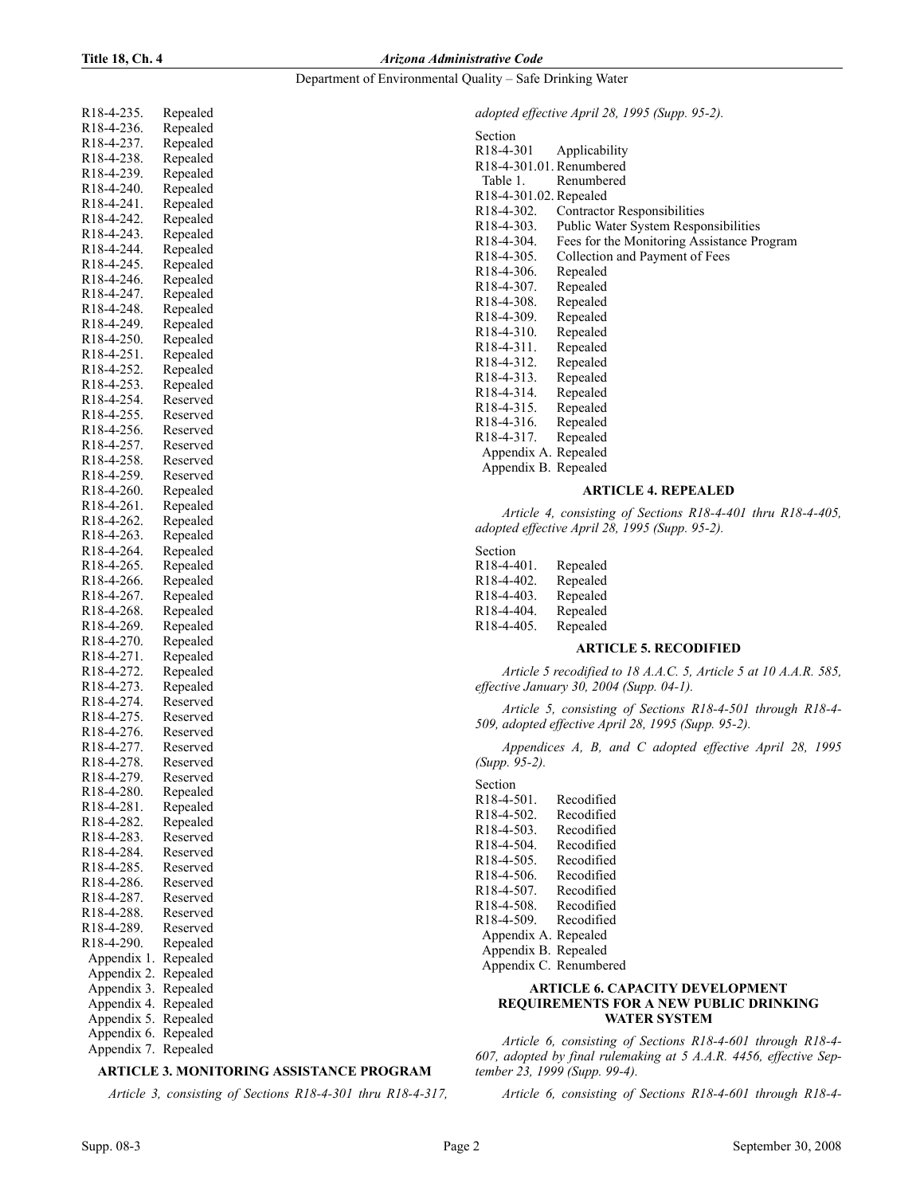R18-4-235. Repealed
R18-4-236. Repealed
R18-4-237. Repealed
R18-4-238. Repealed
R18-4-239. Repealed
R18-4-240. Repealed
R18-4-241. Repealed
R18-4-242. Repealed
R18-4-243. Repealed
R18-4-244. Repealed
R18-4-245. Repealed
R18-4-246. Repealed
R18-4-247. Repealed
R18-4-248. Repealed
R18-4-249. Repealed
R18-4-250. Repealed
R18-4-251. Repealed
R18-4-252. Repealed
R18-4-253. Repealed
R18-4-254. Reserved
R18-4-255. Reserved
R18-4-256. Reserved
R18-4-257. Reserved
R18-4-258. Reserved
R18-4-259. Reserved
R18-4-260. Repealed
R18-4-261. Repealed
R18-4-262. Repealed
R18-4-263. Repealed
R18-4-264. Repealed
R18-4-265. Repealed
R18-4-266. Repealed
R18-4-267. Repealed
R18-4-268. Repealed
R18-4-269. Repealed
R18-4-270. Repealed
R18-4-271. Repealed
R18-4-272. Repealed
R18-4-273. Repealed
R18-4-274. Reserved
R18-4-275. Reserved
R18-4-276. Reserved
R18-4-277. Reserved
R18-4-278. Reserved
R18-4-279. Reserved
R18-4-280. Repealed
R18-4-281. Repealed
R18-4-282. Repealed
R18-4-283. Reserved
R18-4-284. Reserved
R18-4-285. Reserved
R18-4-286. Reserved
R18-4-287. Reserved
R18-4-288. Reserved
R18-4-289. Reserved
R18-4-290. Repealed
Appendix 1. Repealed
Appendix 2. Repealed
Appendix 3. Repealed
Appendix 4. Repealed
Appendix 5. Repealed
Appendix 6. Repealed
Appendix 7. Repealed

### ARTICLE 3. MONITORING ASSISTANCE PROGRAM

*Article 3, consisting of Sections R18-4-301 thru R18-4-317, adopted effective April 28, 1995 (Supp. 95-2).*

Section
R18-4-301 Applicability
R18-4-301.01. Renumbered
Table 1. Renumbered
R18-4-301.02. Repealed
R18-4-302. Contractor Responsibilities
R18-4-303. Public Water System Responsibilities
R18-4-304. Fees for the Monitoring Assistance Program
R18-4-305. Collection and Payment of Fees
R18-4-306. Repealed
R18-4-307. Repealed
R18-4-308. Repealed
R18-4-309. Repealed
R18-4-310. Repealed
R18-4-311. Repealed
R18-4-312. Repealed
R18-4-313. Repealed
R18-4-314. Repealed
R18-4-315. Repealed
R18-4-316. Repealed
R18-4-317. Repealed
Appendix A. Repealed
Appendix B. Repealed

### ARTICLE 4. REPEALED

*Article 4, consisting of Sections R18-4-401 thru R18-4-405, adopted effective April 28, 1995 (Supp. 95-2).*

Section
R18-4-401. Repealed
R18-4-402. Repealed
R18-4-403. Repealed
R18-4-404. Repealed
R18-4-405. Repealed

### ARTICLE 5. RECODIFIED

*Article 5 recodified to 18 A.A.C. 5, Article 5 at 10 A.A.R. 585, effective January 30, 2004 (Supp. 04-1).*

*Article 5, consisting of Sections R18-4-501 through R18-4-509, adopted effective April 28, 1995 (Supp. 95-2).*

*Appendices A, B, and C adopted effective April 28, 1995 (Supp. 95-2).*

Section
R18-4-501. Recodified
R18-4-502. Recodified
R18-4-503. Recodified
R18-4-504. Recodified
R18-4-505. Recodified
R18-4-506. Recodified
R18-4-507. Recodified
R18-4-508. Recodified
R18-4-509. Recodified
Appendix A. Repealed
Appendix B. Repealed
Appendix C. Renumbered

### ARTICLE 6. CAPACITY DEVELOPMENT REQUIREMENTS FOR A NEW PUBLIC DRINKING WATER SYSTEM

*Article 6, consisting of Sections R18-4-601 through R18-4-607, adopted by final rulemaking at 5 A.A.R. 4456, effective September 23, 1999 (Supp. 99-4).*

*Article 6, consisting of Sections R18-4-601 through R18-4-*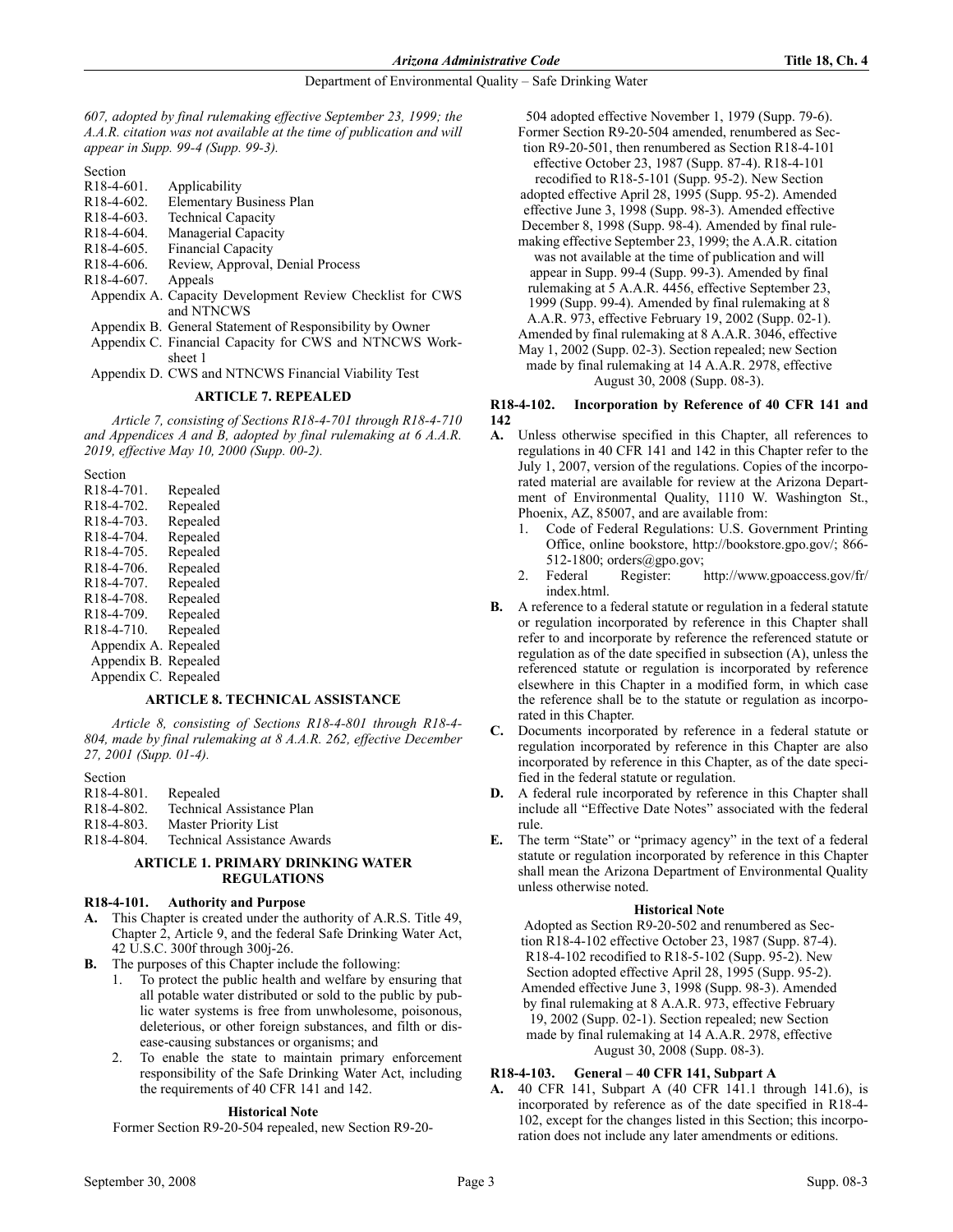*607, adopted by final rulemaking effective September 23, 1999; the A.A.R. citation was not available at the time of publication and will appear in Supp. 99-4 (Supp. 99-3).*

Section

R18-4-601. Applicability
R18-4-602. Elementary Business Plan
R18-4-603. Technical Capacity
R18-4-604. Managerial Capacity
R18-4-605. Financial Capacity
R18-4-606. Review, Approval, Denial Process
R18-4-607. Appeals
Appendix A. Capacity Development Review Checklist for CWS and NTNCWS
Appendix B. General Statement of Responsibility by Owner
Appendix C. Financial Capacity for CWS and NTNCWS Worksheet 1
Appendix D. CWS and NTNCWS Financial Viability Test

## ARTICLE 7. REPEALED

*Article 7, consisting of Sections R18-4-701 through R18-4-710 and Appendices A and B, adopted by final rulemaking at 6 A.A.R. 2019, effective May 10, 2000 (Supp. 00-2).*

Section

R18-4-701. Repealed
R18-4-702. Repealed
R18-4-703. Repealed
R18-4-704. Repealed
R18-4-705. Repealed
R18-4-706. Repealed
R18-4-707. Repealed
R18-4-708. Repealed
R18-4-709. Repealed
R18-4-710. Repealed
Appendix A. Repealed
Appendix B. Repealed
Appendix C. Repealed

## ARTICLE 8. TECHNICAL ASSISTANCE

*Article 8, consisting of Sections R18-4-801 through R18-4-804, made by final rulemaking at 8 A.A.R. 262, effective December 27, 2001 (Supp. 01-4).*

Section

R18-4-801. Repealed
R18-4-802. Technical Assistance Plan
R18-4-803. Master Priority List
R18-4-804. Technical Assistance Awards

## ARTICLE 1. PRIMARY DRINKING WATER REGULATIONS

### R18-4-101. Authority and Purpose

**A.** This Chapter is created under the authority of A.R.S. Title 49, Chapter 2, Article 9, and the federal Safe Drinking Water Act, 42 U.S.C. 300f through 300j-26.

**B.** The purposes of this Chapter include the following:

1. To protect the public health and welfare by ensuring that all potable water distributed or sold to the public by public water systems is free from unwholesome, poisonous, deleterious, or other foreign substances, and filth or disease-causing substances or organisms; and
2. To enable the state to maintain primary enforcement responsibility of the Safe Drinking Water Act, including the requirements of 40 CFR 141 and 142.

#### Historical Note

Former Section R9-20-504 repealed, new Section R9-20-504 adopted effective November 1, 1979 (Supp. 79-6). Former Section R9-20-504 amended, renumbered as Section R9-20-501, then renumbered as Section R18-4-101 effective October 23, 1987 (Supp. 87-4). R18-4-101 recodified to R18-5-101 (Supp. 95-2). New Section adopted effective April 28, 1995 (Supp. 95-2). Amended effective June 3, 1998 (Supp. 98-3). Amended effective December 8, 1998 (Supp. 98-4). Amended by final rulemaking effective September 23, 1999; the A.A.R. citation was not available at the time of publication and will appear in Supp. 99-4 (Supp. 99-3). Amended by final rulemaking at 5 A.A.R. 4456, effective September 23, 1999 (Supp. 99-4). Amended by final rulemaking at 8 A.A.R. 973, effective February 19, 2002 (Supp. 02-1). Amended by final rulemaking at 8 A.A.R. 3046, effective May 1, 2002 (Supp. 02-3). Section repealed; new Section made by final rulemaking at 14 A.A.R. 2978, effective August 30, 2008 (Supp. 08-3).

### R18-4-102. Incorporation by Reference of 40 CFR 141 and 142

**A.** Unless otherwise specified in this Chapter, all references to regulations in 40 CFR 141 and 142 in this Chapter refer to the July 1, 2007, version of the regulations. Copies of the incorporated material are available for review at the Arizona Department of Environmental Quality, 1110 W. Washington St., Phoenix, AZ, 85007, and are available from:

1. Code of Federal Regulations: U.S. Government Printing Office, online bookstore, http://bookstore.gpo.gov/; 866-512-1800; orders@gpo.gov;
2. Federal Register: http://www.gpoaccess.gov/fr/index.html.

**B.** A reference to a federal statute or regulation in a federal statute or regulation incorporated by reference in this Chapter shall refer to and incorporate by reference the referenced statute or regulation as of the date specified in subsection (A), unless the referenced statute or regulation is incorporated by reference elsewhere in this Chapter in a modified form, in which case the reference shall be to the statute or regulation as incorporated in this Chapter.

**C.** Documents incorporated by reference in a federal statute or regulation incorporated by reference in this Chapter are also incorporated by reference in this Chapter, as of the date specified in the federal statute or regulation.

**D.** A federal rule incorporated by reference in this Chapter shall include all "Effective Date Notes" associated with the federal rule.

**E.** The term "State" or "primacy agency" in the text of a federal statute or regulation incorporated by reference in this Chapter shall mean the Arizona Department of Environmental Quality unless otherwise noted.

#### Historical Note

Adopted as Section R9-20-502 and renumbered as Section R18-4-102 effective October 23, 1987 (Supp. 87-4). R18-4-102 recodified to R18-5-102 (Supp. 95-2). New Section adopted effective April 28, 1995 (Supp. 95-2). Amended effective June 3, 1998 (Supp. 98-3). Amended by final rulemaking at 8 A.A.R. 973, effective February 19, 2002 (Supp. 02-1). Section repealed; new Section made by final rulemaking at 14 A.A.R. 2978, effective August 30, 2008 (Supp. 08-3).

### R18-4-103. General – 40 CFR 141, Subpart A

**A.** 40 CFR 141, Subpart A (40 CFR 141.1 through 141.6), is incorporated by reference as of the date specified in R18-4-102, except for the changes listed in this Section; this incorporation does not include any later amendments or editions.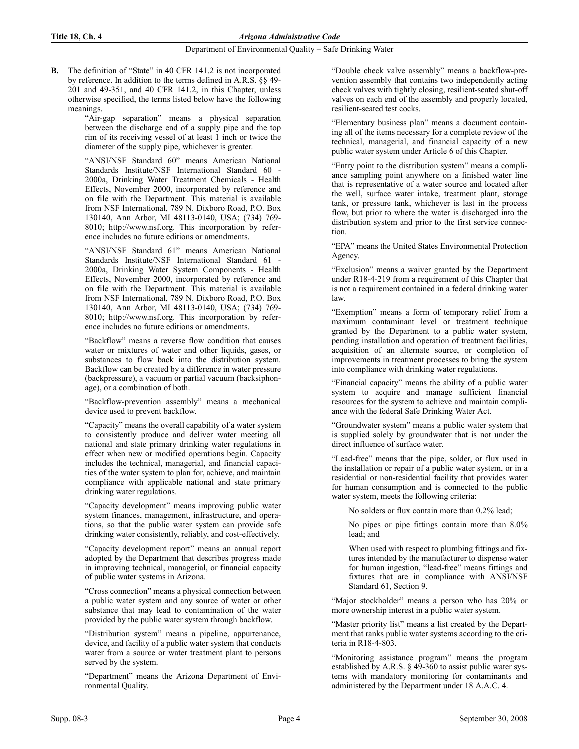**B.** The definition of "State" in 40 CFR 141.2 is not incorporated by reference. In addition to the terms defined in A.R.S. §§ 49-201 and 49-351, and 40 CFR 141.2, in this Chapter, unless otherwise specified, the terms listed below have the following meanings.

"Air-gap separation" means a physical separation between the discharge end of a supply pipe and the top rim of its receiving vessel of at least 1 inch or twice the diameter of the supply pipe, whichever is greater.

"ANSI/NSF Standard 60" means American National Standards Institute/NSF International Standard 60 - 2000a, Drinking Water Treatment Chemicals - Health Effects, November 2000, incorporated by reference and on file with the Department. This material is available from NSF International, 789 N. Dixboro Road, P.O. Box 130140, Ann Arbor, MI 48113-0140, USA; (734) 769-8010; http://www.nsf.org. This incorporation by reference includes no future editions or amendments.

"ANSI/NSF Standard 61" means American National Standards Institute/NSF International Standard 61 - 2000a, Drinking Water System Components - Health Effects, November 2000, incorporated by reference and on file with the Department. This material is available from NSF International, 789 N. Dixboro Road, P.O. Box 130140, Ann Arbor, MI 48113-0140, USA; (734) 769-8010; http://www.nsf.org. This incorporation by reference includes no future editions or amendments.

"Backflow" means a reverse flow condition that causes water or mixtures of water and other liquids, gases, or substances to flow back into the distribution system. Backflow can be created by a difference in water pressure (backpressure), a vacuum or partial vacuum (backsiphonage), or a combination of both.

"Backflow-prevention assembly" means a mechanical device used to prevent backflow.

"Capacity" means the overall capability of a water system to consistently produce and deliver water meeting all national and state primary drinking water regulations in effect when new or modified operations begin. Capacity includes the technical, managerial, and financial capacities of the water system to plan for, achieve, and maintain compliance with applicable national and state primary drinking water regulations.

"Capacity development" means improving public water system finances, management, infrastructure, and operations, so that the public water system can provide safe drinking water consistently, reliably, and cost-effectively.

"Capacity development report" means an annual report adopted by the Department that describes progress made in improving technical, managerial, or financial capacity of public water systems in Arizona.

"Cross connection" means a physical connection between a public water system and any source of water or other substance that may lead to contamination of the water provided by the public water system through backflow.

"Distribution system" means a pipeline, appurtenance, device, and facility of a public water system that conducts water from a source or water treatment plant to persons served by the system.

"Department" means the Arizona Department of Environmental Quality.

"Double check valve assembly" means a backflow-prevention assembly that contains two independently acting check valves with tightly closing, resilient-seated shut-off valves on each end of the assembly and properly located, resilient-seated test cocks.

"Elementary business plan" means a document containing all of the items necessary for a complete review of the technical, managerial, and financial capacity of a new public water system under Article 6 of this Chapter.

"Entry point to the distribution system" means a compliance sampling point anywhere on a finished water line that is representative of a water source and located after the well, surface water intake, treatment plant, storage tank, or pressure tank, whichever is last in the process flow, but prior to where the water is discharged into the distribution system and prior to the first service connection.

"EPA" means the United States Environmental Protection Agency.

"Exclusion" means a waiver granted by the Department under R18-4-219 from a requirement of this Chapter that is not a requirement contained in a federal drinking water law.

"Exemption" means a form of temporary relief from a maximum contaminant level or treatment technique granted by the Department to a public water system, pending installation and operation of treatment facilities, acquisition of an alternate source, or completion of improvements in treatment processes to bring the system into compliance with drinking water regulations.

"Financial capacity" means the ability of a public water system to acquire and manage sufficient financial resources for the system to achieve and maintain compliance with the federal Safe Drinking Water Act.

"Groundwater system" means a public water system that is supplied solely by groundwater that is not under the direct influence of surface water.

"Lead-free" means that the pipe, solder, or flux used in the installation or repair of a public water system, or in a residential or non-residential facility that provides water for human consumption and is connected to the public water system, meets the following criteria:

No solders or flux contain more than 0.2% lead;

No pipes or pipe fittings contain more than 8.0% lead; and

When used with respect to plumbing fittings and fixtures intended by the manufacturer to dispense water for human ingestion, "lead-free" means fittings and fixtures that are in compliance with ANSI/NSF Standard 61, Section 9.

"Major stockholder" means a person who has 20% or more ownership interest in a public water system.

"Master priority list" means a list created by the Department that ranks public water systems according to the criteria in R18-4-803.

"Monitoring assistance program" means the program established by A.R.S. § 49-360 to assist public water systems with mandatory monitoring for contaminants and administered by the Department under 18 A.A.C. 4.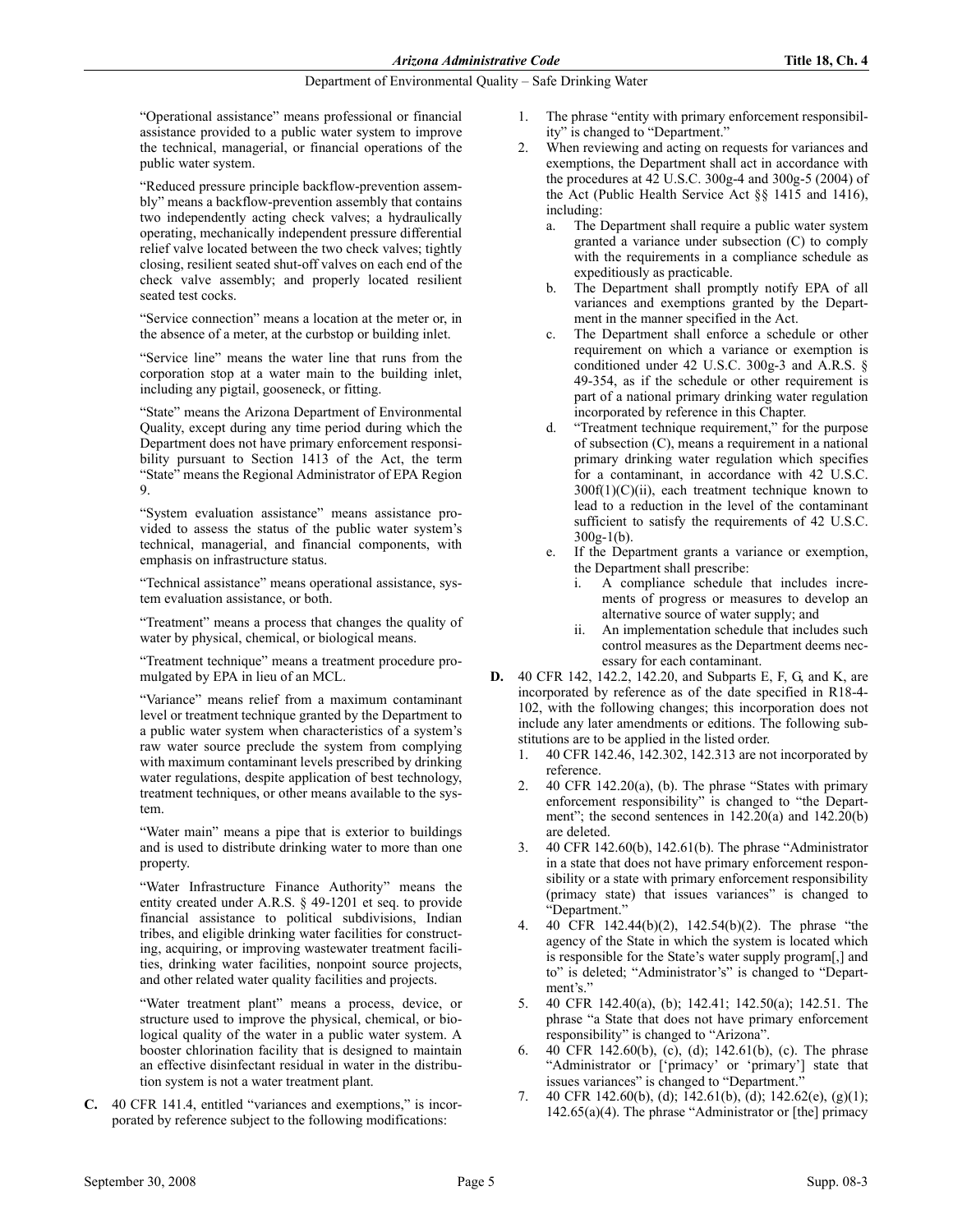"Operational assistance" means professional or financial assistance provided to a public water system to improve the technical, managerial, or financial operations of the public water system.

"Reduced pressure principle backflow-prevention assembly" means a backflow-prevention assembly that contains two independently acting check valves; a hydraulically operating, mechanically independent pressure differential relief valve located between the two check valves; tightly closing, resilient seated shut-off valves on each end of the check valve assembly; and properly located resilient seated test cocks.

"Service connection" means a location at the meter or, in the absence of a meter, at the curbstop or building inlet.

"Service line" means the water line that runs from the corporation stop at a water main to the building inlet, including any pigtail, gooseneck, or fitting.

"State" means the Arizona Department of Environmental Quality, except during any time period during which the Department does not have primary enforcement responsibility pursuant to Section 1413 of the Act, the term "State" means the Regional Administrator of EPA Region 9.

"System evaluation assistance" means assistance provided to assess the status of the public water system's technical, managerial, and financial components, with emphasis on infrastructure status.

"Technical assistance" means operational assistance, system evaluation assistance, or both.

"Treatment" means a process that changes the quality of water by physical, chemical, or biological means.

"Treatment technique" means a treatment procedure promulgated by EPA in lieu of an MCL.

"Variance" means relief from a maximum contaminant level or treatment technique granted by the Department to a public water system when characteristics of a system's raw water source preclude the system from complying with maximum contaminant levels prescribed by drinking water regulations, despite application of best technology, treatment techniques, or other means available to the system.

"Water main" means a pipe that is exterior to buildings and is used to distribute drinking water to more than one property.

"Water Infrastructure Finance Authority" means the entity created under A.R.S. § 49-1201 et seq. to provide financial assistance to political subdivisions, Indian tribes, and eligible drinking water facilities for constructing, acquiring, or improving wastewater treatment facilities, drinking water facilities, nonpoint source projects, and other related water quality facilities and projects.

"Water treatment plant" means a process, device, or structure used to improve the physical, chemical, or biological quality of the water in a public water system. A booster chlorination facility that is designed to maintain an effective disinfectant residual in water in the distribution system is not a water treatment plant.

**C.** 40 CFR 141.4, entitled "variances and exemptions," is incorporated by reference subject to the following modifications:

1. The phrase "entity with primary enforcement responsibility" is changed to "Department."
2. When reviewing and acting on requests for variances and exemptions, the Department shall act in accordance with the procedures at 42 U.S.C. 300g-4 and 300g-5 (2004) of the Act (Public Health Service Act §§ 1415 and 1416), including:
   a. The Department shall require a public water system granted a variance under subsection (C) to comply with the requirements in a compliance schedule as expeditiously as practicable.
   b. The Department shall promptly notify EPA of all variances and exemptions granted by the Department in the manner specified in the Act.
   c. The Department shall enforce a schedule or other requirement on which a variance or exemption is conditioned under 42 U.S.C. 300g-3 and A.R.S. § 49-354, as if the schedule or other requirement is part of a national primary drinking water regulation incorporated by reference in this Chapter.
   d. "Treatment technique requirement," for the purpose of subsection (C), means a requirement in a national primary drinking water regulation which specifies for a contaminant, in accordance with 42 U.S.C. 300f(1)(C)(ii), each treatment technique known to lead to a reduction in the level of the contaminant sufficient to satisfy the requirements of 42 U.S.C. 300g-1(b).
   e. If the Department grants a variance or exemption, the Department shall prescribe:
      i. A compliance schedule that includes increments of progress or measures to develop an alternative source of water supply; and
      ii. An implementation schedule that includes such control measures as the Department deems necessary for each contaminant.

**D.** 40 CFR 142, 142.2, 142.20, and Subparts E, F, G, and K, are incorporated by reference as of the date specified in R18-4-102, with the following changes; this incorporation does not include any later amendments or editions. The following substitutions are to be applied in the listed order.

1. 40 CFR 142.46, 142.302, 142.313 are not incorporated by reference.
2. 40 CFR 142.20(a), (b). The phrase "States with primary enforcement responsibility" is changed to "the Department"; the second sentences in 142.20(a) and 142.20(b) are deleted.
3. 40 CFR 142.60(b), 142.61(b). The phrase "Administrator in a state that does not have primary enforcement responsibility or a state with primary enforcement responsibility (primacy state) that issues variances" is changed to "Department."
4. 40 CFR 142.44(b)(2), 142.54(b)(2). The phrase "the agency of the State in which the system is located which is responsible for the State's water supply program[,] and to" is deleted; "Administrator's" is changed to "Department's."
5. 40 CFR 142.40(a), (b); 142.41; 142.50(a); 142.51. The phrase "a State that does not have primary enforcement responsibility" is changed to "Arizona".
6. 40 CFR 142.60(b), (c), (d); 142.61(b), (c). The phrase "Administrator or ['primacy' or 'primary'] state that issues variances" is changed to "Department."
7. 40 CFR 142.60(b), (d); 142.61(b), (d); 142.62(e), (g)(1); 142.65(a)(4). The phrase "Administrator or [the] primacy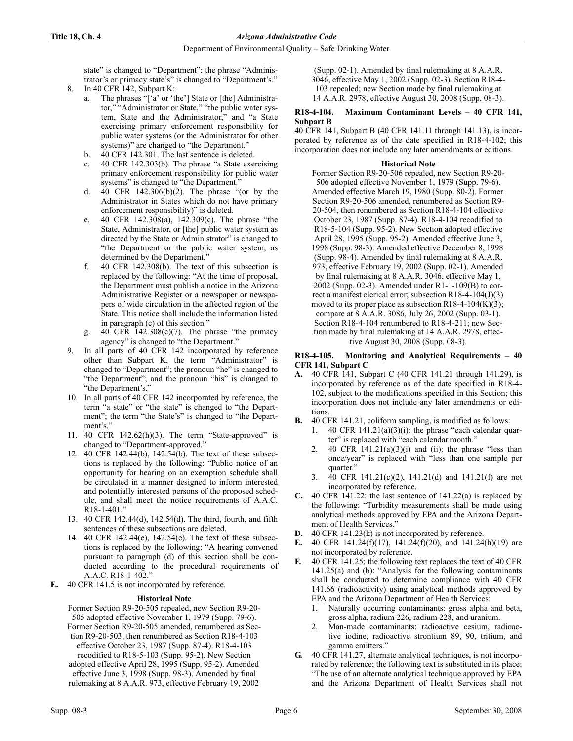state" is changed to "Department"; the phrase "Administrator's or primacy state's" is changed to "Department's."

8. In 40 CFR 142, Subpart K:
   a. The phrases "['a' or 'the'] State or [the] Administrator," "Administrator or State," "the public water system, State and the Administrator," and "a State exercising primary enforcement responsibility for public water systems (or the Administrator for other systems)" are changed to "the Department."
   b. 40 CFR 142.301. The last sentence is deleted.
   c. 40 CFR 142.303(b). The phrase "a State exercising primary enforcement responsibility for public water systems" is changed to "the Department."
   d. 40 CFR 142.306(b)(2). The phrase "(or by the Administrator in States which do not have primary enforcement responsibility)" is deleted.
   e. 40 CFR 142.308(a), 142.309(c). The phrase "the State, Administrator, or [the] public water system as directed by the State or Administrator" is changed to "the Department or the public water system, as determined by the Department."
   f. 40 CFR 142.308(b). The text of this subsection is replaced by the following: "At the time of proposal, the Department must publish a notice in the Arizona Administrative Register or a newspaper or newspapers of wide circulation in the affected region of the State. This notice shall include the information listed in paragraph (c) of this section."
   g. 40 CFR 142.308(c)(7). The phrase "the primacy agency" is changed to "the Department."
9. In all parts of 40 CFR 142 incorporated by reference other than Subpart K, the term "Administrator" is changed to "Department"; the pronoun "he" is changed to "the Department"; and the pronoun "his" is changed to "the Department's."
10. In all parts of 40 CFR 142 incorporated by reference, the term "a state" or "the state" is changed to "the Department"; the term "the State's" is changed to "the Department's."
11. 40 CFR 142.62(h)(3). The term "State-approved" is changed to "Department-approved."
12. 40 CFR 142.44(b), 142.54(b). The text of these subsections is replaced by the following: "Public notice of an opportunity for hearing on an exemption schedule shall be circulated in a manner designed to inform interested and potentially interested persons of the proposed schedule, and shall meet the notice requirements of A.A.C. R18-1-401."
13. 40 CFR 142.44(d), 142.54(d). The third, fourth, and fifth sentences of these subsections are deleted.
14. 40 CFR 142.44(e), 142.54(e). The text of these subsections is replaced by the following: "A hearing convened pursuant to paragraph (d) of this section shall be conducted according to the procedural requirements of A.A.C. R18-1-402."

**E.** 40 CFR 141.5 is not incorporated by reference.

**Historical Note**

Former Section R9-20-505 repealed, new Section R9-20-505 adopted effective November 1, 1979 (Supp. 79-6). Former Section R9-20-505 amended, renumbered as Section R9-20-503, then renumbered as Section R18-4-103 effective October 23, 1987 (Supp. 87-4). R18-4-103 recodified to R18-5-103 (Supp. 95-2). New Section adopted effective April 28, 1995 (Supp. 95-2). Amended effective June 3, 1998 (Supp. 98-3). Amended by final rulemaking at 8 A.A.R. 973, effective February 19, 2002 (Supp. 02-1). Amended by final rulemaking at 8 A.A.R. 3046, effective May 1, 2002 (Supp. 02-3). Section R18-4-103 repealed; new Section made by final rulemaking at 14 A.A.R. 2978, effective August 30, 2008 (Supp. 08-3).

## R18-4-104. Maximum Contaminant Levels – 40 CFR 141, Subpart B

40 CFR 141, Subpart B (40 CFR 141.11 through 141.13), is incorporated by reference as of the date specified in R18-4-102; this incorporation does not include any later amendments or editions.

**Historical Note**

Former Section R9-20-506 repealed, new Section R9-20-506 adopted effective November 1, 1979 (Supp. 79-6). Amended effective March 19, 1980 (Supp. 80-2). Former Section R9-20-506 amended, renumbered as Section R9-20-504, then renumbered as Section R18-4-104 effective October 23, 1987 (Supp. 87-4). R18-4-104 recodified to R18-5-104 (Supp. 95-2). New Section adopted effective April 28, 1995 (Supp. 95-2). Amended effective June 3, 1998 (Supp. 98-3). Amended effective December 8, 1998 (Supp. 98-4). Amended by final rulemaking at 8 A.A.R. 973, effective February 19, 2002 (Supp. 02-1). Amended by final rulemaking at 8 A.A.R. 3046, effective May 1, 2002 (Supp. 02-3). Amended under R1-1-109(B) to correct a manifest clerical error; subsection R18-4-104(J)(3) moved to its proper place as subsection R18-4-104(K)(3); compare at 8 A.A.R. 3086, July 26, 2002 (Supp. 03-1). Section R18-4-104 renumbered to R18-4-211; new Section made by final rulemaking at 14 A.A.R. 2978, effective August 30, 2008 (Supp. 08-3).

## R18-4-105. Monitoring and Analytical Requirements – 40 CFR 141, Subpart C

**A.** 40 CFR 141, Subpart C (40 CFR 141.21 through 141.29), is incorporated by reference as of the date specified in R18-4-102, subject to the modifications specified in this Section; this incorporation does not include any later amendments or editions.

**B.** 40 CFR 141.21, coliform sampling, is modified as follows:
1. 40 CFR 141.21(a)(3)(i): the phrase "each calendar quarter" is replaced with "each calendar month."
2. 40 CFR 141.21(a)(3)(i) and (ii): the phrase "less than once/year" is replaced with "less than one sample per quarter."
3. 40 CFR 141.21(c)(2), 141.21(d) and 141.21(f) are not incorporated by reference.

**C.** 40 CFR 141.22: the last sentence of 141.22(a) is replaced by the following: "Turbidity measurements shall be made using analytical methods approved by EPA and the Arizona Department of Health Services."

**D.** 40 CFR 141.23(k) is not incorporated by reference.

**E.** 40 CFR 141.24(f)(17), 141.24(f)(20), and 141.24(h)(19) are not incorporated by reference.

**F.** 40 CFR 141.25: the following text replaces the text of 40 CFR 141.25(a) and (b): "Analysis for the following contaminants shall be conducted to determine compliance with 40 CFR 141.66 (radioactivity) using analytical methods approved by EPA and the Arizona Department of Health Services:
1. Naturally occurring contaminants: gross alpha and beta, gross alpha, radium 226, radium 228, and uranium.
2. Man-made contaminants: radioactive cesium, radioactive iodine, radioactive strontium 89, 90, tritium, and gamma emitters."

**G.** 40 CFR 141.27, alternate analytical techniques, is not incorporated by reference; the following text is substituted in its place: "The use of an alternate analytical technique approved by EPA and the Arizona Department of Health Services shall not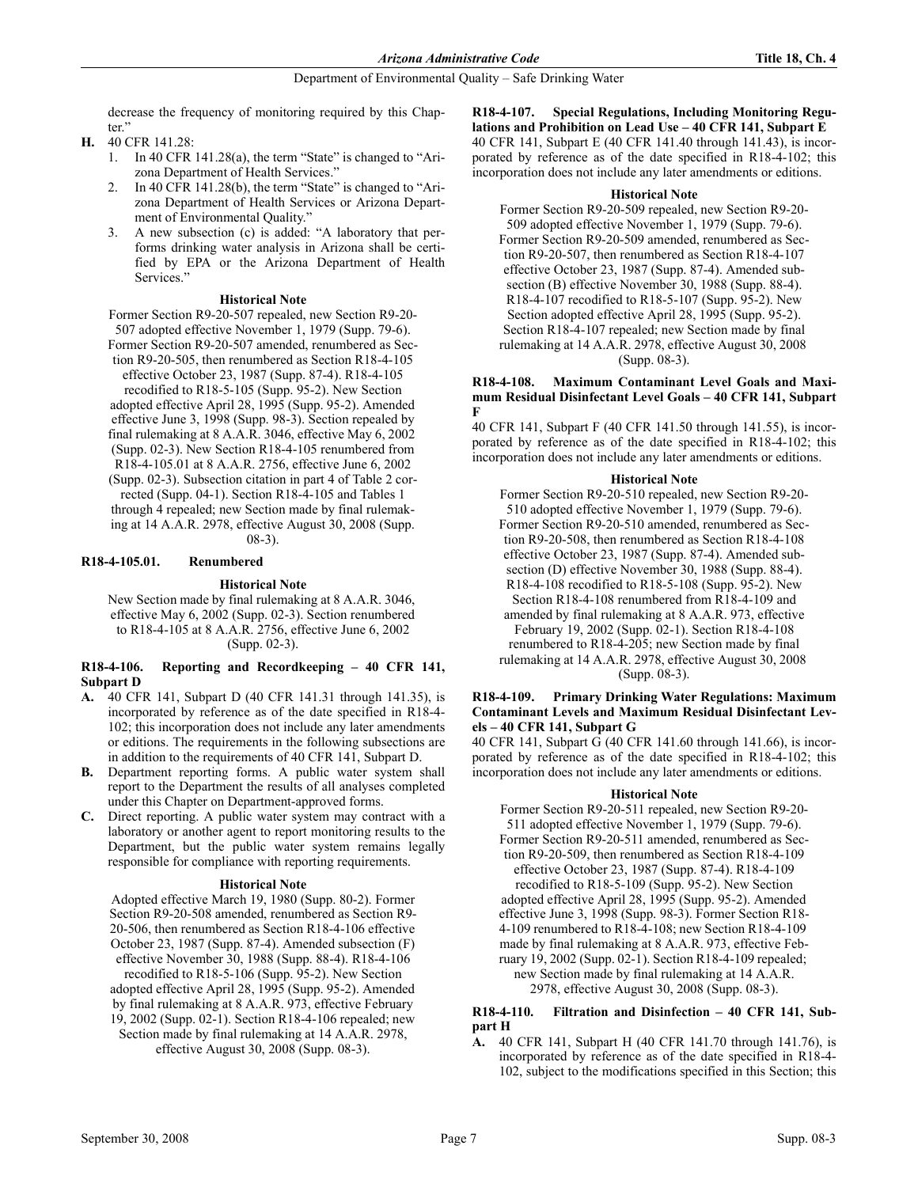decrease the frequency of monitoring required by this Chapter."

**H.** 40 CFR 141.28:

1. In 40 CFR 141.28(a), the term "State" is changed to "Arizona Department of Health Services."
2. In 40 CFR 141.28(b), the term "State" is changed to "Arizona Department of Health Services or Arizona Department of Environmental Quality."
3. A new subsection (c) is added: "A laboratory that performs drinking water analysis in Arizona shall be certified by EPA or the Arizona Department of Health Services."

**Historical Note**

Former Section R9-20-507 repealed, new Section R9-20-507 adopted effective November 1, 1979 (Supp. 79-6). Former Section R9-20-507 amended, renumbered as Section R9-20-505, then renumbered as Section R18-4-105 effective October 23, 1987 (Supp. 87-4). R18-4-105 recodified to R18-5-105 (Supp. 95-2). New Section adopted effective April 28, 1995 (Supp. 95-2). Amended effective June 3, 1998 (Supp. 98-3). Section repealed by final rulemaking at 8 A.A.R. 3046, effective May 6, 2002 (Supp. 02-3). New Section R18-4-105 renumbered from R18-4-105.01 at 8 A.A.R. 2756, effective June 6, 2002 (Supp. 02-3). Subsection citation in part 4 of Table 2 corrected (Supp. 04-1). Section R18-4-105 and Tables 1 through 4 repealed; new Section made by final rulemaking at 14 A.A.R. 2978, effective August 30, 2008 (Supp. 08-3).

### R18-4-105.01. Renumbered

**Historical Note**

New Section made by final rulemaking at 8 A.A.R. 3046, effective May 6, 2002 (Supp. 02-3). Section renumbered to R18-4-105 at 8 A.A.R. 2756, effective June 6, 2002 (Supp. 02-3).

### R18-4-106. Reporting and Recordkeeping – 40 CFR 141, Subpart D

**A.** 40 CFR 141, Subpart D (40 CFR 141.31 through 141.35), is incorporated by reference as of the date specified in R18-4-102; this incorporation does not include any later amendments or editions. The requirements in the following subsections are in addition to the requirements of 40 CFR 141, Subpart D.

**B.** Department reporting forms. A public water system shall report to the Department the results of all analyses completed under this Chapter on Department-approved forms.

**C.** Direct reporting. A public water system may contract with a laboratory or another agent to report monitoring results to the Department, but the public water system remains legally responsible for compliance with reporting requirements.

**Historical Note**

Adopted effective March 19, 1980 (Supp. 80-2). Former Section R9-20-508 amended, renumbered as Section R9-20-506, then renumbered as Section R18-4-106 effective October 23, 1987 (Supp. 87-4). Amended subsection (F) effective November 30, 1988 (Supp. 88-4). R18-4-106 recodified to R18-5-106 (Supp. 95-2). New Section adopted effective April 28, 1995 (Supp. 95-2). Amended by final rulemaking at 8 A.A.R. 973, effective February 19, 2002 (Supp. 02-1). Section R18-4-106 repealed; new Section made by final rulemaking at 14 A.A.R. 2978, effective August 30, 2008 (Supp. 08-3).

### R18-4-107. Special Regulations, Including Monitoring Regulations and Prohibition on Lead Use – 40 CFR 141, Subpart E

40 CFR 141, Subpart E (40 CFR 141.40 through 141.43), is incorporated by reference as of the date specified in R18-4-102; this incorporation does not include any later amendments or editions.

**Historical Note**

Former Section R9-20-509 repealed, new Section R9-20-509 adopted effective November 1, 1979 (Supp. 79-6). Former Section R9-20-509 amended, renumbered as Section R9-20-507, then renumbered as Section R18-4-107 effective October 23, 1987 (Supp. 87-4). Amended subsection (B) effective November 30, 1988 (Supp. 88-4). R18-4-107 recodified to R18-5-107 (Supp. 95-2). New Section adopted effective April 28, 1995 (Supp. 95-2). Section R18-4-107 repealed; new Section made by final rulemaking at 14 A.A.R. 2978, effective August 30, 2008 (Supp. 08-3).

### R18-4-108. Maximum Contaminant Level Goals and Maximum Residual Disinfectant Level Goals – 40 CFR 141, Subpart F

40 CFR 141, Subpart F (40 CFR 141.50 through 141.55), is incorporated by reference as of the date specified in R18-4-102; this incorporation does not include any later amendments or editions.

**Historical Note**

Former Section R9-20-510 repealed, new Section R9-20-510 adopted effective November 1, 1979 (Supp. 79-6). Former Section R9-20-510 amended, renumbered as Section R9-20-508, then renumbered as Section R18-4-108 effective October 23, 1987 (Supp. 87-4). Amended subsection (D) effective November 30, 1988 (Supp. 88-4). R18-4-108 recodified to R18-5-108 (Supp. 95-2). New Section R18-4-108 renumbered from R18-4-109 and amended by final rulemaking at 8 A.A.R. 973, effective February 19, 2002 (Supp. 02-1). Section R18-4-108 renumbered to R18-4-205; new Section made by final rulemaking at 14 A.A.R. 2978, effective August 30, 2008 (Supp. 08-3).

### R18-4-109. Primary Drinking Water Regulations: Maximum Contaminant Levels and Maximum Residual Disinfectant Levels – 40 CFR 141, Subpart G

40 CFR 141, Subpart G (40 CFR 141.60 through 141.66), is incorporated by reference as of the date specified in R18-4-102; this incorporation does not include any later amendments or editions.

**Historical Note**

Former Section R9-20-511 repealed, new Section R9-20-511 adopted effective November 1, 1979 (Supp. 79-6). Former Section R9-20-511 amended, renumbered as Section R9-20-509, then renumbered as Section R18-4-109 effective October 23, 1987 (Supp. 87-4). R18-4-109 recodified to R18-5-109 (Supp. 95-2). New Section adopted effective April 28, 1995 (Supp. 95-2). Amended effective June 3, 1998 (Supp. 98-3). Former Section R18-4-109 renumbered to R18-4-108; new Section R18-4-109 made by final rulemaking at 8 A.A.R. 973, effective February 19, 2002 (Supp. 02-1). Section R18-4-109 repealed; new Section made by final rulemaking at 14 A.A.R. 2978, effective August 30, 2008 (Supp. 08-3).

### R18-4-110. Filtration and Disinfection – 40 CFR 141, Subpart H

**A.** 40 CFR 141, Subpart H (40 CFR 141.70 through 141.76), is incorporated by reference as of the date specified in R18-4-102, subject to the modifications specified in this Section; this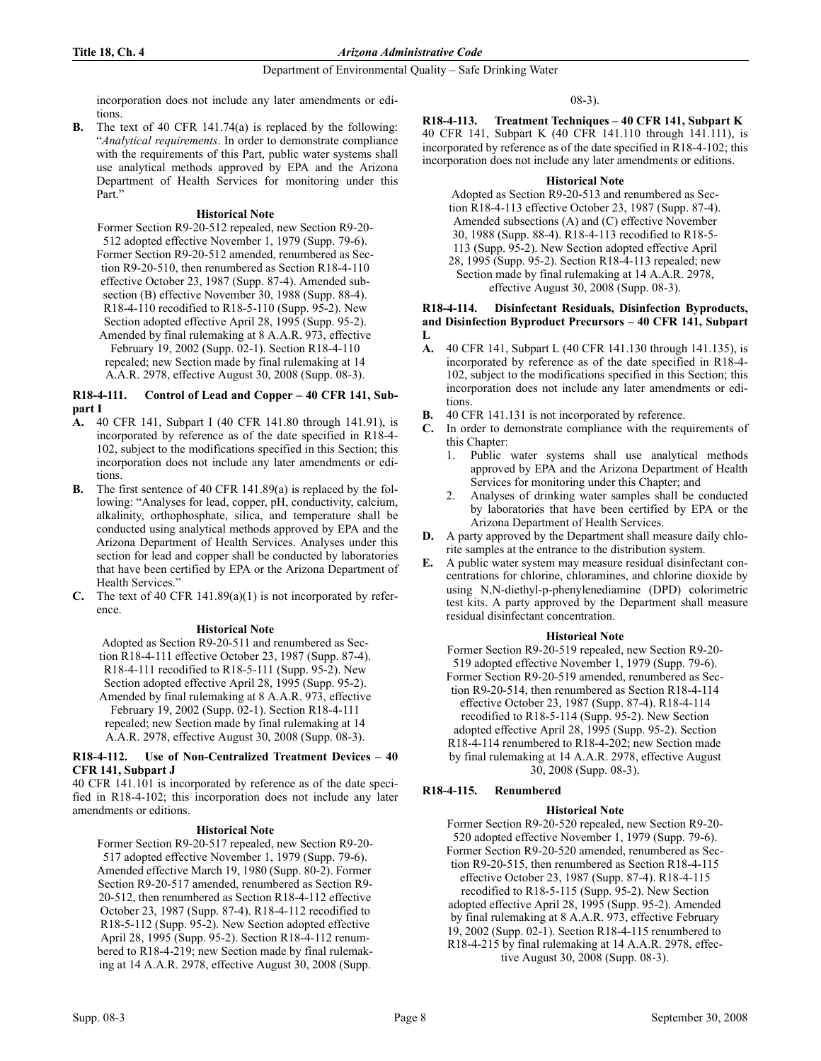incorporation does not include any later amendments or editions.

**B.** The text of 40 CFR 141.74(a) is replaced by the following: "*Analytical requirements*. In order to demonstrate compliance with the requirements of this Part, public water systems shall use analytical methods approved by EPA and the Arizona Department of Health Services for monitoring under this Part."

**Historical Note**

Former Section R9-20-512 repealed, new Section R9-20-512 adopted effective November 1, 1979 (Supp. 79-6). Former Section R9-20-512 amended, renumbered as Section R9-20-510, then renumbered as Section R18-4-110 effective October 23, 1987 (Supp. 87-4). Amended subsection (B) effective November 30, 1988 (Supp. 88-4). R18-4-110 recodified to R18-5-110 (Supp. 95-2). New Section adopted effective April 28, 1995 (Supp. 95-2). Amended by final rulemaking at 8 A.A.R. 973, effective February 19, 2002 (Supp. 02-1). Section R18-4-110 repealed; new Section made by final rulemaking at 14 A.A.R. 2978, effective August 30, 2008 (Supp. 08-3).

### R18-4-111. Control of Lead and Copper – 40 CFR 141, Subpart I

**A.** 40 CFR 141, Subpart I (40 CFR 141.80 through 141.91), is incorporated by reference as of the date specified in R18-4-102, subject to the modifications specified in this Section; this incorporation does not include any later amendments or editions.

**B.** The first sentence of 40 CFR 141.89(a) is replaced by the following: "Analyses for lead, copper, pH, conductivity, calcium, alkalinity, orthophosphate, silica, and temperature shall be conducted using analytical methods approved by EPA and the Arizona Department of Health Services. Analyses under this section for lead and copper shall be conducted by laboratories that have been certified by EPA or the Arizona Department of Health Services."

**C.** The text of 40 CFR 141.89(a)(1) is not incorporated by reference.

**Historical Note**

Adopted as Section R9-20-511 and renumbered as Section R18-4-111 effective October 23, 1987 (Supp. 87-4). R18-4-111 recodified to R18-5-111 (Supp. 95-2). New Section adopted effective April 28, 1995 (Supp. 95-2). Amended by final rulemaking at 8 A.A.R. 973, effective February 19, 2002 (Supp. 02-1). Section R18-4-111 repealed; new Section made by final rulemaking at 14 A.A.R. 2978, effective August 30, 2008 (Supp. 08-3).

### R18-4-112. Use of Non-Centralized Treatment Devices – 40 CFR 141, Subpart J

40 CFR 141.101 is incorporated by reference as of the date specified in R18-4-102; this incorporation does not include any later amendments or editions.

**Historical Note**

Former Section R9-20-517 repealed, new Section R9-20-517 adopted effective November 1, 1979 (Supp. 79-6). Amended effective March 19, 1980 (Supp. 80-2). Former Section R9-20-517 amended, renumbered as Section R9-20-512, then renumbered as Section R18-4-112 effective October 23, 1987 (Supp. 87-4). R18-4-112 recodified to R18-5-112 (Supp. 95-2). New Section adopted effective April 28, 1995 (Supp. 95-2). Section R18-4-112 renumbered to R18-4-219; new Section made by final rulemaking at 14 A.A.R. 2978, effective August 30, 2008 (Supp. 08-3).

### R18-4-113. Treatment Techniques – 40 CFR 141, Subpart K

40 CFR 141, Subpart K (40 CFR 141.110 through 141.111), is incorporated by reference as of the date specified in R18-4-102; this incorporation does not include any later amendments or editions.

**Historical Note**

Adopted as Section R9-20-513 and renumbered as Section R18-4-113 effective October 23, 1987 (Supp. 87-4). Amended subsections (A) and (C) effective November 30, 1988 (Supp. 88-4). R18-4-113 recodified to R18-5-113 (Supp. 95-2). New Section adopted effective April 28, 1995 (Supp. 95-2). Section R18-4-113 repealed; new Section made by final rulemaking at 14 A.A.R. 2978, effective August 30, 2008 (Supp. 08-3).

### R18-4-114. Disinfectant Residuals, Disinfection Byproducts, and Disinfection Byproduct Precursors – 40 CFR 141, Subpart L

**A.** 40 CFR 141, Subpart L (40 CFR 141.130 through 141.135), is incorporated by reference as of the date specified in R18-4-102, subject to the modifications specified in this Section; this incorporation does not include any later amendments or editions.

**B.** 40 CFR 141.131 is not incorporated by reference.

**C.** In order to demonstrate compliance with the requirements of this Chapter:

1. Public water systems shall use analytical methods approved by EPA and the Arizona Department of Health Services for monitoring under this Chapter; and
2. Analyses of drinking water samples shall be conducted by laboratories that have been certified by EPA or the Arizona Department of Health Services.

**D.** A party approved by the Department shall measure daily chlorite samples at the entrance to the distribution system.

**E.** A public water system may measure residual disinfectant concentrations for chlorine, chloramines, and chlorine dioxide by using N,N-diethyl-p-phenylenediamine (DPD) colorimetric test kits. A party approved by the Department shall measure residual disinfectant concentration.

**Historical Note**

Former Section R9-20-519 repealed, new Section R9-20-519 adopted effective November 1, 1979 (Supp. 79-6). Former Section R9-20-519 amended, renumbered as Section R9-20-514, then renumbered as Section R18-4-114 effective October 23, 1987 (Supp. 87-4). R18-4-114 recodified to R18-5-114 (Supp. 95-2). New Section adopted effective April 28, 1995 (Supp. 95-2). Section R18-4-114 renumbered to R18-4-202; new Section made by final rulemaking at 14 A.A.R. 2978, effective August 30, 2008 (Supp. 08-3).

### R18-4-115. Renumbered

**Historical Note**

Former Section R9-20-520 repealed, new Section R9-20-520 adopted effective November 1, 1979 (Supp. 79-6). Former Section R9-20-520 amended, renumbered as Section R9-20-515, then renumbered as Section R18-4-115 effective October 23, 1987 (Supp. 87-4). R18-4-115 recodified to R18-5-115 (Supp. 95-2). New Section adopted effective April 28, 1995 (Supp. 95-2). Amended by final rulemaking at 8 A.A.R. 973, effective February 19, 2002 (Supp. 02-1). Section R18-4-115 renumbered to R18-4-215 by final rulemaking at 14 A.A.R. 2978, effective August 30, 2008 (Supp. 08-3).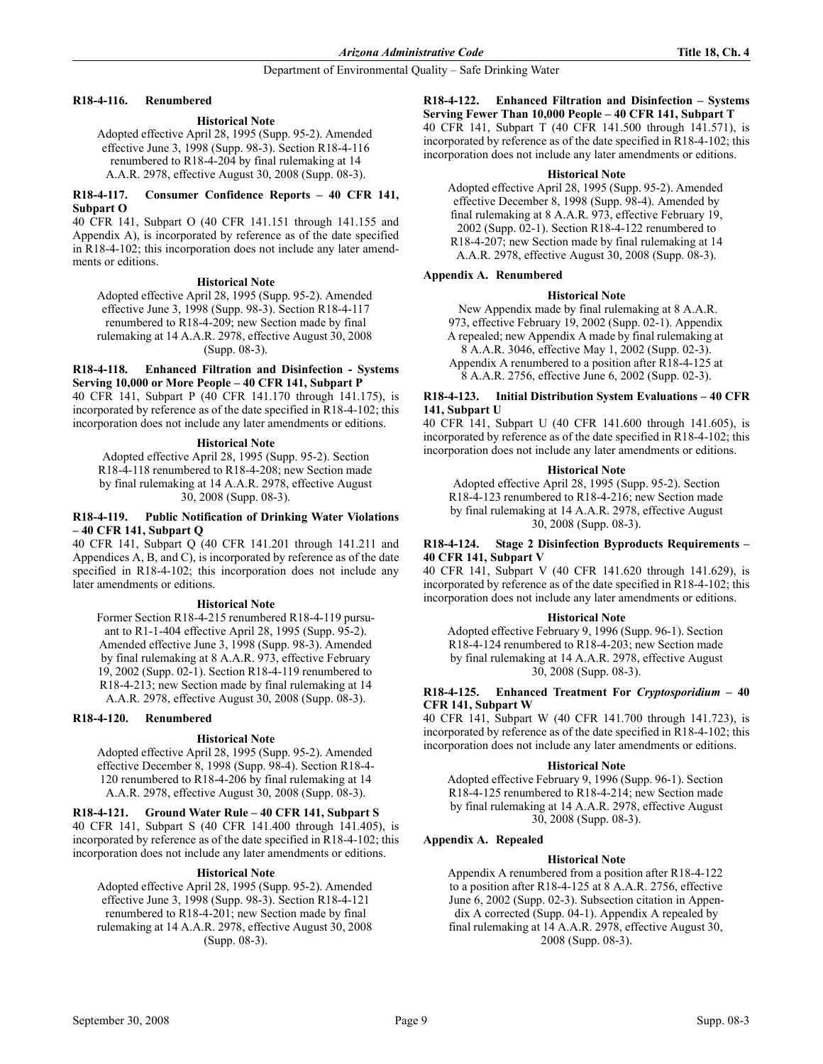### R18-4-116. Renumbered

**Historical Note**

Adopted effective April 28, 1995 (Supp. 95-2). Amended effective June 3, 1998 (Supp. 98-3). Section R18-4-116 renumbered to R18-4-204 by final rulemaking at 14 A.A.R. 2978, effective August 30, 2008 (Supp. 08-3).

### R18-4-117. Consumer Confidence Reports – 40 CFR 141, Subpart O

40 CFR 141, Subpart O (40 CFR 141.151 through 141.155 and Appendix A), is incorporated by reference as of the date specified in R18-4-102; this incorporation does not include any later amendments or editions.

**Historical Note**

Adopted effective April 28, 1995 (Supp. 95-2). Amended effective June 3, 1998 (Supp. 98-3). Section R18-4-117 renumbered to R18-4-209; new Section made by final rulemaking at 14 A.A.R. 2978, effective August 30, 2008 (Supp. 08-3).

### R18-4-118. Enhanced Filtration and Disinfection - Systems Serving 10,000 or More People – 40 CFR 141, Subpart P

40 CFR 141, Subpart P (40 CFR 141.170 through 141.175), is incorporated by reference as of the date specified in R18-4-102; this incorporation does not include any later amendments or editions.

**Historical Note**

Adopted effective April 28, 1995 (Supp. 95-2). Section R18-4-118 renumbered to R18-4-208; new Section made by final rulemaking at 14 A.A.R. 2978, effective August 30, 2008 (Supp. 08-3).

### R18-4-119. Public Notification of Drinking Water Violations – 40 CFR 141, Subpart Q

40 CFR 141, Subpart Q (40 CFR 141.201 through 141.211 and Appendices A, B, and C), is incorporated by reference as of the date specified in R18-4-102; this incorporation does not include any later amendments or editions.

**Historical Note**

Former Section R18-4-215 renumbered R18-4-119 pursuant to R1-1-404 effective April 28, 1995 (Supp. 95-2). Amended effective June 3, 1998 (Supp. 98-3). Amended by final rulemaking at 8 A.A.R. 973, effective February 19, 2002 (Supp. 02-1). Section R18-4-119 renumbered to R18-4-213; new Section made by final rulemaking at 14 A.A.R. 2978, effective August 30, 2008 (Supp. 08-3).

### R18-4-120. Renumbered

**Historical Note**

Adopted effective April 28, 1995 (Supp. 95-2). Amended effective December 8, 1998 (Supp. 98-4). Section R18-4-120 renumbered to R18-4-206 by final rulemaking at 14 A.A.R. 2978, effective August 30, 2008 (Supp. 08-3).

### R18-4-121. Ground Water Rule – 40 CFR 141, Subpart S

40 CFR 141, Subpart S (40 CFR 141.400 through 141.405), is incorporated by reference as of the date specified in R18-4-102; this incorporation does not include any later amendments or editions.

**Historical Note**

Adopted effective April 28, 1995 (Supp. 95-2). Amended effective June 3, 1998 (Supp. 98-3). Section R18-4-121 renumbered to R18-4-201; new Section made by final rulemaking at 14 A.A.R. 2978, effective August 30, 2008 (Supp. 08-3).

### R18-4-122. Enhanced Filtration and Disinfection – Systems Serving Fewer Than 10,000 People – 40 CFR 141, Subpart T

40 CFR 141, Subpart T (40 CFR 141.500 through 141.571), is incorporated by reference as of the date specified in R18-4-102; this incorporation does not include any later amendments or editions.

**Historical Note**

Adopted effective April 28, 1995 (Supp. 95-2). Amended effective December 8, 1998 (Supp. 98-4). Amended by final rulemaking at 8 A.A.R. 973, effective February 19, 2002 (Supp. 02-1). Section R18-4-122 renumbered to R18-4-207; new Section made by final rulemaking at 14 A.A.R. 2978, effective August 30, 2008 (Supp. 08-3).

### Appendix A. Renumbered

**Historical Note**

New Appendix made by final rulemaking at 8 A.A.R. 973, effective February 19, 2002 (Supp. 02-1). Appendix A repealed; new Appendix A made by final rulemaking at 8 A.A.R. 3046, effective May 1, 2002 (Supp. 02-3). Appendix A renumbered to a position after R18-4-125 at 8 A.A.R. 2756, effective June 6, 2002 (Supp. 02-3).

### R18-4-123. Initial Distribution System Evaluations – 40 CFR 141, Subpart U

40 CFR 141, Subpart U (40 CFR 141.600 through 141.605), is incorporated by reference as of the date specified in R18-4-102; this incorporation does not include any later amendments or editions.

**Historical Note**

Adopted effective April 28, 1995 (Supp. 95-2). Section R18-4-123 renumbered to R18-4-216; new Section made by final rulemaking at 14 A.A.R. 2978, effective August 30, 2008 (Supp. 08-3).

### R18-4-124. Stage 2 Disinfection Byproducts Requirements – 40 CFR 141, Subpart V

40 CFR 141, Subpart V (40 CFR 141.620 through 141.629), is incorporated by reference as of the date specified in R18-4-102; this incorporation does not include any later amendments or editions.

**Historical Note**

Adopted effective February 9, 1996 (Supp. 96-1). Section R18-4-124 renumbered to R18-4-203; new Section made by final rulemaking at 14 A.A.R. 2978, effective August 30, 2008 (Supp. 08-3).

### R18-4-125. Enhanced Treatment For *Cryptosporidium* – 40 CFR 141, Subpart W

40 CFR 141, Subpart W (40 CFR 141.700 through 141.723), is incorporated by reference as of the date specified in R18-4-102; this incorporation does not include any later amendments or editions.

**Historical Note**

Adopted effective February 9, 1996 (Supp. 96-1). Section R18-4-125 renumbered to R18-4-214; new Section made by final rulemaking at 14 A.A.R. 2978, effective August 30, 2008 (Supp. 08-3).

### Appendix A. Repealed

**Historical Note**

Appendix A renumbered from a position after R18-4-122 to a position after R18-4-125 at 8 A.A.R. 2756, effective June 6, 2002 (Supp. 02-3). Subsection citation in Appendix A corrected (Supp. 04-1). Appendix A repealed by final rulemaking at 14 A.A.R. 2978, effective August 30, 2008 (Supp. 08-3).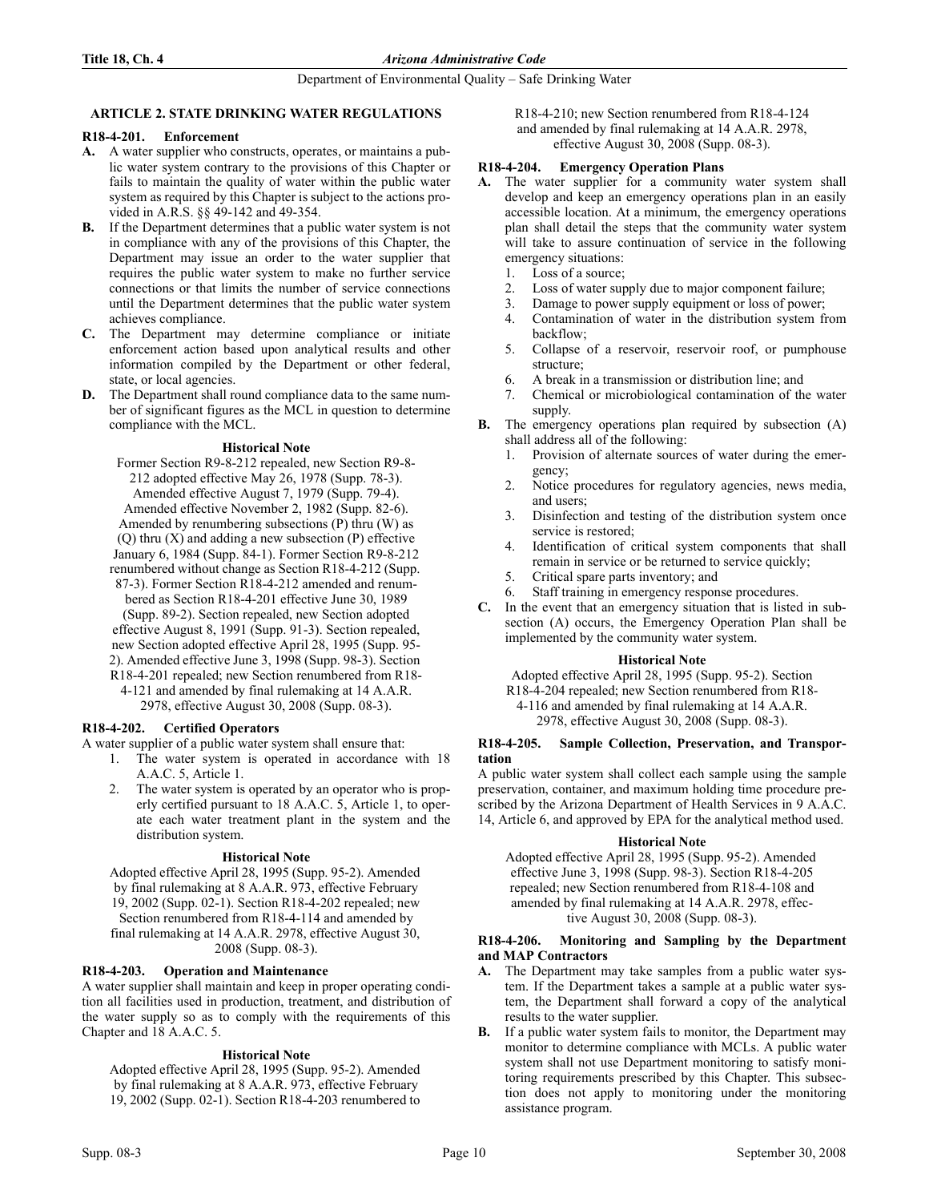## ARTICLE 2. STATE DRINKING WATER REGULATIONS

### R18-4-201. Enforcement

**A.** A water supplier who constructs, operates, or maintains a public water system contrary to the provisions of this Chapter or fails to maintain the quality of water within the public water system as required by this Chapter is subject to the actions provided in A.R.S. §§ 49-142 and 49-354.

**B.** If the Department determines that a public water system is not in compliance with any of the provisions of this Chapter, the Department may issue an order to the water supplier that requires the public water system to make no further service connections or that limits the number of service connections until the Department determines that the public water system achieves compliance.

**C.** The Department may determine compliance or initiate enforcement action based upon analytical results and other information compiled by the Department or other federal, state, or local agencies.

**D.** The Department shall round compliance data to the same number of significant figures as the MCL in question to determine compliance with the MCL.

#### Historical Note

Former Section R9-8-212 repealed, new Section R9-8-212 adopted effective May 26, 1978 (Supp. 78-3). Amended effective August 7, 1979 (Supp. 79-4). Amended effective November 2, 1982 (Supp. 82-6). Amended by renumbering subsections (P) thru (W) as (Q) thru (X) and adding a new subsection (P) effective January 6, 1984 (Supp. 84-1). Former Section R9-8-212 renumbered without change as Section R18-4-212 (Supp. 87-3). Former Section R18-4-212 amended and renumbered as Section R18-4-201 effective June 30, 1989 (Supp. 89-2). Section repealed, new Section adopted effective August 8, 1991 (Supp. 91-3). Section repealed, new Section adopted effective April 28, 1995 (Supp. 95-2). Amended effective June 3, 1998 (Supp. 98-3). Section R18-4-201 repealed; new Section renumbered from R18-4-121 and amended by final rulemaking at 14 A.A.R. 2978, effective August 30, 2008 (Supp. 08-3).

### R18-4-202. Certified Operators

A water supplier of a public water system shall ensure that:

1. The water system is operated in accordance with 18 A.A.C. 5, Article 1.
2. The water system is operated by an operator who is properly certified pursuant to 18 A.A.C. 5, Article 1, to operate each water treatment plant in the system and the distribution system.

#### Historical Note

Adopted effective April 28, 1995 (Supp. 95-2). Amended by final rulemaking at 8 A.A.R. 973, effective February 19, 2002 (Supp. 02-1). Section R18-4-202 repealed; new Section renumbered from R18-4-114 and amended by final rulemaking at 14 A.A.R. 2978, effective August 30, 2008 (Supp. 08-3).

### R18-4-203. Operation and Maintenance

A water supplier shall maintain and keep in proper operating condition all facilities used in production, treatment, and distribution of the water supply so as to comply with the requirements of this Chapter and 18 A.A.C. 5.

#### Historical Note

Adopted effective April 28, 1995 (Supp. 95-2). Amended by final rulemaking at 8 A.A.R. 973, effective February 19, 2002 (Supp. 02-1). Section R18-4-203 renumbered to R18-4-210; new Section renumbered from R18-4-124 and amended by final rulemaking at 14 A.A.R. 2978, effective August 30, 2008 (Supp. 08-3).

### R18-4-204. Emergency Operation Plans

**A.** The water supplier for a community water system shall develop and keep an emergency operations plan in an easily accessible location. At a minimum, the emergency operations plan shall detail the steps that the community water system will take to assure continuation of service in the following emergency situations:

1. Loss of a source;
2. Loss of water supply due to major component failure;
3. Damage to power supply equipment or loss of power;
4. Contamination of water in the distribution system from backflow;
5. Collapse of a reservoir, reservoir roof, or pumphouse structure;
6. A break in a transmission or distribution line; and
7. Chemical or microbiological contamination of the water supply.

**B.** The emergency operations plan required by subsection (A) shall address all of the following:

1. Provision of alternate sources of water during the emergency;
2. Notice procedures for regulatory agencies, news media, and users;
3. Disinfection and testing of the distribution system once service is restored;
4. Identification of critical system components that shall remain in service or be returned to service quickly;
5. Critical spare parts inventory; and
6. Staff training in emergency response procedures.

**C.** In the event that an emergency situation that is listed in subsection (A) occurs, the Emergency Operation Plan shall be implemented by the community water system.

#### Historical Note

Adopted effective April 28, 1995 (Supp. 95-2). Section R18-4-204 repealed; new Section renumbered from R18-4-116 and amended by final rulemaking at 14 A.A.R. 2978, effective August 30, 2008 (Supp. 08-3).

### R18-4-205. Sample Collection, Preservation, and Transportation

A public water system shall collect each sample using the sample preservation, container, and maximum holding time procedure prescribed by the Arizona Department of Health Services in 9 A.A.C. 14, Article 6, and approved by EPA for the analytical method used.

#### Historical Note

Adopted effective April 28, 1995 (Supp. 95-2). Amended effective June 3, 1998 (Supp. 98-3). Section R18-4-205 repealed; new Section renumbered from R18-4-108 and amended by final rulemaking at 14 A.A.R. 2978, effective August 30, 2008 (Supp. 08-3).

### R18-4-206. Monitoring and Sampling by the Department and MAP Contractors

**A.** The Department may take samples from a public water system. If the Department takes a sample at a public water system, the Department shall forward a copy of the analytical results to the water supplier.

**B.** If a public water system fails to monitor, the Department may monitor to determine compliance with MCLs. A public water system shall not use Department monitoring to satisfy monitoring requirements prescribed by this Chapter. This subsection does not apply to monitoring under the monitoring assistance program.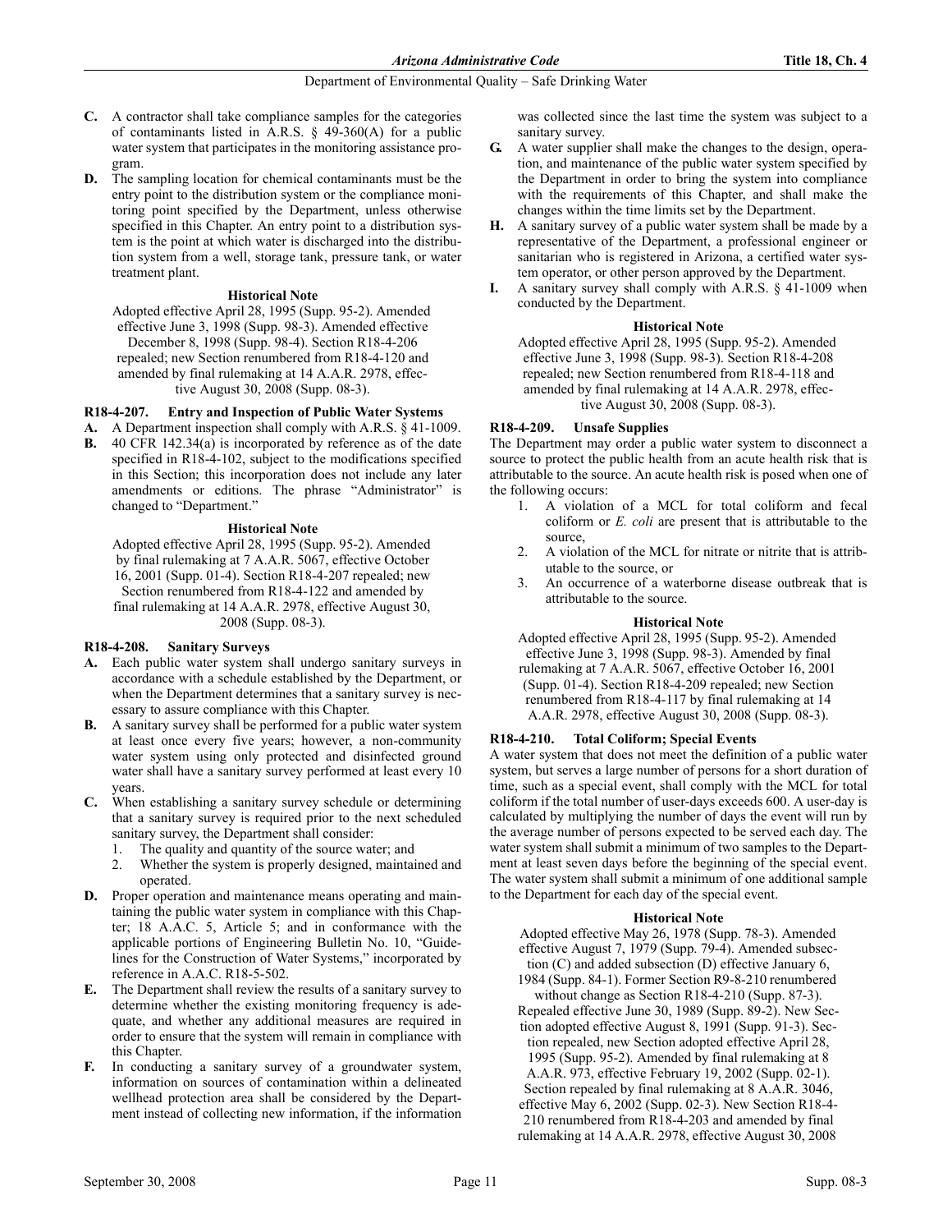**C.** A contractor shall take compliance samples for the categories of contaminants listed in A.R.S. § 49-360(A) for a public water system that participates in the monitoring assistance program.

**D.** The sampling location for chemical contaminants must be the entry point to the distribution system or the compliance monitoring point specified by the Department, unless otherwise specified in this Chapter. An entry point to a distribution system is the point at which water is discharged into the distribution system from a well, storage tank, pressure tank, or water treatment plant.

**Historical Note**

Adopted effective April 28, 1995 (Supp. 95-2). Amended effective June 3, 1998 (Supp. 98-3). Amended effective December 8, 1998 (Supp. 98-4). Section R18-4-206 repealed; new Section renumbered from R18-4-120 and amended by final rulemaking at 14 A.A.R. 2978, effective August 30, 2008 (Supp. 08-3).

### R18-4-207. Entry and Inspection of Public Water Systems

**A.** A Department inspection shall comply with A.R.S. § 41-1009.

**B.** 40 CFR 142.34(a) is incorporated by reference as of the date specified in R18-4-102, subject to the modifications specified in this Section; this incorporation does not include any later amendments or editions. The phrase "Administrator" is changed to "Department."

**Historical Note**

Adopted effective April 28, 1995 (Supp. 95-2). Amended by final rulemaking at 7 A.A.R. 5067, effective October 16, 2001 (Supp. 01-4). Section R18-4-207 repealed; new Section renumbered from R18-4-122 and amended by final rulemaking at 14 A.A.R. 2978, effective August 30, 2008 (Supp. 08-3).

### R18-4-208. Sanitary Surveys

**A.** Each public water system shall undergo sanitary surveys in accordance with a schedule established by the Department, or when the Department determines that a sanitary survey is necessary to assure compliance with this Chapter.

**B.** A sanitary survey shall be performed for a public water system at least once every five years; however, a non-community water system using only protected and disinfected ground water shall have a sanitary survey performed at least every 10 years.

**C.** When establishing a sanitary survey schedule or determining that a sanitary survey is required prior to the next scheduled sanitary survey, the Department shall consider:

1. The quality and quantity of the source water; and
2. Whether the system is properly designed, maintained and operated.

**D.** Proper operation and maintenance means operating and maintaining the public water system in compliance with this Chapter; 18 A.A.C. 5, Article 5; and in conformance with the applicable portions of Engineering Bulletin No. 10, "Guidelines for the Construction of Water Systems," incorporated by reference in A.A.C. R18-5-502.

**E.** The Department shall review the results of a sanitary survey to determine whether the existing monitoring frequency is adequate, and whether any additional measures are required in order to ensure that the system will remain in compliance with this Chapter.

**F.** In conducting a sanitary survey of a groundwater system, information on sources of contamination within a delineated wellhead protection area shall be considered by the Department instead of collecting new information, if the information was collected since the last time the system was subject to a sanitary survey.

**G.** A water supplier shall make the changes to the design, operation, and maintenance of the public water system specified by the Department in order to bring the system into compliance with the requirements of this Chapter, and shall make the changes within the time limits set by the Department.

**H.** A sanitary survey of a public water system shall be made by a representative of the Department, a professional engineer or sanitarian who is registered in Arizona, a certified water system operator, or other person approved by the Department.

**I.** A sanitary survey shall comply with A.R.S. § 41-1009 when conducted by the Department.

**Historical Note**

Adopted effective April 28, 1995 (Supp. 95-2). Amended effective June 3, 1998 (Supp. 98-3). Section R18-4-208 repealed; new Section renumbered from R18-4-118 and amended by final rulemaking at 14 A.A.R. 2978, effective August 30, 2008 (Supp. 08-3).

### R18-4-209. Unsafe Supplies

The Department may order a public water system to disconnect a source to protect the public health from an acute health risk that is attributable to the source. An acute health risk is posed when one of the following occurs:

1. A violation of a MCL for total coliform and fecal coliform or *E. coli* are present that is attributable to the source,
2. A violation of the MCL for nitrate or nitrite that is attributable to the source, or
3. An occurrence of a waterborne disease outbreak that is attributable to the source.

**Historical Note**

Adopted effective April 28, 1995 (Supp. 95-2). Amended effective June 3, 1998 (Supp. 98-3). Amended by final rulemaking at 7 A.A.R. 5067, effective October 16, 2001 (Supp. 01-4). Section R18-4-209 repealed; new Section renumbered from R18-4-117 by final rulemaking at 14 A.A.R. 2978, effective August 30, 2008 (Supp. 08-3).

### R18-4-210. Total Coliform; Special Events

A water system that does not meet the definition of a public water system, but serves a large number of persons for a short duration of time, such as a special event, shall comply with the MCL for total coliform if the total number of user-days exceeds 600. A user-day is calculated by multiplying the number of days the event will run by the average number of persons expected to be served each day. The water system shall submit a minimum of two samples to the Department at least seven days before the beginning of the special event. The water system shall submit a minimum of one additional sample to the Department for each day of the special event.

**Historical Note**

Adopted effective May 26, 1978 (Supp. 78-3). Amended effective August 7, 1979 (Supp. 79-4). Amended subsection (C) and added subsection (D) effective January 6, 1984 (Supp. 84-1). Former Section R9-8-210 renumbered without change as Section R18-4-210 (Supp. 87-3). Repealed effective June 30, 1989 (Supp. 89-2). New Section adopted effective August 8, 1991 (Supp. 91-3). Section repealed, new Section adopted effective April 28, 1995 (Supp. 95-2). Amended by final rulemaking at 8 A.A.R. 973, effective February 19, 2002 (Supp. 02-1). Section repealed by final rulemaking at 8 A.A.R. 3046, effective May 6, 2002 (Supp. 02-3). New Section R18-4-210 renumbered from R18-4-203 and amended by final rulemaking at 14 A.A.R. 2978, effective August 30, 2008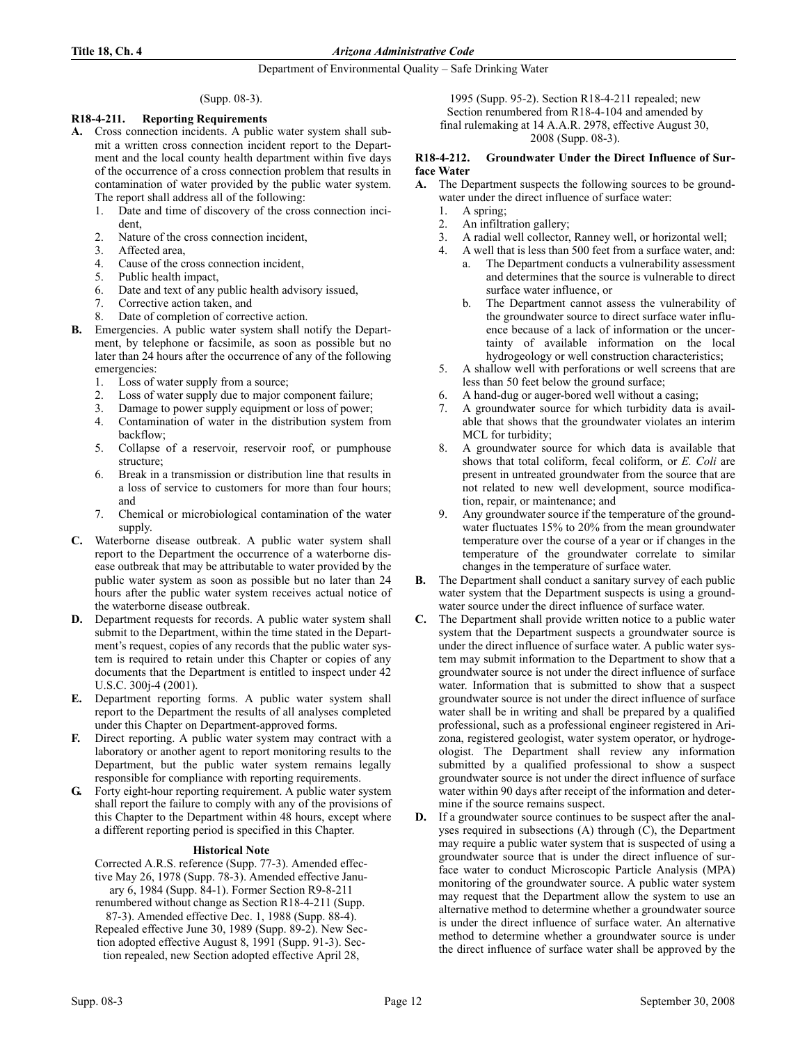(Supp. 08-3).

### R18-4-211. Reporting Requirements

**A.** Cross connection incidents. A public water system shall submit a written cross connection incident report to the Department and the local county health department within five days of the occurrence of a cross connection problem that results in contamination of water provided by the public water system. The report shall address all of the following:

1. Date and time of discovery of the cross connection incident,
2. Nature of the cross connection incident,
3. Affected area,
4. Cause of the cross connection incident,
5. Public health impact,
6. Date and text of any public health advisory issued,
7. Corrective action taken, and
8. Date of completion of corrective action.

**B.** Emergencies. A public water system shall notify the Department, by telephone or facsimile, as soon as possible but no later than 24 hours after the occurrence of any of the following emergencies:

1. Loss of water supply from a source;
2. Loss of water supply due to major component failure;
3. Damage to power supply equipment or loss of power;
4. Contamination of water in the distribution system from backflow;
5. Collapse of a reservoir, reservoir roof, or pumphouse structure;
6. Break in a transmission or distribution line that results in a loss of service to customers for more than four hours; and
7. Chemical or microbiological contamination of the water supply.

**C.** Waterborne disease outbreak. A public water system shall report to the Department the occurrence of a waterborne disease outbreak that may be attributable to water provided by the public water system as soon as possible but no later than 24 hours after the public water system receives actual notice of the waterborne disease outbreak.

**D.** Department requests for records. A public water system shall submit to the Department, within the time stated in the Department's request, copies of any records that the public water system is required to retain under this Chapter or copies of any documents that the Department is entitled to inspect under 42 U.S.C. 300j-4 (2001).

**E.** Department reporting forms. A public water system shall report to the Department the results of all analyses completed under this Chapter on Department-approved forms.

**F.** Direct reporting. A public water system may contract with a laboratory or another agent to report monitoring results to the Department, but the public water system remains legally responsible for compliance with reporting requirements.

**G.** Forty eight-hour reporting requirement. A public water system shall report the failure to comply with any of the provisions of this Chapter to the Department within 48 hours, except where a different reporting period is specified in this Chapter.

#### Historical Note

Corrected A.R.S. reference (Supp. 77-3). Amended effective May 26, 1978 (Supp. 78-3). Amended effective January 6, 1984 (Supp. 84-1). Former Section R9-8-211 renumbered without change as Section R18-4-211 (Supp. 87-3). Amended effective Dec. 1, 1988 (Supp. 88-4). Repealed effective June 30, 1989 (Supp. 89-2). New Section adopted effective August 8, 1991 (Supp. 91-3). Section repealed, new Section adopted effective April 28, 1995 (Supp. 95-2). Section R18-4-211 repealed; new Section renumbered from R18-4-104 and amended by final rulemaking at 14 A.A.R. 2978, effective August 30, 2008 (Supp. 08-3).

### R18-4-212. Groundwater Under the Direct Influence of Surface Water

**A.** The Department suspects the following sources to be groundwater under the direct influence of surface water:

1. A spring;
2. An infiltration gallery;
3. A radial well collector, Ranney well, or horizontal well;
4. A well that is less than 500 feet from a surface water, and:
   a. The Department conducts a vulnerability assessment and determines that the source is vulnerable to direct surface water influence, or
   b. The Department cannot assess the vulnerability of the groundwater source to direct surface water influence because of a lack of information or the uncertainty of available information on the local hydrogeology or well construction characteristics;
5. A shallow well with perforations or well screens that are less than 50 feet below the ground surface;
6. A hand-dug or auger-bored well without a casing;
7. A groundwater source for which turbidity data is available that shows that the groundwater violates an interim MCL for turbidity;
8. A groundwater source for which data is available that shows that total coliform, fecal coliform, or *E. Coli* are present in untreated groundwater from the source that are not related to new well development, source modification, repair, or maintenance; and
9. Any groundwater source if the temperature of the groundwater fluctuates 15% to 20% from the mean groundwater temperature over the course of a year or if changes in the temperature of the groundwater correlate to similar changes in the temperature of surface water.

**B.** The Department shall conduct a sanitary survey of each public water system that the Department suspects is using a groundwater source under the direct influence of surface water.

**C.** The Department shall provide written notice to a public water system that the Department suspects a groundwater source is under the direct influence of surface water. A public water system may submit information to the Department to show that a groundwater source is not under the direct influence of surface water. Information that is submitted to show that a suspect groundwater source is not under the direct influence of surface water shall be in writing and shall be prepared by a qualified professional, such as a professional engineer registered in Arizona, registered geologist, water system operator, or hydrogeologist. The Department shall review any information submitted by a qualified professional to show a suspect groundwater source is not under the direct influence of surface water within 90 days after receipt of the information and determine if the source remains suspect.

**D.** If a groundwater source continues to be suspect after the analyses required in subsections (A) through (C), the Department may require a public water system that is suspected of using a groundwater source that is under the direct influence of surface water to conduct Microscopic Particle Analysis (MPA) monitoring of the groundwater source. A public water system may request that the Department allow the system to use an alternative method to determine whether a groundwater source is under the direct influence of surface water. An alternative method to determine whether a groundwater source is under the direct influence of surface water shall be approved by the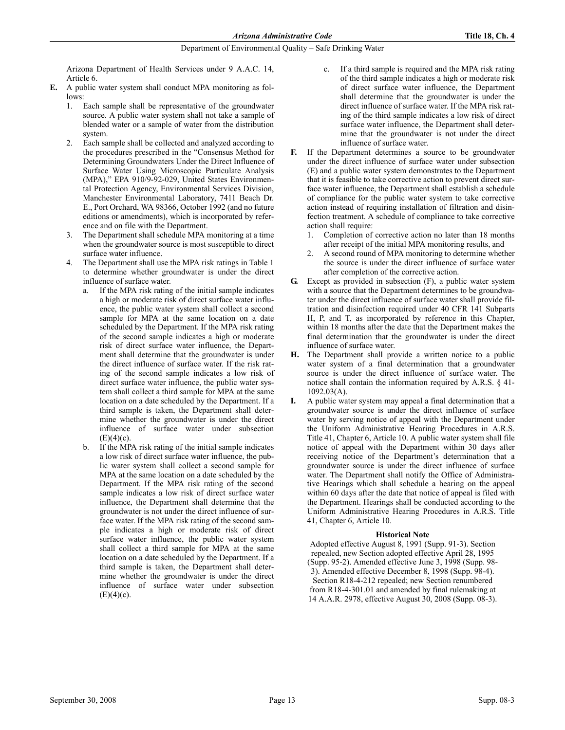Arizona Department of Health Services under 9 A.A.C. 14, Article 6.

**E.** A public water system shall conduct MPA monitoring as follows:

1. Each sample shall be representative of the groundwater source. A public water system shall not take a sample of blended water or a sample of water from the distribution system.
2. Each sample shall be collected and analyzed according to the procedures prescribed in the "Consensus Method for Determining Groundwaters Under the Direct Influence of Surface Water Using Microscopic Particulate Analysis (MPA)," EPA 910/9-92-029, United States Environmental Protection Agency, Environmental Services Division, Manchester Environmental Laboratory, 7411 Beach Dr. E., Port Orchard, WA 98366, October 1992 (and no future editions or amendments), which is incorporated by reference and on file with the Department.
3. The Department shall schedule MPA monitoring at a time when the groundwater source is most susceptible to direct surface water influence.
4. The Department shall use the MPA risk ratings in Table 1 to determine whether groundwater is under the direct influence of surface water.
   a. If the MPA risk rating of the initial sample indicates a high or moderate risk of direct surface water influence, the public water system shall collect a second sample for MPA at the same location on a date scheduled by the Department. If the MPA risk rating of the second sample indicates a high or moderate risk of direct surface water influence, the Department shall determine that the groundwater is under the direct influence of surface water. If the risk rating of the second sample indicates a low risk of direct surface water influence, the public water system shall collect a third sample for MPA at the same location on a date scheduled by the Department. If a third sample is taken, the Department shall determine whether the groundwater is under the direct influence of surface water under subsection (E)(4)(c).
   b. If the MPA risk rating of the initial sample indicates a low risk of direct surface water influence, the public water system shall collect a second sample for MPA at the same location on a date scheduled by the Department. If the MPA risk rating of the second sample indicates a low risk of direct surface water influence, the Department shall determine that the groundwater is not under the direct influence of surface water. If the MPA risk rating of the second sample indicates a high or moderate risk of direct surface water influence, the public water system shall collect a third sample for MPA at the same location on a date scheduled by the Department. If a third sample is taken, the Department shall determine whether the groundwater is under the direct influence of surface water under subsection (E)(4)(c).
   c. If a third sample is required and the MPA risk rating of the third sample indicates a high or moderate risk of direct surface water influence, the Department shall determine that the groundwater is under the direct influence of surface water. If the MPA risk rating of the third sample indicates a low risk of direct surface water influence, the Department shall determine that the groundwater is not under the direct influence of surface water.

**F.** If the Department determines a source to be groundwater under the direct influence of surface water under subsection (E) and a public water system demonstrates to the Department that it is feasible to take corrective action to prevent direct surface water influence, the Department shall establish a schedule of compliance for the public water system to take corrective action instead of requiring installation of filtration and disinfection treatment. A schedule of compliance to take corrective action shall require:

1. Completion of corrective action no later than 18 months after receipt of the initial MPA monitoring results, and
2. A second round of MPA monitoring to determine whether the source is under the direct influence of surface water after completion of the corrective action.

**G.** Except as provided in subsection (F), a public water system with a source that the Department determines to be groundwater under the direct influence of surface water shall provide filtration and disinfection required under 40 CFR 141 Subparts H, P, and T, as incorporated by reference in this Chapter, within 18 months after the date that the Department makes the final determination that the groundwater is under the direct influence of surface water.

**H.** The Department shall provide a written notice to a public water system of a final determination that a groundwater source is under the direct influence of surface water. The notice shall contain the information required by A.R.S. § 41-1092.03(A).

**I.** A public water system may appeal a final determination that a groundwater source is under the direct influence of surface water by serving notice of appeal with the Department under the Uniform Administrative Hearing Procedures in A.R.S. Title 41, Chapter 6, Article 10. A public water system shall file notice of appeal with the Department within 30 days after receiving notice of the Department's determination that a groundwater source is under the direct influence of surface water. The Department shall notify the Office of Administrative Hearings which shall schedule a hearing on the appeal within 60 days after the date that notice of appeal is filed with the Department. Hearings shall be conducted according to the Uniform Administrative Hearing Procedures in A.R.S. Title 41, Chapter 6, Article 10.

**Historical Note**

Adopted effective August 8, 1991 (Supp. 91-3). Section repealed, new Section adopted effective April 28, 1995 (Supp. 95-2). Amended effective June 3, 1998 (Supp. 98-3). Amended effective December 8, 1998 (Supp. 98-4). Section R18-4-212 repealed; new Section renumbered from R18-4-301.01 and amended by final rulemaking at 14 A.A.R. 2978, effective August 30, 2008 (Supp. 08-3).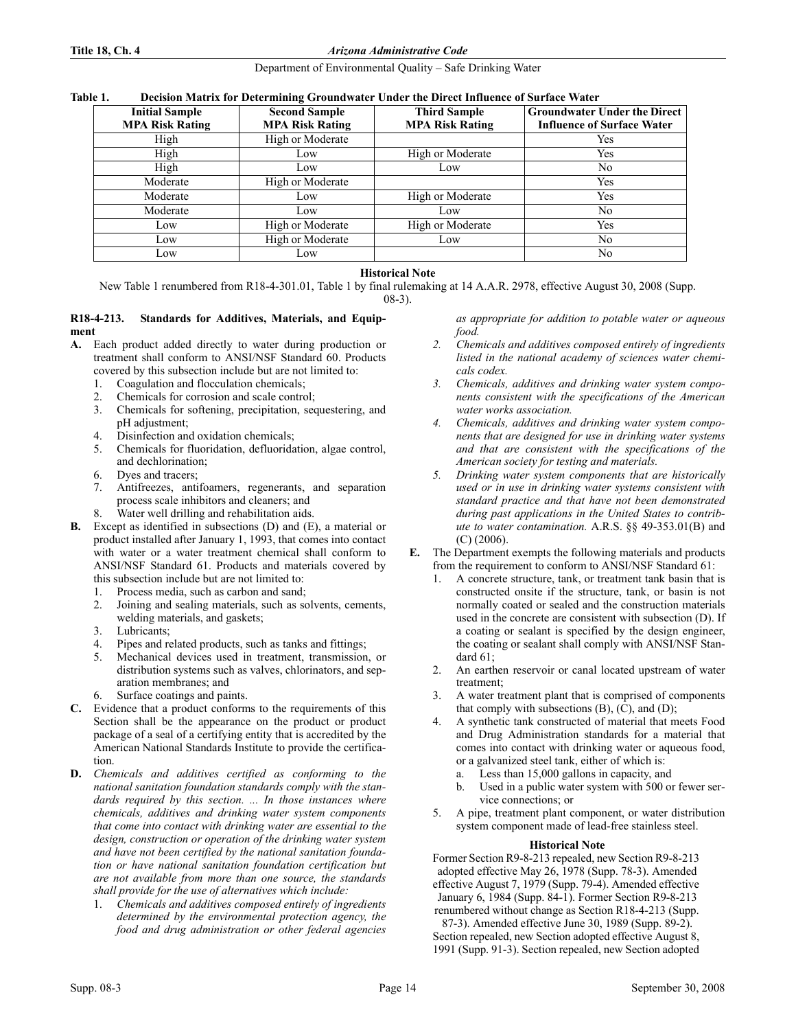**Table 1. Decision Matrix for Determining Groundwater Under the Direct Influence of Surface Water**

| Initial Sample MPA Risk Rating | Second Sample MPA Risk Rating | Third Sample MPA Risk Rating | Groundwater Under the Direct Influence of Surface Water |
|---|---|---|---|
| High | High or Moderate | | Yes |
| High | Low | High or Moderate | Yes |
| High | Low | Low | No |
| Moderate | High or Moderate | | Yes |
| Moderate | Low | High or Moderate | Yes |
| Moderate | Low | Low | No |
| Low | High or Moderate | High or Moderate | Yes |
| Low | High or Moderate | Low | No |
| Low | Low | | No |

**Historical Note**

New Table 1 renumbered from R18-4-301.01, Table 1 by final rulemaking at 14 A.A.R. 2978, effective August 30, 2008 (Supp. 08-3).

**R18-4-213. Standards for Additives, Materials, and Equipment**

**A.** Each product added directly to water during production or treatment shall conform to ANSI/NSF Standard 60. Products covered by this subsection include but are not limited to:
1. Coagulation and flocculation chemicals;
2. Chemicals for corrosion and scale control;
3. Chemicals for softening, precipitation, sequestering, and pH adjustment;
4. Disinfection and oxidation chemicals;
5. Chemicals for fluoridation, defluoridation, algae control, and dechlorination;
6. Dyes and tracers;
7. Antifreezes, antifoamers, regenerants, and separation process scale inhibitors and cleaners; and
8. Water well drilling and rehabilitation aids.

**B.** Except as identified in subsections (D) and (E), a material or product installed after January 1, 1993, that comes into contact with water or a water treatment chemical shall conform to ANSI/NSF Standard 61. Products and materials covered by this subsection include but are not limited to:
1. Process media, such as carbon and sand;
2. Joining and sealing materials, such as solvents, cements, welding materials, and gaskets;
3. Lubricants;
4. Pipes and related products, such as tanks and fittings;
5. Mechanical devices used in treatment, transmission, or distribution systems such as valves, chlorinators, and separation membranes; and
6. Surface coatings and paints.

**C.** Evidence that a product conforms to the requirements of this Section shall be the appearance on the product or product package of a seal of a certifying entity that is accredited by the American National Standards Institute to provide the certification.

**D.** *Chemicals and additives certified as conforming to the national sanitation foundation standards comply with the standards required by this section. ... In those instances where chemicals, additives and drinking water system components that come into contact with drinking water are essential to the design, construction or operation of the drinking water system and have not been certified by the national sanitation foundation or have national sanitation foundation certification but are not available from more than one source, the standards shall provide for the use of alternatives which include:*
1. *Chemicals and additives composed entirely of ingredients determined by the environmental protection agency, the food and drug administration or other federal agencies as appropriate for addition to potable water or aqueous food.*
2. *Chemicals and additives composed entirely of ingredients listed in the national academy of sciences water chemicals codex.*
3. *Chemicals, additives and drinking water system components consistent with the specifications of the American water works association.*
4. *Chemicals, additives and drinking water system components that are designed for use in drinking water systems and that are consistent with the specifications of the American society for testing and materials.*
5. *Drinking water system components that are historically used or in use in drinking water systems consistent with standard practice and that have not been demonstrated during past applications in the United States to contribute to water contamination.* A.R.S. §§ 49-353.01(B) and (C) (2006).

**E.** The Department exempts the following materials and products from the requirement to conform to ANSI/NSF Standard 61:
1. A concrete structure, tank, or treatment tank basin that is constructed onsite if the structure, tank, or basin is not normally coated or sealed and the construction materials used in the concrete are consistent with subsection (D). If a coating or sealant is specified by the design engineer, the coating or sealant shall comply with ANSI/NSF Standard 61;
2. An earthen reservoir or canal located upstream of water treatment;
3. A water treatment plant that is comprised of components that comply with subsections (B), (C), and (D);
4. A synthetic tank constructed of material that meets Food and Drug Administration standards for a material that comes into contact with drinking water or aqueous food, or a galvanized steel tank, either of which is:
   a. Less than 15,000 gallons in capacity, and
   b. Used in a public water system with 500 or fewer service connections; or
5. A pipe, treatment plant component, or water distribution system component made of lead-free stainless steel.

**Historical Note**

Former Section R9-8-213 repealed, new Section R9-8-213 adopted effective May 26, 1978 (Supp. 78-3). Amended effective August 7, 1979 (Supp. 79-4). Amended effective January 6, 1984 (Supp. 84-1). Former Section R9-8-213 renumbered without change as Section R18-4-213 (Supp. 87-3). Amended effective June 30, 1989 (Supp. 89-2). Section repealed, new Section adopted effective August 8, 1991 (Supp. 91-3). Section repealed, new Section adopted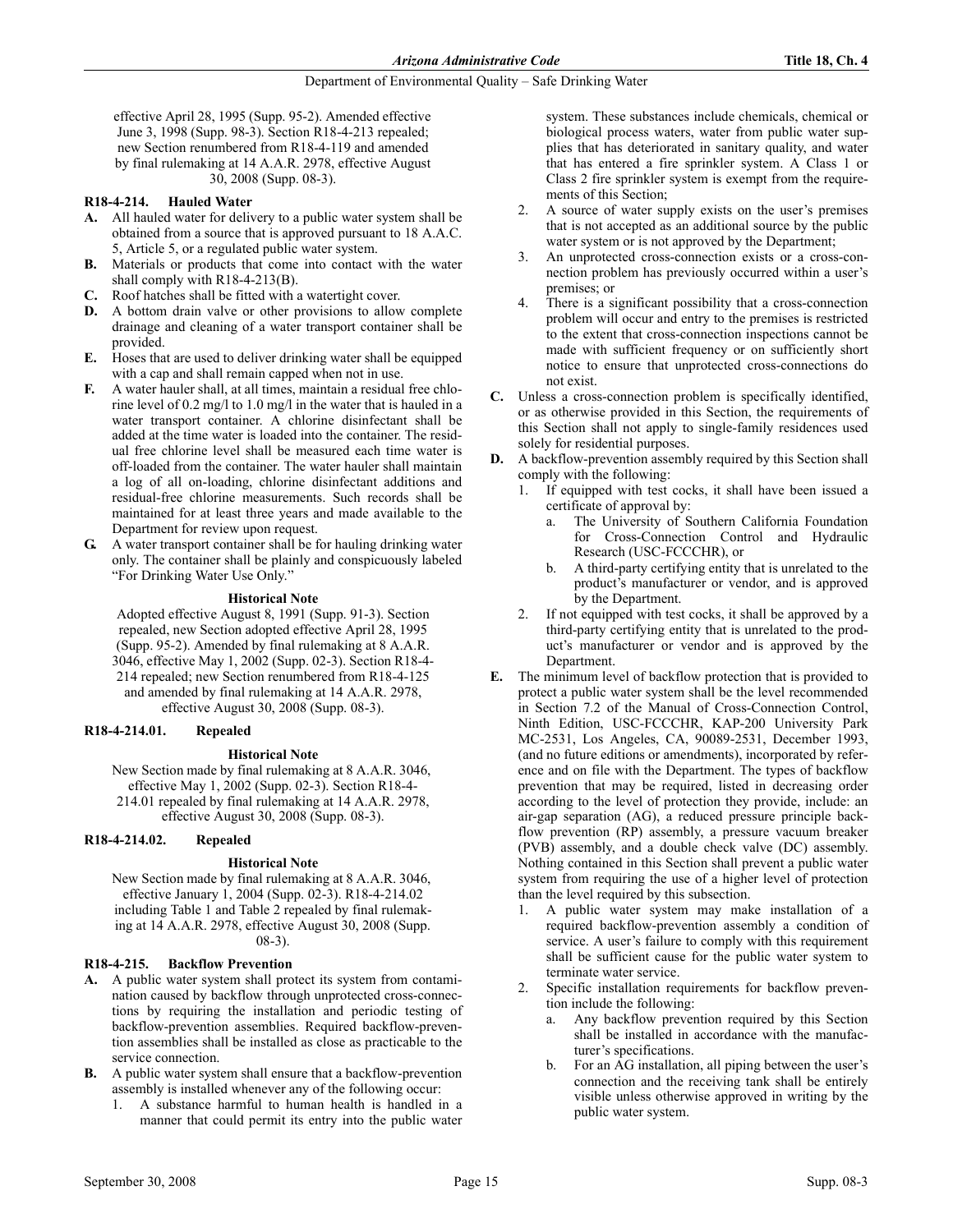effective April 28, 1995 (Supp. 95-2). Amended effective June 3, 1998 (Supp. 98-3). Section R18-4-213 repealed; new Section renumbered from R18-4-119 and amended by final rulemaking at 14 A.A.R. 2978, effective August 30, 2008 (Supp. 08-3).

### R18-4-214. Hauled Water

**A.** All hauled water for delivery to a public water system shall be obtained from a source that is approved pursuant to 18 A.A.C. 5, Article 5, or a regulated public water system.

**B.** Materials or products that come into contact with the water shall comply with R18-4-213(B).

**C.** Roof hatches shall be fitted with a watertight cover.

**D.** A bottom drain valve or other provisions to allow complete drainage and cleaning of a water transport container shall be provided.

**E.** Hoses that are used to deliver drinking water shall be equipped with a cap and shall remain capped when not in use.

**F.** A water hauler shall, at all times, maintain a residual free chlorine level of 0.2 mg/l to 1.0 mg/l in the water that is hauled in a water transport container. A chlorine disinfectant shall be added at the time water is loaded into the container. The residual free chlorine level shall be measured each time water is off-loaded from the container. The water hauler shall maintain a log of all on-loading, chlorine disinfectant additions and residual-free chlorine measurements. Such records shall be maintained for at least three years and made available to the Department for review upon request.

**G.** A water transport container shall be for hauling drinking water only. The container shall be plainly and conspicuously labeled "For Drinking Water Use Only."

#### Historical Note

Adopted effective August 8, 1991 (Supp. 91-3). Section repealed, new Section adopted effective April 28, 1995 (Supp. 95-2). Amended by final rulemaking at 8 A.A.R. 3046, effective May 1, 2002 (Supp. 02-3). Section R18-4-214 repealed; new Section renumbered from R18-4-125 and amended by final rulemaking at 14 A.A.R. 2978, effective August 30, 2008 (Supp. 08-3).

### R18-4-214.01. Repealed

#### Historical Note

New Section made by final rulemaking at 8 A.A.R. 3046, effective May 1, 2002 (Supp. 02-3). Section R18-4-214.01 repealed by final rulemaking at 14 A.A.R. 2978, effective August 30, 2008 (Supp. 08-3).

### R18-4-214.02. Repealed

#### Historical Note

New Section made by final rulemaking at 8 A.A.R. 3046, effective January 1, 2004 (Supp. 02-3). R18-4-214.02 including Table 1 and Table 2 repealed by final rulemaking at 14 A.A.R. 2978, effective August 30, 2008 (Supp. 08-3).

### R18-4-215. Backflow Prevention

**A.** A public water system shall protect its system from contamination caused by backflow through unprotected cross-connections by requiring the installation and periodic testing of backflow-prevention assemblies. Required backflow-prevention assemblies shall be installed as close as practicable to the service connection.

**B.** A public water system shall ensure that a backflow-prevention assembly is installed whenever any of the following occur:

1. A substance harmful to human health is handled in a manner that could permit its entry into the public water system. These substances include chemicals, chemical or biological process waters, water from public water supplies that has deteriorated in sanitary quality, and water that has entered a fire sprinkler system. A Class 1 or Class 2 fire sprinkler system is exempt from the requirements of this Section;
2. A source of water supply exists on the user's premises that is not accepted as an additional source by the public water system or is not approved by the Department;
3. An unprotected cross-connection exists or a cross-connection problem has previously occurred within a user's premises; or
4. There is a significant possibility that a cross-connection problem will occur and entry to the premises is restricted to the extent that cross-connection inspections cannot be made with sufficient frequency or on sufficiently short notice to ensure that unprotected cross-connections do not exist.

**C.** Unless a cross-connection problem is specifically identified, or as otherwise provided in this Section, the requirements of this Section shall not apply to single-family residences used solely for residential purposes.

**D.** A backflow-prevention assembly required by this Section shall comply with the following:

1. If equipped with test cocks, it shall have been issued a certificate of approval by:
   a. The University of Southern California Foundation for Cross-Connection Control and Hydraulic Research (USC-FCCCHR), or
   b. A third-party certifying entity that is unrelated to the product's manufacturer or vendor, and is approved by the Department.
2. If not equipped with test cocks, it shall be approved by a third-party certifying entity that is unrelated to the product's manufacturer or vendor and is approved by the Department.

**E.** The minimum level of backflow protection that is provided to protect a public water system shall be the level recommended in Section 7.2 of the Manual of Cross-Connection Control, Ninth Edition, USC-FCCCHR, KAP-200 University Park MC-2531, Los Angeles, CA, 90089-2531, December 1993, (and no future editions or amendments), incorporated by reference and on file with the Department. The types of backflow prevention that may be required, listed in decreasing order according to the level of protection they provide, include: an air-gap separation (AG), a reduced pressure principle backflow prevention (RP) assembly, a pressure vacuum breaker (PVB) assembly, and a double check valve (DC) assembly. Nothing contained in this Section shall prevent a public water system from requiring the use of a higher level of protection than the level required by this subsection.

1. A public water system may make installation of a required backflow-prevention assembly a condition of service. A user's failure to comply with this requirement shall be sufficient cause for the public water system to terminate water service.
2. Specific installation requirements for backflow prevention include the following:
   a. Any backflow prevention required by this Section shall be installed in accordance with the manufacturer's specifications.
   b. For an AG installation, all piping between the user's connection and the receiving tank shall be entirely visible unless otherwise approved in writing by the public water system.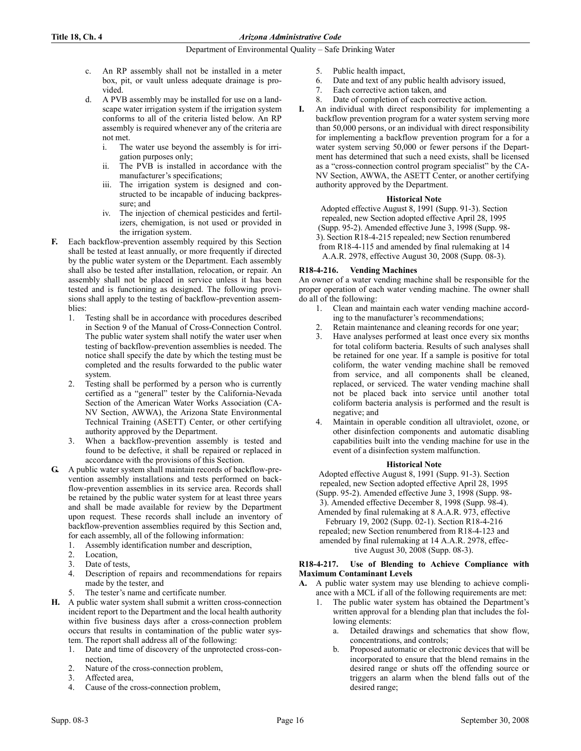c. An RP assembly shall not be installed in a meter box, pit, or vault unless adequate drainage is provided.

d. A PVB assembly may be installed for use on a landscape water irrigation system if the irrigation system conforms to all of the criteria listed below. An RP assembly is required whenever any of the criteria are not met.

   i. The water use beyond the assembly is for irrigation purposes only;

   ii. The PVB is installed in accordance with the manufacturer's specifications;

   iii. The irrigation system is designed and constructed to be incapable of inducing backpressure; and

   iv. The injection of chemical pesticides and fertilizers, chemigation, is not used or provided in the irrigation system.

**F.** Each backflow-prevention assembly required by this Section shall be tested at least annually, or more frequently if directed by the public water system or the Department. Each assembly shall also be tested after installation, relocation, or repair. An assembly shall not be placed in service unless it has been tested and is functioning as designed. The following provisions shall apply to the testing of backflow-prevention assemblies:

1. Testing shall be in accordance with procedures described in Section 9 of the Manual of Cross-Connection Control. The public water system shall notify the water user when testing of backflow-prevention assemblies is needed. The notice shall specify the date by which the testing must be completed and the results forwarded to the public water system.
2. Testing shall be performed by a person who is currently certified as a "general" tester by the California-Nevada Section of the American Water Works Association (CA-NV Section, AWWA), the Arizona State Environmental Technical Training (ASETT) Center, or other certifying authority approved by the Department.
3. When a backflow-prevention assembly is tested and found to be defective, it shall be repaired or replaced in accordance with the provisions of this Section.

**G.** A public water system shall maintain records of backflow-prevention assembly installations and tests performed on backflow-prevention assemblies in its service area. Records shall be retained by the public water system for at least three years and shall be made available for review by the Department upon request. These records shall include an inventory of backflow-prevention assemblies required by this Section and, for each assembly, all of the following information:

1. Assembly identification number and description,
2. Location,
3. Date of tests,
4. Description of repairs and recommendations for repairs made by the tester, and
5. The tester's name and certificate number.

**H.** A public water system shall submit a written cross-connection incident report to the Department and the local health authority within five business days after a cross-connection problem occurs that results in contamination of the public water system. The report shall address all of the following:

1. Date and time of discovery of the unprotected cross-connection,
2. Nature of the cross-connection problem,
3. Affected area,
4. Cause of the cross-connection problem,
5. Public health impact,
6. Date and text of any public health advisory issued,
7. Each corrective action taken, and
8. Date of completion of each corrective action.

**I.** An individual with direct responsibility for implementing a backflow prevention program for a water system serving more than 50,000 persons, or an individual with direct responsibility for implementing a backflow prevention program for a for a water system serving 50,000 or fewer persons if the Department has determined that such a need exists, shall be licensed as a "cross-connection control program specialist" by the CA-NV Section, AWWA, the ASETT Center, or another certifying authority approved by the Department.

**Historical Note**

Adopted effective August 8, 1991 (Supp. 91-3). Section repealed, new Section adopted effective April 28, 1995 (Supp. 95-2). Amended effective June 3, 1998 (Supp. 98-3). Section R18-4-215 repealed; new Section renumbered from R18-4-115 and amended by final rulemaking at 14 A.A.R. 2978, effective August 30, 2008 (Supp. 08-3).

### R18-4-216. Vending Machines

An owner of a water vending machine shall be responsible for the proper operation of each water vending machine. The owner shall do all of the following:

1. Clean and maintain each water vending machine according to the manufacturer's recommendations;
2. Retain maintenance and cleaning records for one year;
3. Have analyses performed at least once every six months for total coliform bacteria. Results of such analyses shall be retained for one year. If a sample is positive for total coliform, the water vending machine shall be removed from service, and all components shall be cleaned, replaced, or serviced. The water vending machine shall not be placed back into service until another total coliform bacteria analysis is performed and the result is negative; and
4. Maintain in operable condition all ultraviolet, ozone, or other disinfection components and automatic disabling capabilities built into the vending machine for use in the event of a disinfection system malfunction.

**Historical Note**

Adopted effective August 8, 1991 (Supp. 91-3). Section repealed, new Section adopted effective April 28, 1995 (Supp. 95-2). Amended effective June 3, 1998 (Supp. 98-3). Amended effective December 8, 1998 (Supp. 98-4). Amended by final rulemaking at 8 A.A.R. 973, effective February 19, 2002 (Supp. 02-1). Section R18-4-216 repealed; new Section renumbered from R18-4-123 and amended by final rulemaking at 14 A.A.R. 2978, effective August 30, 2008 (Supp. 08-3).

### R18-4-217. Use of Blending to Achieve Compliance with Maximum Contaminant Levels

**A.** A public water system may use blending to achieve compliance with a MCL if all of the following requirements are met:

1. The public water system has obtained the Department's written approval for a blending plan that includes the following elements:

   a. Detailed drawings and schematics that show flow, concentrations, and controls;

   b. Proposed automatic or electronic devices that will be incorporated to ensure that the blend remains in the desired range or shuts off the offending source or triggers an alarm when the blend falls out of the desired range;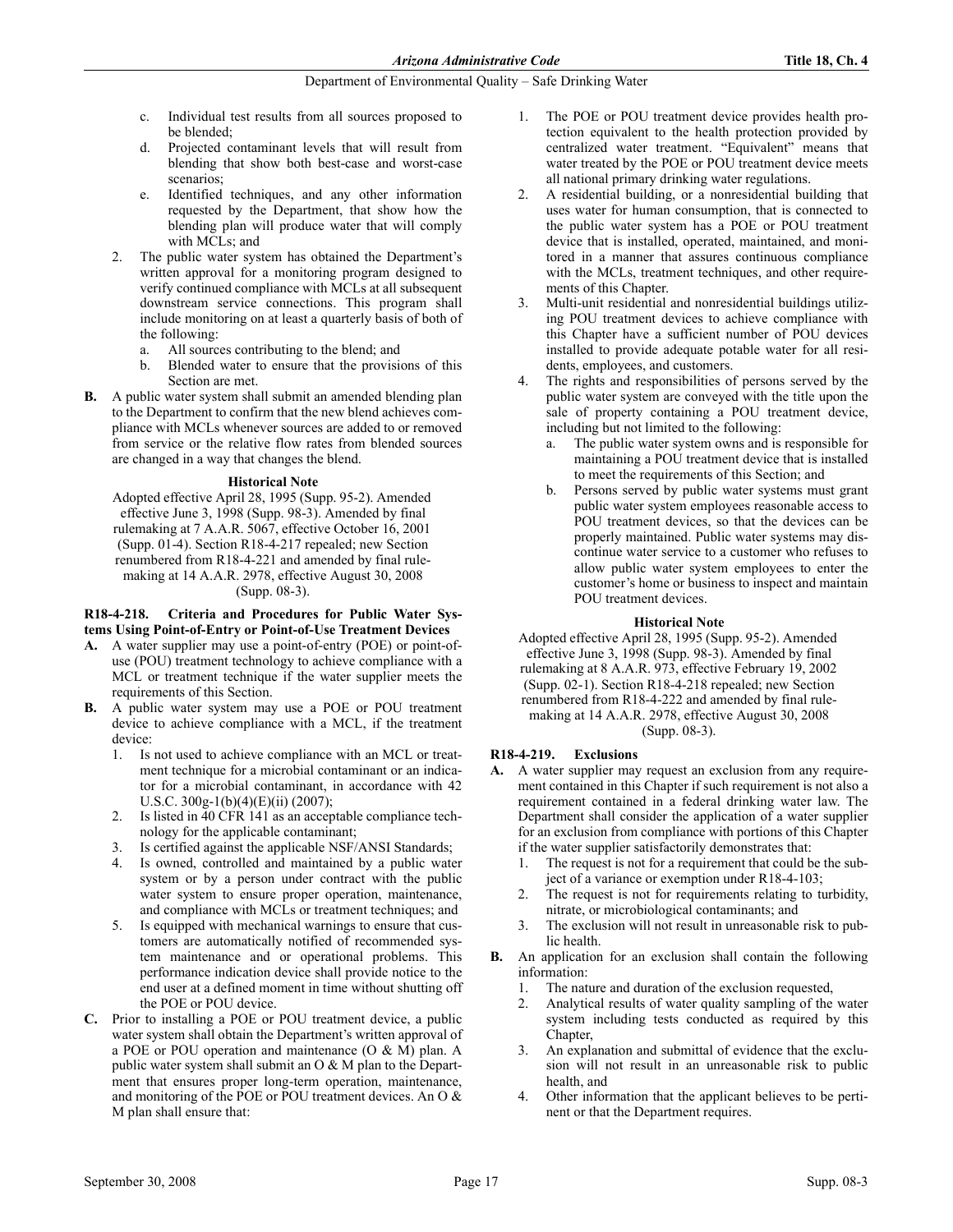c. Individual test results from all sources proposed to be blended;
d. Projected contaminant levels that will result from blending that show both best-case and worst-case scenarios;
e. Identified techniques, and any other information requested by the Department, that show how the blending plan will produce water that will comply with MCLs; and

2. The public water system has obtained the Department's written approval for a monitoring program designed to verify continued compliance with MCLs at all subsequent downstream service connections. This program shall include monitoring on at least a quarterly basis of both of the following:
   a. All sources contributing to the blend; and
   b. Blended water to ensure that the provisions of this Section are met.

**B.** A public water system shall submit an amended blending plan to the Department to confirm that the new blend achieves compliance with MCLs whenever sources are added to or removed from service or the relative flow rates from blended sources are changed in a way that changes the blend.

**Historical Note**

Adopted effective April 28, 1995 (Supp. 95-2). Amended effective June 3, 1998 (Supp. 98-3). Amended by final rulemaking at 7 A.A.R. 5067, effective October 16, 2001 (Supp. 01-4). Section R18-4-217 repealed; new Section renumbered from R18-4-221 and amended by final rulemaking at 14 A.A.R. 2978, effective August 30, 2008 (Supp. 08-3).

### R18-4-218. Criteria and Procedures for Public Water Systems Using Point-of-Entry or Point-of-Use Treatment Devices

**A.** A water supplier may use a point-of-entry (POE) or point-of-use (POU) treatment technology to achieve compliance with a MCL or treatment technique if the water supplier meets the requirements of this Section.

**B.** A public water system may use a POE or POU treatment device to achieve compliance with a MCL, if the treatment device:
1. Is not used to achieve compliance with an MCL or treatment technique for a microbial contaminant or an indicator for a microbial contaminant, in accordance with 42 U.S.C. 300g-1(b)(4)(E)(ii) (2007);
2. Is listed in 40 CFR 141 as an acceptable compliance technology for the applicable contaminant;
3. Is certified against the applicable NSF/ANSI Standards;
4. Is owned, controlled and maintained by a public water system or by a person under contract with the public water system to ensure proper operation, maintenance, and compliance with MCLs or treatment techniques; and
5. Is equipped with mechanical warnings to ensure that customers are automatically notified of recommended system maintenance and or operational problems. This performance indication device shall provide notice to the end user at a defined moment in time without shutting off the POE or POU device.

**C.** Prior to installing a POE or POU treatment device, a public water system shall obtain the Department's written approval of a POE or POU operation and maintenance (O & M) plan. A public water system shall submit an O & M plan to the Department that ensures proper long-term operation, maintenance, and monitoring of the POE or POU treatment devices. An O & M plan shall ensure that:
1. The POE or POU treatment device provides health protection equivalent to the health protection provided by centralized water treatment. "Equivalent" means that water treated by the POE or POU treatment device meets all national primary drinking water regulations.
2. A residential building, or a nonresidential building that uses water for human consumption, that is connected to the public water system has a POE or POU treatment device that is installed, operated, maintained, and monitored in a manner that assures continuous compliance with the MCLs, treatment techniques, and other requirements of this Chapter.
3. Multi-unit residential and nonresidential buildings utilizing POU treatment devices to achieve compliance with this Chapter have a sufficient number of POU devices installed to provide adequate potable water for all residents, employees, and customers.
4. The rights and responsibilities of persons served by the public water system are conveyed with the title upon the sale of property containing a POU treatment device, including but not limited to the following:
   a. The public water system owns and is responsible for maintaining a POU treatment device that is installed to meet the requirements of this Section; and
   b. Persons served by public water systems must grant public water system employees reasonable access to POU treatment devices, so that the devices can be properly maintained. Public water systems may discontinue water service to a customer who refuses to allow public water system employees to enter the customer's home or business to inspect and maintain POU treatment devices.

**Historical Note**

Adopted effective April 28, 1995 (Supp. 95-2). Amended effective June 3, 1998 (Supp. 98-3). Amended by final rulemaking at 8 A.A.R. 973, effective February 19, 2002 (Supp. 02-1). Section R18-4-218 repealed; new Section renumbered from R18-4-222 and amended by final rulemaking at 14 A.A.R. 2978, effective August 30, 2008 (Supp. 08-3).

### R18-4-219. Exclusions

**A.** A water supplier may request an exclusion from any requirement contained in this Chapter if such requirement is not also a requirement contained in a federal drinking water law. The Department shall consider the application of a water supplier for an exclusion from compliance with portions of this Chapter if the water supplier satisfactorily demonstrates that:
1. The request is not for a requirement that could be the subject of a variance or exemption under R18-4-103;
2. The request is not for requirements relating to turbidity, nitrate, or microbiological contaminants; and
3. The exclusion will not result in unreasonable risk to public health.

**B.** An application for an exclusion shall contain the following information:
1. The nature and duration of the exclusion requested,
2. Analytical results of water quality sampling of the water system including tests conducted as required by this Chapter,
3. An explanation and submittal of evidence that the exclusion will not result in an unreasonable risk to public health, and
4. Other information that the applicant believes to be pertinent or that the Department requires.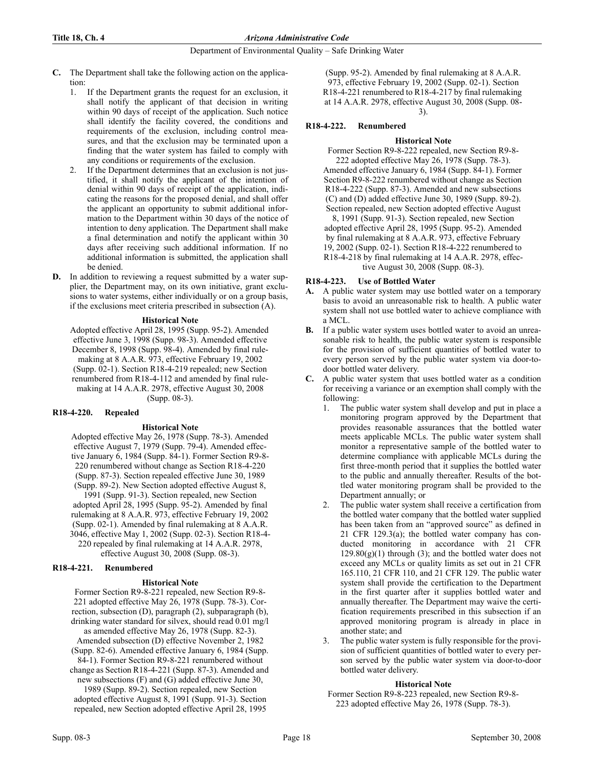**C.** The Department shall take the following action on the application:

1. If the Department grants the request for an exclusion, it shall notify the applicant of that decision in writing within 90 days of receipt of the application. Such notice shall identify the facility covered, the conditions and requirements of the exclusion, including control measures, and that the exclusion may be terminated upon a finding that the water system has failed to comply with any conditions or requirements of the exclusion.
2. If the Department determines that an exclusion is not justified, it shall notify the applicant of the intention of denial within 90 days of receipt of the application, indicating the reasons for the proposed denial, and shall offer the applicant an opportunity to submit additional information to the Department within 30 days of the notice of intention to deny application. The Department shall make a final determination and notify the applicant within 30 days after receiving such additional information. If no additional information is submitted, the application shall be denied.

**D.** In addition to reviewing a request submitted by a water supplier, the Department may, on its own initiative, grant exclusions to water systems, either individually or on a group basis, if the exclusions meet criteria prescribed in subsection (A).

**Historical Note**

Adopted effective April 28, 1995 (Supp. 95-2). Amended effective June 3, 1998 (Supp. 98-3). Amended effective December 8, 1998 (Supp. 98-4). Amended by final rulemaking at 8 A.A.R. 973, effective February 19, 2002 (Supp. 02-1). Section R18-4-219 repealed; new Section renumbered from R18-4-112 and amended by final rulemaking at 14 A.A.R. 2978, effective August 30, 2008 (Supp. 08-3).

### R18-4-220. Repealed

**Historical Note**

Adopted effective May 26, 1978 (Supp. 78-3). Amended effective August 7, 1979 (Supp. 79-4). Amended effective January 6, 1984 (Supp. 84-1). Former Section R9-8-220 renumbered without change as Section R18-4-220 (Supp. 87-3). Section repealed effective June 30, 1989 (Supp. 89-2). New Section adopted effective August 8, 1991 (Supp. 91-3). Section repealed, new Section adopted April 28, 1995 (Supp. 95-2). Amended by final rulemaking at 8 A.A.R. 973, effective February 19, 2002 (Supp. 02-1). Amended by final rulemaking at 8 A.A.R. 3046, effective May 1, 2002 (Supp. 02-3). Section R18-4-220 repealed by final rulemaking at 14 A.A.R. 2978, effective August 30, 2008 (Supp. 08-3).

### R18-4-221. Renumbered

**Historical Note**

Former Section R9-8-221 repealed, new Section R9-8-221 adopted effective May 26, 1978 (Supp. 78-3). Correction, subsection (D), paragraph (2), subparagraph (b), drinking water standard for silvex, should read 0.01 mg/l as amended effective May 26, 1978 (Supp. 82-3). Amended subsection (D) effective November 2, 1982 (Supp. 82-6). Amended effective January 6, 1984 (Supp. 84-1). Former Section R9-8-221 renumbered without change as Section R18-4-221 (Supp. 87-3). Amended and new subsections (F) and (G) added effective June 30, 1989 (Supp. 89-2). Section repealed, new Section adopted effective August 8, 1991 (Supp. 91-3). Section repealed, new Section adopted effective April 28, 1995 (Supp. 95-2). Amended by final rulemaking at 8 A.A.R. 973, effective February 19, 2002 (Supp. 02-1). Section R18-4-221 renumbered to R18-4-217 by final rulemaking at 14 A.A.R. 2978, effective August 30, 2008 (Supp. 08-3).

### R18-4-222. Renumbered

**Historical Note**

Former Section R9-8-222 repealed, new Section R9-8-222 adopted effective May 26, 1978 (Supp. 78-3). Amended effective January 6, 1984 (Supp. 84-1). Former Section R9-8-222 renumbered without change as Section R18-4-222 (Supp. 87-3). Amended and new subsections (C) and (D) added effective June 30, 1989 (Supp. 89-2). Section repealed, new Section adopted effective August 8, 1991 (Supp. 91-3). Section repealed, new Section adopted effective April 28, 1995 (Supp. 95-2). Amended by final rulemaking at 8 A.A.R. 973, effective February 19, 2002 (Supp. 02-1). Section R18-4-222 renumbered to R18-4-218 by final rulemaking at 14 A.A.R. 2978, effective August 30, 2008 (Supp. 08-3).

### R18-4-223. Use of Bottled Water

**A.** A public water system may use bottled water on a temporary basis to avoid an unreasonable risk to health. A public water system shall not use bottled water to achieve compliance with a MCL.

**B.** If a public water system uses bottled water to avoid an unreasonable risk to health, the public water system is responsible for the provision of sufficient quantities of bottled water to every person served by the public water system via door-to-door bottled water delivery.

**C.** A public water system that uses bottled water as a condition for receiving a variance or an exemption shall comply with the following:

1. The public water system shall develop and put in place a monitoring program approved by the Department that provides reasonable assurances that the bottled water meets applicable MCLs. The public water system shall monitor a representative sample of the bottled water to determine compliance with applicable MCLs during the first three-month period that it supplies the bottled water to the public and annually thereafter. Results of the bottled water monitoring program shall be provided to the Department annually; or
2. The public water system shall receive a certification from the bottled water company that the bottled water supplied has been taken from an "approved source" as defined in 21 CFR 129.3(a); the bottled water company has conducted monitoring in accordance with 21 CFR 129.80(g)(1) through (3); and the bottled water does not exceed any MCLs or quality limits as set out in 21 CFR 165.110, 21 CFR 110, and 21 CFR 129. The public water system shall provide the certification to the Department in the first quarter after it supplies bottled water and annually thereafter. The Department may waive the certification requirements prescribed in this subsection if an approved monitoring program is already in place in another state; and
3. The public water system is fully responsible for the provision of sufficient quantities of bottled water to every person served by the public water system via door-to-door bottled water delivery.

**Historical Note**

Former Section R9-8-223 repealed, new Section R9-8-223 adopted effective May 26, 1978 (Supp. 78-3).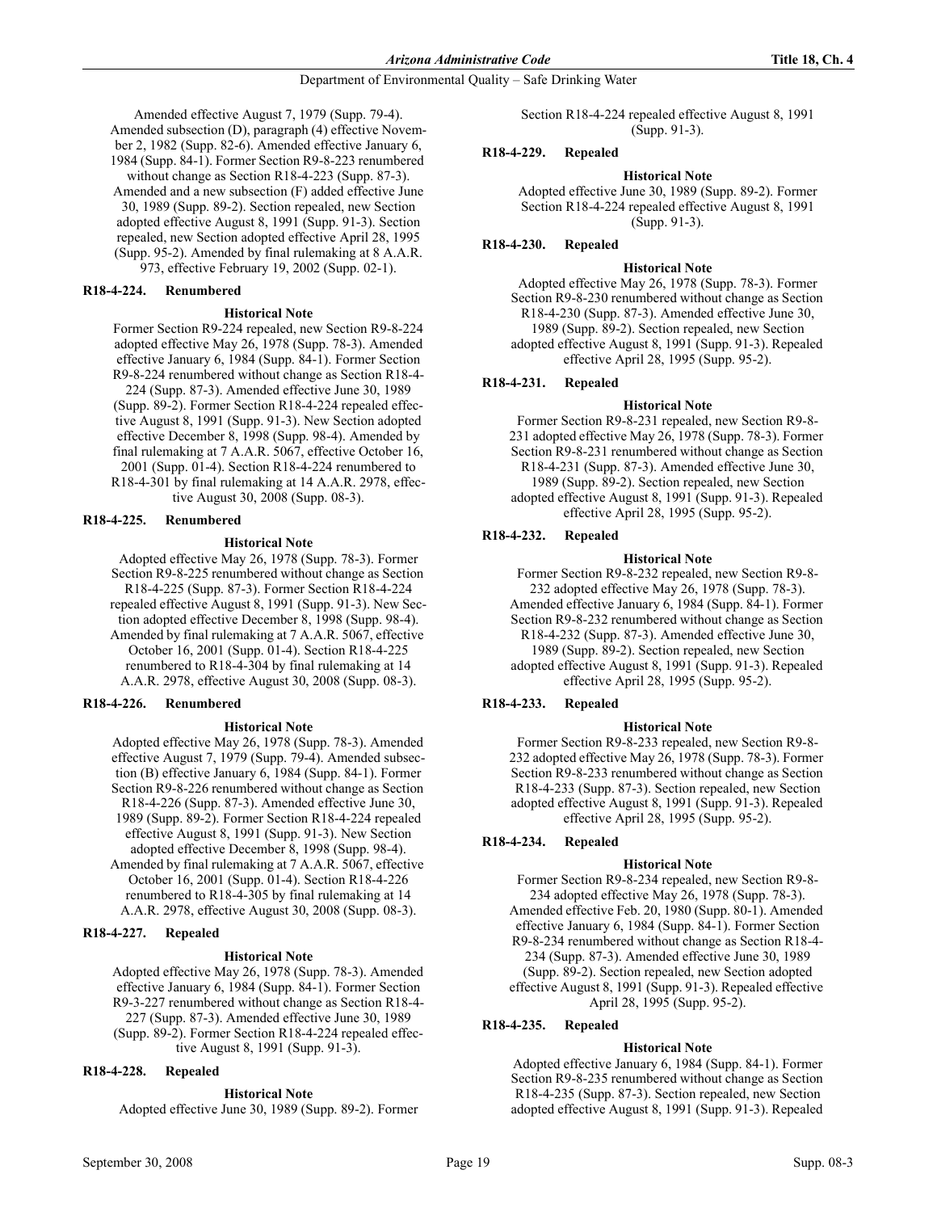Amended effective August 7, 1979 (Supp. 79-4). Amended subsection (D), paragraph (4) effective November 2, 1982 (Supp. 82-6). Amended effective January 6, 1984 (Supp. 84-1). Former Section R9-8-223 renumbered without change as Section R18-4-223 (Supp. 87-3). Amended and a new subsection (F) added effective June 30, 1989 (Supp. 89-2). Section repealed, new Section adopted effective August 8, 1991 (Supp. 91-3). Section repealed, new Section adopted effective April 28, 1995 (Supp. 95-2). Amended by final rulemaking at 8 A.A.R. 973, effective February 19, 2002 (Supp. 02-1).

**R18-4-224. Renumbered**

**Historical Note**

Former Section R9-224 repealed, new Section R9-8-224 adopted effective May 26, 1978 (Supp. 78-3). Amended effective January 6, 1984 (Supp. 84-1). Former Section R9-8-224 renumbered without change as Section R18-4-224 (Supp. 87-3). Amended effective June 30, 1989 (Supp. 89-2). Former Section R18-4-224 repealed effective August 8, 1991 (Supp. 91-3). New Section adopted effective December 8, 1998 (Supp. 98-4). Amended by final rulemaking at 7 A.A.R. 5067, effective October 16, 2001 (Supp. 01-4). Section R18-4-224 renumbered to R18-4-301 by final rulemaking at 14 A.A.R. 2978, effective August 30, 2008 (Supp. 08-3).

**R18-4-225. Renumbered**

**Historical Note**

Adopted effective May 26, 1978 (Supp. 78-3). Former Section R9-8-225 renumbered without change as Section R18-4-225 (Supp. 87-3). Former Section R18-4-224 repealed effective August 8, 1991 (Supp. 91-3). New Section adopted effective December 8, 1998 (Supp. 98-4). Amended by final rulemaking at 7 A.A.R. 5067, effective October 16, 2001 (Supp. 01-4). Section R18-4-225 renumbered to R18-4-304 by final rulemaking at 14 A.A.R. 2978, effective August 30, 2008 (Supp. 08-3).

**R18-4-226. Renumbered**

**Historical Note**

Adopted effective May 26, 1978 (Supp. 78-3). Amended effective August 7, 1979 (Supp. 79-4). Amended subsection (B) effective January 6, 1984 (Supp. 84-1). Former Section R9-8-226 renumbered without change as Section R18-4-226 (Supp. 87-3). Amended effective June 30, 1989 (Supp. 89-2). Former Section R18-4-224 repealed effective August 8, 1991 (Supp. 91-3). New Section adopted effective December 8, 1998 (Supp. 98-4). Amended by final rulemaking at 7 A.A.R. 5067, effective October 16, 2001 (Supp. 01-4). Section R18-4-226 renumbered to R18-4-305 by final rulemaking at 14 A.A.R. 2978, effective August 30, 2008 (Supp. 08-3).

**R18-4-227. Repealed**

**Historical Note**

Adopted effective May 26, 1978 (Supp. 78-3). Amended effective January 6, 1984 (Supp. 84-1). Former Section R9-3-227 renumbered without change as Section R18-4-227 (Supp. 87-3). Amended effective June 30, 1989 (Supp. 89-2). Former Section R18-4-224 repealed effective August 8, 1991 (Supp. 91-3).

**R18-4-228. Repealed**

**Historical Note**

Adopted effective June 30, 1989 (Supp. 89-2). Former Section R18-4-224 repealed effective August 8, 1991 (Supp. 91-3).

**R18-4-229. Repealed**

**Historical Note**

Adopted effective June 30, 1989 (Supp. 89-2). Former Section R18-4-224 repealed effective August 8, 1991 (Supp. 91-3).

**R18-4-230. Repealed**

**Historical Note**

Adopted effective May 26, 1978 (Supp. 78-3). Former Section R9-8-230 renumbered without change as Section R18-4-230 (Supp. 87-3). Amended effective June 30, 1989 (Supp. 89-2). Section repealed, new Section adopted effective August 8, 1991 (Supp. 91-3). Repealed effective April 28, 1995 (Supp. 95-2).

**R18-4-231. Repealed**

**Historical Note**

Former Section R9-8-231 repealed, new Section R9-8-231 adopted effective May 26, 1978 (Supp. 78-3). Former Section R9-8-231 renumbered without change as Section R18-4-231 (Supp. 87-3). Amended effective June 30, 1989 (Supp. 89-2). Section repealed, new Section adopted effective August 8, 1991 (Supp. 91-3). Repealed effective April 28, 1995 (Supp. 95-2).

**R18-4-232. Repealed**

**Historical Note**

Former Section R9-8-232 repealed, new Section R9-8-232 adopted effective May 26, 1978 (Supp. 78-3). Amended effective January 6, 1984 (Supp. 84-1). Former Section R9-8-232 renumbered without change as Section R18-4-232 (Supp. 87-3). Amended effective June 30, 1989 (Supp. 89-2). Section repealed, new Section adopted effective August 8, 1991 (Supp. 91-3). Repealed effective April 28, 1995 (Supp. 95-2).

**R18-4-233. Repealed**

**Historical Note**

Former Section R9-8-233 repealed, new Section R9-8-232 adopted effective May 26, 1978 (Supp. 78-3). Former Section R9-8-233 renumbered without change as Section R18-4-233 (Supp. 87-3). Section repealed, new Section adopted effective August 8, 1991 (Supp. 91-3). Repealed effective April 28, 1995 (Supp. 95-2).

**R18-4-234. Repealed**

**Historical Note**

Former Section R9-8-234 repealed, new Section R9-8-234 adopted effective May 26, 1978 (Supp. 78-3). Amended effective Feb. 20, 1980 (Supp. 80-1). Amended effective January 6, 1984 (Supp. 84-1). Former Section R9-8-234 renumbered without change as Section R18-4-234 (Supp. 87-3). Amended effective June 30, 1989 (Supp. 89-2). Section repealed, new Section adopted effective August 8, 1991 (Supp. 91-3). Repealed effective April 28, 1995 (Supp. 95-2).

**R18-4-235. Repealed**

**Historical Note**

Adopted effective January 6, 1984 (Supp. 84-1). Former Section R9-8-235 renumbered without change as Section R18-4-235 (Supp. 87-3). Section repealed, new Section adopted effective August 8, 1991 (Supp. 91-3). Repealed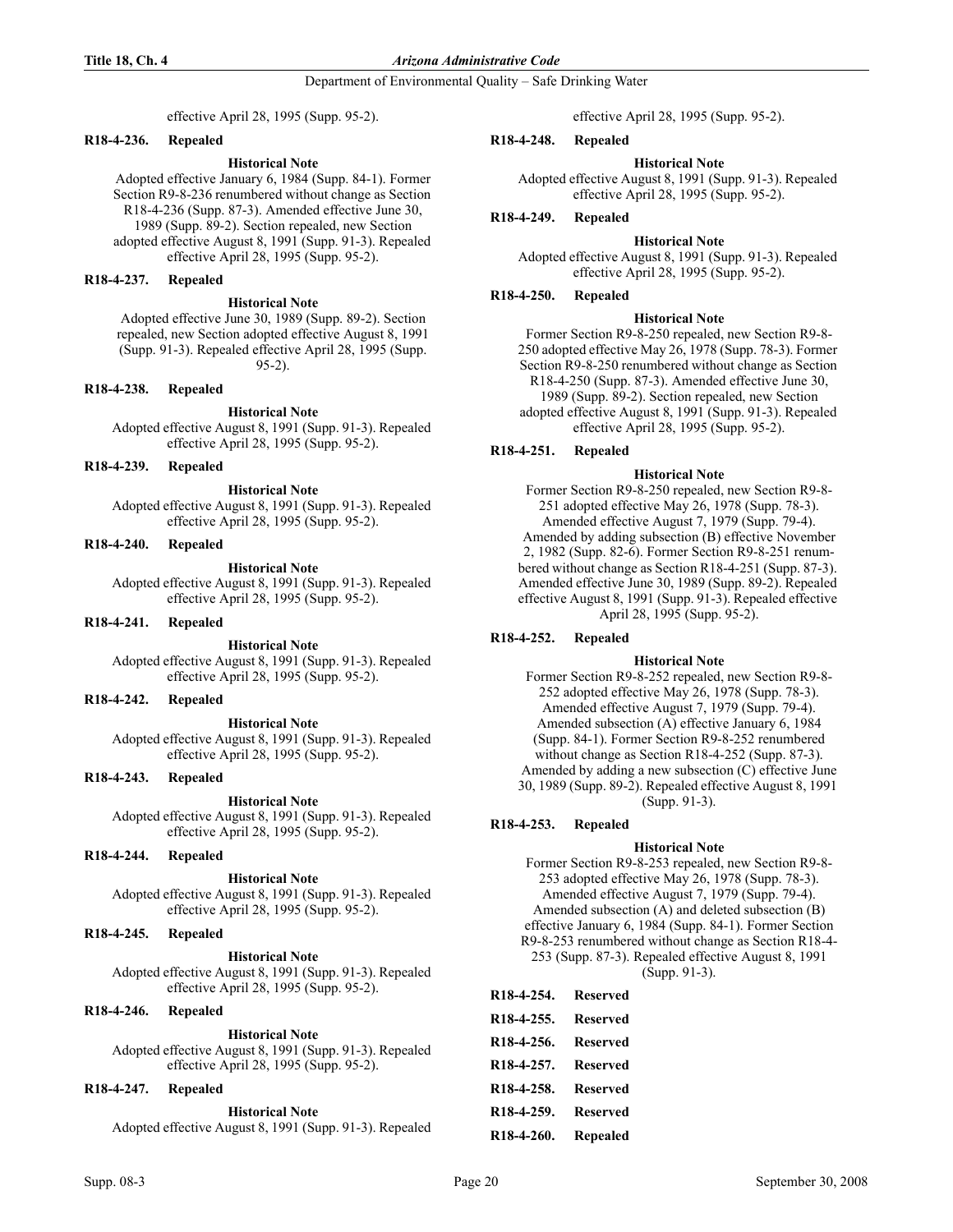effective April 28, 1995 (Supp. 95-2).

**R18-4-236. Repealed**

**Historical Note**

Adopted effective January 6, 1984 (Supp. 84-1). Former Section R9-8-236 renumbered without change as Section R18-4-236 (Supp. 87-3). Amended effective June 30, 1989 (Supp. 89-2). Section repealed, new Section adopted effective August 8, 1991 (Supp. 91-3). Repealed effective April 28, 1995 (Supp. 95-2).

**R18-4-237. Repealed**

**Historical Note**

Adopted effective June 30, 1989 (Supp. 89-2). Section repealed, new Section adopted effective August 8, 1991 (Supp. 91-3). Repealed effective April 28, 1995 (Supp. 95-2).

**R18-4-238. Repealed**

**Historical Note**

Adopted effective August 8, 1991 (Supp. 91-3). Repealed effective April 28, 1995 (Supp. 95-2).

**R18-4-239. Repealed**

**Historical Note**

Adopted effective August 8, 1991 (Supp. 91-3). Repealed effective April 28, 1995 (Supp. 95-2).

**R18-4-240. Repealed**

**Historical Note**

Adopted effective August 8, 1991 (Supp. 91-3). Repealed effective April 28, 1995 (Supp. 95-2).

**R18-4-241. Repealed**

**Historical Note**

Adopted effective August 8, 1991 (Supp. 91-3). Repealed effective April 28, 1995 (Supp. 95-2).

**R18-4-242. Repealed**

**Historical Note**

Adopted effective August 8, 1991 (Supp. 91-3). Repealed effective April 28, 1995 (Supp. 95-2).

**R18-4-243. Repealed**

**Historical Note**

Adopted effective August 8, 1991 (Supp. 91-3). Repealed effective April 28, 1995 (Supp. 95-2).

**R18-4-244. Repealed**

**Historical Note**

Adopted effective August 8, 1991 (Supp. 91-3). Repealed effective April 28, 1995 (Supp. 95-2).

**R18-4-245. Repealed**

**Historical Note**

Adopted effective August 8, 1991 (Supp. 91-3). Repealed effective April 28, 1995 (Supp. 95-2).

**R18-4-246. Repealed**

**Historical Note**

Adopted effective August 8, 1991 (Supp. 91-3). Repealed effective April 28, 1995 (Supp. 95-2).

**R18-4-247. Repealed**

**Historical Note**

Adopted effective August 8, 1991 (Supp. 91-3). Repealed effective April 28, 1995 (Supp. 95-2).

**R18-4-248. Repealed**

**Historical Note**

Adopted effective August 8, 1991 (Supp. 91-3). Repealed effective April 28, 1995 (Supp. 95-2).

**R18-4-249. Repealed**

**Historical Note**

Adopted effective August 8, 1991 (Supp. 91-3). Repealed effective April 28, 1995 (Supp. 95-2).

**R18-4-250. Repealed**

**Historical Note**

Former Section R9-8-250 repealed, new Section R9-8-250 adopted effective May 26, 1978 (Supp. 78-3). Former Section R9-8-250 renumbered without change as Section R18-4-250 (Supp. 87-3). Amended effective June 30, 1989 (Supp. 89-2). Section repealed, new Section adopted effective August 8, 1991 (Supp. 91-3). Repealed effective April 28, 1995 (Supp. 95-2).

**R18-4-251. Repealed**

**Historical Note**

Former Section R9-8-250 repealed, new Section R9-8-251 adopted effective May 26, 1978 (Supp. 78-3). Amended effective August 7, 1979 (Supp. 79-4). Amended by adding subsection (B) effective November 2, 1982 (Supp. 82-6). Former Section R9-8-251 renumbered without change as Section R18-4-251 (Supp. 87-3). Amended effective June 30, 1989 (Supp. 89-2). Repealed effective August 8, 1991 (Supp. 91-3). Repealed effective April 28, 1995 (Supp. 95-2).

**R18-4-252. Repealed**

**Historical Note**

Former Section R9-8-252 repealed, new Section R9-8-252 adopted effective May 26, 1978 (Supp. 78-3). Amended effective August 7, 1979 (Supp. 79-4). Amended subsection (A) effective January 6, 1984 (Supp. 84-1). Former Section R9-8-252 renumbered without change as Section R18-4-252 (Supp. 87-3). Amended by adding a new subsection (C) effective June 30, 1989 (Supp. 89-2). Repealed effective August 8, 1991 (Supp. 91-3).

**R18-4-253. Repealed**

**Historical Note**

Former Section R9-8-253 repealed, new Section R9-8-253 adopted effective May 26, 1978 (Supp. 78-3). Amended effective August 7, 1979 (Supp. 79-4). Amended subsection (A) and deleted subsection (B) effective January 6, 1984 (Supp. 84-1). Former Section R9-8-253 renumbered without change as Section R18-4-253 (Supp. 87-3). Repealed effective August 8, 1991 (Supp. 91-3).

**R18-4-254. Reserved**

**R18-4-255. Reserved**

**R18-4-256. Reserved**

**R18-4-257. Reserved**

**R18-4-258. Reserved**

**R18-4-259. Reserved**

**R18-4-260. Repealed**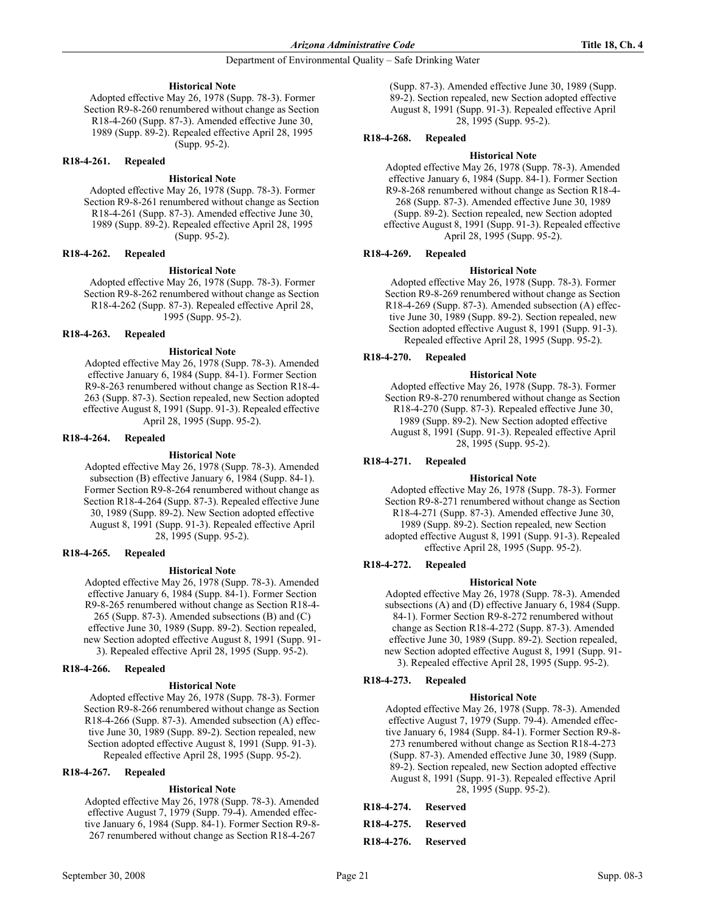**Historical Note**

Adopted effective May 26, 1978 (Supp. 78-3). Former Section R9-8-260 renumbered without change as Section R18-4-260 (Supp. 87-3). Amended effective June 30, 1989 (Supp. 89-2). Repealed effective April 28, 1995 (Supp. 95-2).

### R18-4-261. Repealed

**Historical Note**

Adopted effective May 26, 1978 (Supp. 78-3). Former Section R9-8-261 renumbered without change as Section R18-4-261 (Supp. 87-3). Amended effective June 30, 1989 (Supp. 89-2). Repealed effective April 28, 1995 (Supp. 95-2).

### R18-4-262. Repealed

**Historical Note**

Adopted effective May 26, 1978 (Supp. 78-3). Former Section R9-8-262 renumbered without change as Section R18-4-262 (Supp. 87-3). Repealed effective April 28, 1995 (Supp. 95-2).

### R18-4-263. Repealed

**Historical Note**

Adopted effective May 26, 1978 (Supp. 78-3). Amended effective January 6, 1984 (Supp. 84-1). Former Section R9-8-263 renumbered without change as Section R18-4-263 (Supp. 87-3). Section repealed, new Section adopted effective August 8, 1991 (Supp. 91-3). Repealed effective April 28, 1995 (Supp. 95-2).

### R18-4-264. Repealed

**Historical Note**

Adopted effective May 26, 1978 (Supp. 78-3). Amended subsection (B) effective January 6, 1984 (Supp. 84-1). Former Section R9-8-264 renumbered without change as Section R18-4-264 (Supp. 87-3). Repealed effective June 30, 1989 (Supp. 89-2). New Section adopted effective August 8, 1991 (Supp. 91-3). Repealed effective April 28, 1995 (Supp. 95-2).

### R18-4-265. Repealed

**Historical Note**

Adopted effective May 26, 1978 (Supp. 78-3). Amended effective January 6, 1984 (Supp. 84-1). Former Section R9-8-265 renumbered without change as Section R18-4-265 (Supp. 87-3). Amended subsections (B) and (C) effective June 30, 1989 (Supp. 89-2). Section repealed, new Section adopted effective August 8, 1991 (Supp. 91-3). Repealed effective April 28, 1995 (Supp. 95-2).

### R18-4-266. Repealed

**Historical Note**

Adopted effective May 26, 1978 (Supp. 78-3). Former Section R9-8-266 renumbered without change as Section R18-4-266 (Supp. 87-3). Amended subsection (A) effective June 30, 1989 (Supp. 89-2). Section repealed, new Section adopted effective August 8, 1991 (Supp. 91-3). Repealed effective April 28, 1995 (Supp. 95-2).

### R18-4-267. Repealed

**Historical Note**

Adopted effective May 26, 1978 (Supp. 78-3). Amended effective August 7, 1979 (Supp. 79-4). Amended effective January 6, 1984 (Supp. 84-1). Former Section R9-8-267 renumbered without change as Section R18-4-267 (Supp. 87-3). Amended effective June 30, 1989 (Supp. 89-2). Section repealed, new Section adopted effective August 8, 1991 (Supp. 91-3). Repealed effective April 28, 1995 (Supp. 95-2).

### R18-4-268. Repealed

**Historical Note**

Adopted effective May 26, 1978 (Supp. 78-3). Amended effective January 6, 1984 (Supp. 84-1). Former Section R9-8-268 renumbered without change as Section R18-4-268 (Supp. 87-3). Amended effective June 30, 1989 (Supp. 89-2). Section repealed, new Section adopted effective August 8, 1991 (Supp. 91-3). Repealed effective April 28, 1995 (Supp. 95-2).

### R18-4-269. Repealed

**Historical Note**

Adopted effective May 26, 1978 (Supp. 78-3). Former Section R9-8-269 renumbered without change as Section R18-4-269 (Supp. 87-3). Amended subsection (A) effective June 30, 1989 (Supp. 89-2). Section repealed, new Section adopted effective August 8, 1991 (Supp. 91-3). Repealed effective April 28, 1995 (Supp. 95-2).

### R18-4-270. Repealed

**Historical Note**

Adopted effective May 26, 1978 (Supp. 78-3). Former Section R9-8-270 renumbered without change as Section R18-4-270 (Supp. 87-3). Repealed effective June 30, 1989 (Supp. 89-2). New Section adopted effective August 8, 1991 (Supp. 91-3). Repealed effective April 28, 1995 (Supp. 95-2).

### R18-4-271. Repealed

**Historical Note**

Adopted effective May 26, 1978 (Supp. 78-3). Former Section R9-8-271 renumbered without change as Section R18-4-271 (Supp. 87-3). Amended effective June 30, 1989 (Supp. 89-2). Section repealed, new Section adopted effective August 8, 1991 (Supp. 91-3). Repealed effective April 28, 1995 (Supp. 95-2).

### R18-4-272. Repealed

**Historical Note**

Adopted effective May 26, 1978 (Supp. 78-3). Amended subsections (A) and (D) effective January 6, 1984 (Supp. 84-1). Former Section R9-8-272 renumbered without change as Section R18-4-272 (Supp. 87-3). Amended effective June 30, 1989 (Supp. 89-2). Section repealed, new Section adopted effective August 8, 1991 (Supp. 91-3). Repealed effective April 28, 1995 (Supp. 95-2).

### R18-4-273. Repealed

**Historical Note**

Adopted effective May 26, 1978 (Supp. 78-3). Amended effective August 7, 1979 (Supp. 79-4). Amended effective January 6, 1984 (Supp. 84-1). Former Section R9-8-273 renumbered without change as Section R18-4-273 (Supp. 87-3). Amended effective June 30, 1989 (Supp. 89-2). Section repealed, new Section adopted effective August 8, 1991 (Supp. 91-3). Repealed effective April 28, 1995 (Supp. 95-2).

### R18-4-274. Reserved

### R18-4-275. Reserved

### R18-4-276. Reserved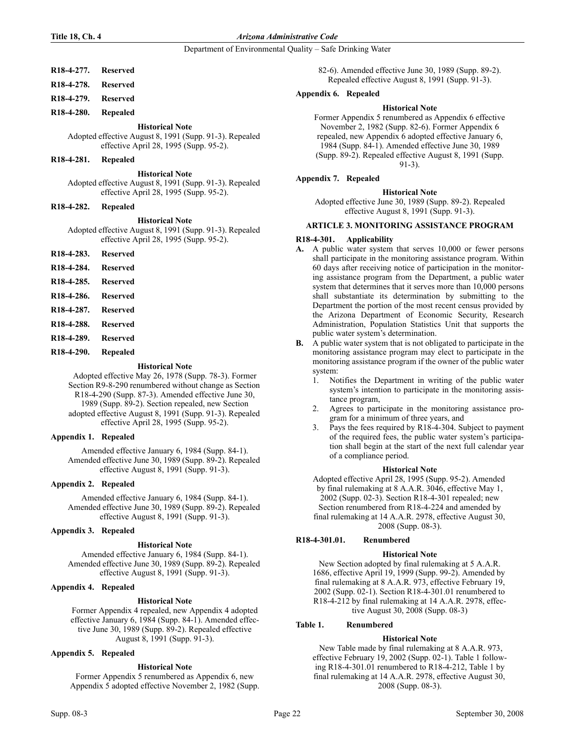**R18-4-277. Reserved**

**R18-4-278. Reserved**

**R18-4-279. Reserved**

**R18-4-280. Repealed**

**Historical Note**

Adopted effective August 8, 1991 (Supp. 91-3). Repealed effective April 28, 1995 (Supp. 95-2).

**R18-4-281. Repealed**

**Historical Note**

Adopted effective August 8, 1991 (Supp. 91-3). Repealed effective April 28, 1995 (Supp. 95-2).

**R18-4-282. Repealed**

**Historical Note**

Adopted effective August 8, 1991 (Supp. 91-3). Repealed effective April 28, 1995 (Supp. 95-2).

**R18-4-283. Reserved**

**R18-4-284. Reserved**

**R18-4-285. Reserved**

**R18-4-286. Reserved**

**R18-4-287. Reserved**

**R18-4-288. Reserved**

**R18-4-289. Reserved**

**R18-4-290. Repealed**

**Historical Note**

Adopted effective May 26, 1978 (Supp. 78-3). Former Section R9-8-290 renumbered without change as Section R18-4-290 (Supp. 87-3). Amended effective June 30, 1989 (Supp. 89-2). Section repealed, new Section adopted effective August 8, 1991 (Supp. 91-3). Repealed effective April 28, 1995 (Supp. 95-2).

**Appendix 1. Repealed**

Amended effective January 6, 1984 (Supp. 84-1). Amended effective June 30, 1989 (Supp. 89-2). Repealed effective August 8, 1991 (Supp. 91-3).

**Appendix 2. Repealed**

Amended effective January 6, 1984 (Supp. 84-1). Amended effective June 30, 1989 (Supp. 89-2). Repealed effective August 8, 1991 (Supp. 91-3).

**Appendix 3. Repealed**

**Historical Note**

Amended effective January 6, 1984 (Supp. 84-1). Amended effective June 30, 1989 (Supp. 89-2). Repealed effective August 8, 1991 (Supp. 91-3).

**Appendix 4. Repealed**

**Historical Note**

Former Appendix 4 repealed, new Appendix 4 adopted effective January 6, 1984 (Supp. 84-1). Amended effective June 30, 1989 (Supp. 89-2). Repealed effective August 8, 1991 (Supp. 91-3).

**Appendix 5. Repealed**

**Historical Note**

Former Appendix 5 renumbered as Appendix 6, new Appendix 5 adopted effective November 2, 1982 (Supp. 82-6). Amended effective June 30, 1989 (Supp. 89-2). Repealed effective August 8, 1991 (Supp. 91-3).

**Appendix 6. Repealed**

**Historical Note**

Former Appendix 5 renumbered as Appendix 6 effective November 2, 1982 (Supp. 82-6). Former Appendix 6 repealed, new Appendix 6 adopted effective January 6, 1984 (Supp. 84-1). Amended effective June 30, 1989 (Supp. 89-2). Repealed effective August 8, 1991 (Supp. 91-3).

**Appendix 7. Repealed**

**Historical Note**

Adopted effective June 30, 1989 (Supp. 89-2). Repealed effective August 8, 1991 (Supp. 91-3).

## ARTICLE 3. MONITORING ASSISTANCE PROGRAM

**R18-4-301. Applicability**

**A.** A public water system that serves 10,000 or fewer persons shall participate in the monitoring assistance program. Within 60 days after receiving notice of participation in the monitoring assistance program from the Department, a public water system that determines that it serves more than 10,000 persons shall substantiate its determination by submitting to the Department the portion of the most recent census provided by the Arizona Department of Economic Security, Research Administration, Population Statistics Unit that supports the public water system's determination.

**B.** A public water system that is not obligated to participate in the monitoring assistance program may elect to participate in the monitoring assistance program if the owner of the public water system:

1. Notifies the Department in writing of the public water system's intention to participate in the monitoring assistance program,
2. Agrees to participate in the monitoring assistance program for a minimum of three years, and
3. Pays the fees required by R18-4-304. Subject to payment of the required fees, the public water system's participation shall begin at the start of the next full calendar year of a compliance period.

**Historical Note**

Adopted effective April 28, 1995 (Supp. 95-2). Amended by final rulemaking at 8 A.A.R. 3046, effective May 1, 2002 (Supp. 02-3). Section R18-4-301 repealed; new Section renumbered from R18-4-224 and amended by final rulemaking at 14 A.A.R. 2978, effective August 30, 2008 (Supp. 08-3).

**R18-4-301.01. Renumbered**

**Historical Note**

New Section adopted by final rulemaking at 5 A.A.R. 1686, effective April 19, 1999 (Supp. 99-2). Amended by final rulemaking at 8 A.A.R. 973, effective February 19, 2002 (Supp. 02-1). Section R18-4-301.01 renumbered to R18-4-212 by final rulemaking at 14 A.A.R. 2978, effective August 30, 2008 (Supp. 08-3)

**Table 1. Renumbered**

**Historical Note**

New Table made by final rulemaking at 8 A.A.R. 973, effective February 19, 2002 (Supp. 02-1). Table 1 following R18-4-301.01 renumbered to R18-4-212, Table 1 by final rulemaking at 14 A.A.R. 2978, effective August 30, 2008 (Supp. 08-3).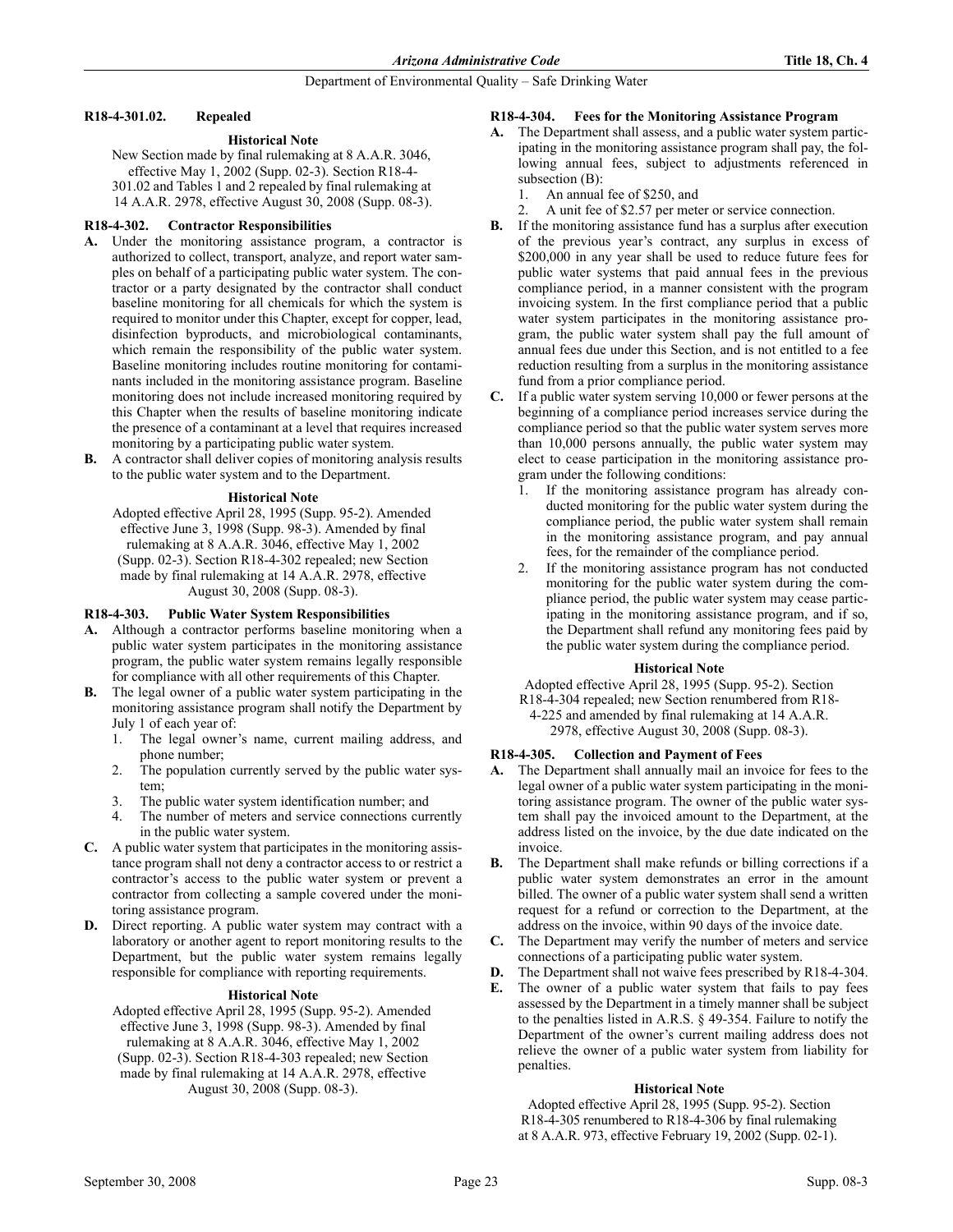#### R18-4-301.02. Repealed

**Historical Note**

New Section made by final rulemaking at 8 A.A.R. 3046, effective May 1, 2002 (Supp. 02-3). Section R18-4-301.02 and Tables 1 and 2 repealed by final rulemaking at 14 A.A.R. 2978, effective August 30, 2008 (Supp. 08-3).

#### R18-4-302. Contractor Responsibilities

**A.** Under the monitoring assistance program, a contractor is authorized to collect, transport, analyze, and report water samples on behalf of a participating public water system. The contractor or a party designated by the contractor shall conduct baseline monitoring for all chemicals for which the system is required to monitor under this Chapter, except for copper, lead, disinfection byproducts, and microbiological contaminants, which remain the responsibility of the public water system. Baseline monitoring includes routine monitoring for contaminants included in the monitoring assistance program. Baseline monitoring does not include increased monitoring required by this Chapter when the results of baseline monitoring indicate the presence of a contaminant at a level that requires increased monitoring by a participating public water system.

**B.** A contractor shall deliver copies of monitoring analysis results to the public water system and to the Department.

**Historical Note**

Adopted effective April 28, 1995 (Supp. 95-2). Amended effective June 3, 1998 (Supp. 98-3). Amended by final rulemaking at 8 A.A.R. 3046, effective May 1, 2002 (Supp. 02-3). Section R18-4-302 repealed; new Section made by final rulemaking at 14 A.A.R. 2978, effective August 30, 2008 (Supp. 08-3).

#### R18-4-303. Public Water System Responsibilities

**A.** Although a contractor performs baseline monitoring when a public water system participates in the monitoring assistance program, the public water system remains legally responsible for compliance with all other requirements of this Chapter.

**B.** The legal owner of a public water system participating in the monitoring assistance program shall notify the Department by July 1 of each year of:

1. The legal owner's name, current mailing address, and phone number;
2. The population currently served by the public water system;
3. The public water system identification number; and
4. The number of meters and service connections currently in the public water system.

**C.** A public water system that participates in the monitoring assistance program shall not deny a contractor access to or restrict a contractor's access to the public water system or prevent a contractor from collecting a sample covered under the monitoring assistance program.

**D.** Direct reporting. A public water system may contract with a laboratory or another agent to report monitoring results to the Department, but the public water system remains legally responsible for compliance with reporting requirements.

**Historical Note**

Adopted effective April 28, 1995 (Supp. 95-2). Amended effective June 3, 1998 (Supp. 98-3). Amended by final rulemaking at 8 A.A.R. 3046, effective May 1, 2002 (Supp. 02-3). Section R18-4-303 repealed; new Section made by final rulemaking at 14 A.A.R. 2978, effective August 30, 2008 (Supp. 08-3).

#### R18-4-304. Fees for the Monitoring Assistance Program

**A.** The Department shall assess, and a public water system participating in the monitoring assistance program shall pay, the following annual fees, subject to adjustments referenced in subsection (B):

1. An annual fee of $250, and
2. A unit fee of $2.57 per meter or service connection.

**B.** If the monitoring assistance fund has a surplus after execution of the previous year's contract, any surplus in excess of $200,000 in any year shall be used to reduce future fees for public water systems that paid annual fees in the previous compliance period, in a manner consistent with the program invoicing system. In the first compliance period that a public water system participates in the monitoring assistance program, the public water system shall pay the full amount of annual fees due under this Section, and is not entitled to a fee reduction resulting from a surplus in the monitoring assistance fund from a prior compliance period.

**C.** If a public water system serving 10,000 or fewer persons at the beginning of a compliance period increases service during the compliance period so that the public water system serves more than 10,000 persons annually, the public water system may elect to cease participation in the monitoring assistance program under the following conditions:

1. If the monitoring assistance program has already conducted monitoring for the public water system during the compliance period, the public water system shall remain in the monitoring assistance program, and pay annual fees, for the remainder of the compliance period.
2. If the monitoring assistance program has not conducted monitoring for the public water system during the compliance period, the public water system may cease participating in the monitoring assistance program, and if so, the Department shall refund any monitoring fees paid by the public water system during the compliance period.

**Historical Note**

Adopted effective April 28, 1995 (Supp. 95-2). Section R18-4-304 repealed; new Section renumbered from R18-4-225 and amended by final rulemaking at 14 A.A.R. 2978, effective August 30, 2008 (Supp. 08-3).

#### R18-4-305. Collection and Payment of Fees

**A.** The Department shall annually mail an invoice for fees to the legal owner of a public water system participating in the monitoring assistance program. The owner of the public water system shall pay the invoiced amount to the Department, at the address listed on the invoice, by the due date indicated on the invoice.

**B.** The Department shall make refunds or billing corrections if a public water system demonstrates an error in the amount billed. The owner of a public water system shall send a written request for a refund or correction to the Department, at the address on the invoice, within 90 days of the invoice date.

**C.** The Department may verify the number of meters and service connections of a participating public water system.

**D.** The Department shall not waive fees prescribed by R18-4-304.

**E.** The owner of a public water system that fails to pay fees assessed by the Department in a timely manner shall be subject to the penalties listed in A.R.S. § 49-354. Failure to notify the Department of the owner's current mailing address does not relieve the owner of a public water system from liability for penalties.

**Historical Note**

Adopted effective April 28, 1995 (Supp. 95-2). Section R18-4-305 renumbered to R18-4-306 by final rulemaking at 8 A.A.R. 973, effective February 19, 2002 (Supp. 02-1).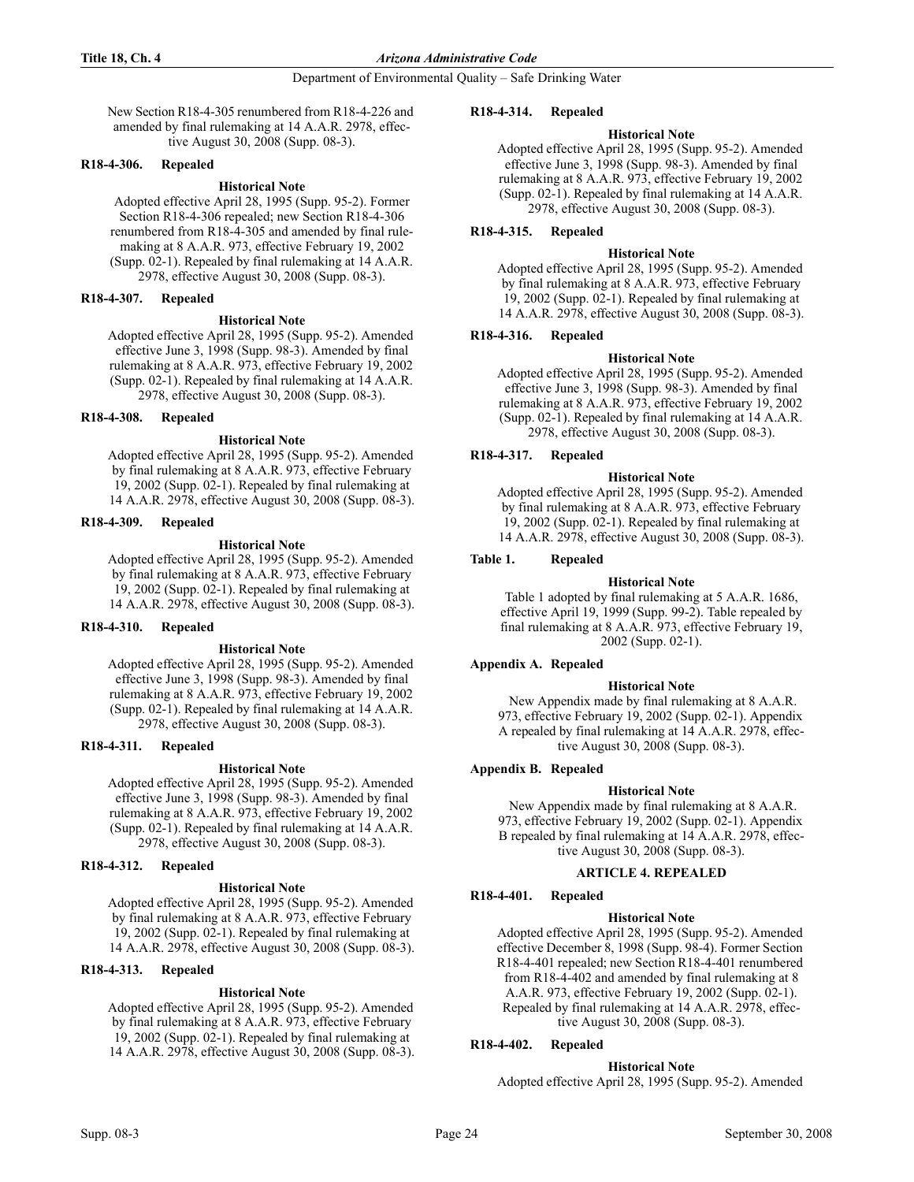New Section R18-4-305 renumbered from R18-4-226 and amended by final rulemaking at 14 A.A.R. 2978, effective August 30, 2008 (Supp. 08-3).

**R18-4-306. Repealed**

**Historical Note**

Adopted effective April 28, 1995 (Supp. 95-2). Former Section R18-4-306 repealed; new Section R18-4-306 renumbered from R18-4-305 and amended by final rulemaking at 8 A.A.R. 973, effective February 19, 2002 (Supp. 02-1). Repealed by final rulemaking at 14 A.A.R. 2978, effective August 30, 2008 (Supp. 08-3).

**R18-4-307. Repealed**

**Historical Note**

Adopted effective April 28, 1995 (Supp. 95-2). Amended effective June 3, 1998 (Supp. 98-3). Amended by final rulemaking at 8 A.A.R. 973, effective February 19, 2002 (Supp. 02-1). Repealed by final rulemaking at 14 A.A.R. 2978, effective August 30, 2008 (Supp. 08-3).

**R18-4-308. Repealed**

**Historical Note**

Adopted effective April 28, 1995 (Supp. 95-2). Amended by final rulemaking at 8 A.A.R. 973, effective February 19, 2002 (Supp. 02-1). Repealed by final rulemaking at 14 A.A.R. 2978, effective August 30, 2008 (Supp. 08-3).

**R18-4-309. Repealed**

**Historical Note**

Adopted effective April 28, 1995 (Supp. 95-2). Amended by final rulemaking at 8 A.A.R. 973, effective February 19, 2002 (Supp. 02-1). Repealed by final rulemaking at 14 A.A.R. 2978, effective August 30, 2008 (Supp. 08-3).

**R18-4-310. Repealed**

**Historical Note**

Adopted effective April 28, 1995 (Supp. 95-2). Amended effective June 3, 1998 (Supp. 98-3). Amended by final rulemaking at 8 A.A.R. 973, effective February 19, 2002 (Supp. 02-1). Repealed by final rulemaking at 14 A.A.R. 2978, effective August 30, 2008 (Supp. 08-3).

**R18-4-311. Repealed**

**Historical Note**

Adopted effective April 28, 1995 (Supp. 95-2). Amended effective June 3, 1998 (Supp. 98-3). Amended by final rulemaking at 8 A.A.R. 973, effective February 19, 2002 (Supp. 02-1). Repealed by final rulemaking at 14 A.A.R. 2978, effective August 30, 2008 (Supp. 08-3).

**R18-4-312. Repealed**

**Historical Note**

Adopted effective April 28, 1995 (Supp. 95-2). Amended by final rulemaking at 8 A.A.R. 973, effective February 19, 2002 (Supp. 02-1). Repealed by final rulemaking at 14 A.A.R. 2978, effective August 30, 2008 (Supp. 08-3).

**R18-4-313. Repealed**

**Historical Note**

Adopted effective April 28, 1995 (Supp. 95-2). Amended by final rulemaking at 8 A.A.R. 973, effective February 19, 2002 (Supp. 02-1). Repealed by final rulemaking at 14 A.A.R. 2978, effective August 30, 2008 (Supp. 08-3).

**R18-4-314. Repealed**

**Historical Note**

Adopted effective April 28, 1995 (Supp. 95-2). Amended effective June 3, 1998 (Supp. 98-3). Amended by final rulemaking at 8 A.A.R. 973, effective February 19, 2002 (Supp. 02-1). Repealed by final rulemaking at 14 A.A.R. 2978, effective August 30, 2008 (Supp. 08-3).

**R18-4-315. Repealed**

**Historical Note**

Adopted effective April 28, 1995 (Supp. 95-2). Amended by final rulemaking at 8 A.A.R. 973, effective February 19, 2002 (Supp. 02-1). Repealed by final rulemaking at 14 A.A.R. 2978, effective August 30, 2008 (Supp. 08-3).

**R18-4-316. Repealed**

**Historical Note**

Adopted effective April 28, 1995 (Supp. 95-2). Amended effective June 3, 1998 (Supp. 98-3). Amended by final rulemaking at 8 A.A.R. 973, effective February 19, 2002 (Supp. 02-1). Repealed by final rulemaking at 14 A.A.R. 2978, effective August 30, 2008 (Supp. 08-3).

**R18-4-317. Repealed**

**Historical Note**

Adopted effective April 28, 1995 (Supp. 95-2). Amended by final rulemaking at 8 A.A.R. 973, effective February 19, 2002 (Supp. 02-1). Repealed by final rulemaking at 14 A.A.R. 2978, effective August 30, 2008 (Supp. 08-3).

**Table 1. Repealed**

**Historical Note**

Table 1 adopted by final rulemaking at 5 A.A.R. 1686, effective April 19, 1999 (Supp. 99-2). Table repealed by final rulemaking at 8 A.A.R. 973, effective February 19, 2002 (Supp. 02-1).

**Appendix A. Repealed**

**Historical Note**

New Appendix made by final rulemaking at 8 A.A.R. 973, effective February 19, 2002 (Supp. 02-1). Appendix A repealed by final rulemaking at 14 A.A.R. 2978, effective August 30, 2008 (Supp. 08-3).

**Appendix B. Repealed**

**Historical Note**

New Appendix made by final rulemaking at 8 A.A.R. 973, effective February 19, 2002 (Supp. 02-1). Appendix B repealed by final rulemaking at 14 A.A.R. 2978, effective August 30, 2008 (Supp. 08-3).

## ARTICLE 4. REPEALED

**R18-4-401. Repealed**

**Historical Note**

Adopted effective April 28, 1995 (Supp. 95-2). Amended effective December 8, 1998 (Supp. 98-4). Former Section R18-4-401 repealed; new Section R18-4-401 renumbered from R18-4-402 and amended by final rulemaking at 8 A.A.R. 973, effective February 19, 2002 (Supp. 02-1). Repealed by final rulemaking at 14 A.A.R. 2978, effective August 30, 2008 (Supp. 08-3).

**R18-4-402. Repealed**

**Historical Note**

Adopted effective April 28, 1995 (Supp. 95-2). Amended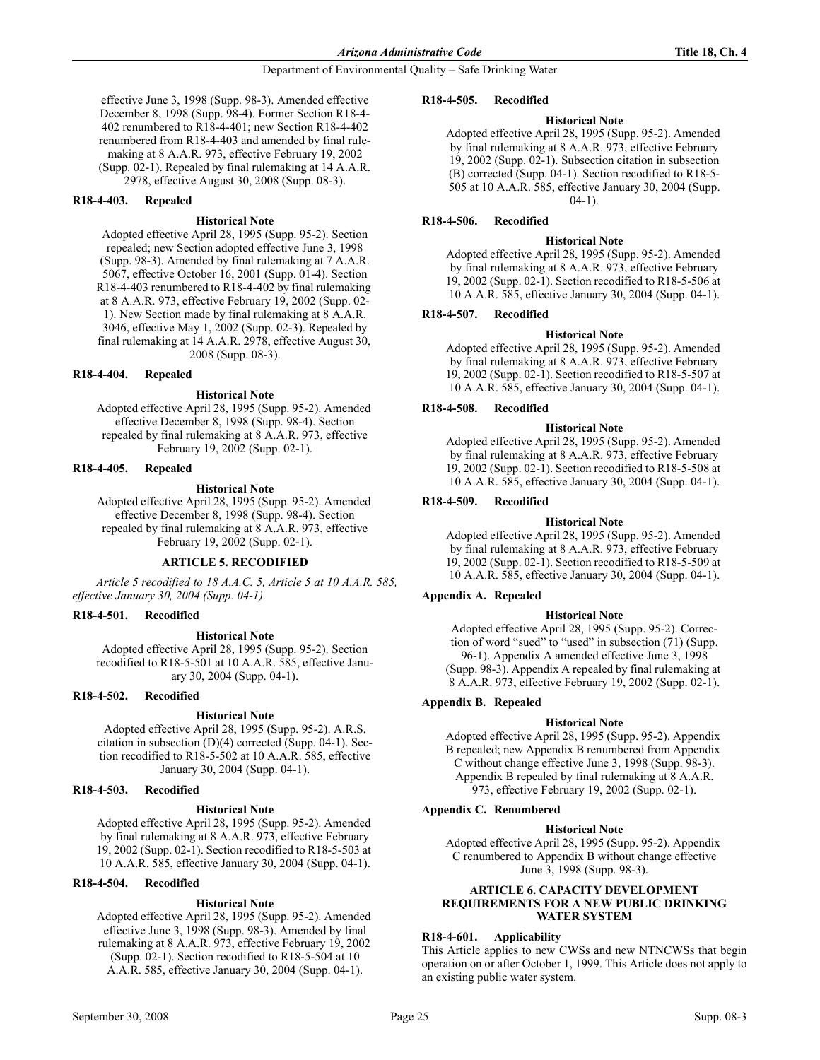effective June 3, 1998 (Supp. 98-3). Amended effective December 8, 1998 (Supp. 98-4). Former Section R18-4-402 renumbered to R18-4-401; new Section R18-4-402 renumbered from R18-4-403 and amended by final rulemaking at 8 A.A.R. 973, effective February 19, 2002 (Supp. 02-1). Repealed by final rulemaking at 14 A.A.R. 2978, effective August 30, 2008 (Supp. 08-3).

**R18-4-403. Repealed**

**Historical Note**

Adopted effective April 28, 1995 (Supp. 95-2). Section repealed; new Section adopted effective June 3, 1998 (Supp. 98-3). Amended by final rulemaking at 7 A.A.R. 5067, effective October 16, 2001 (Supp. 01-4). Section R18-4-403 renumbered to R18-4-402 by final rulemaking at 8 A.A.R. 973, effective February 19, 2002 (Supp. 02-1). New Section made by final rulemaking at 8 A.A.R. 3046, effective May 1, 2002 (Supp. 02-3). Repealed by final rulemaking at 14 A.A.R. 2978, effective August 30, 2008 (Supp. 08-3).

**R18-4-404. Repealed**

**Historical Note**

Adopted effective April 28, 1995 (Supp. 95-2). Amended effective December 8, 1998 (Supp. 98-4). Section repealed by final rulemaking at 8 A.A.R. 973, effective February 19, 2002 (Supp. 02-1).

**R18-4-405. Repealed**

**Historical Note**

Adopted effective April 28, 1995 (Supp. 95-2). Amended effective December 8, 1998 (Supp. 98-4). Section repealed by final rulemaking at 8 A.A.R. 973, effective February 19, 2002 (Supp. 02-1).

## ARTICLE 5. RECODIFIED

*Article 5 recodified to 18 A.A.C. 5, Article 5 at 10 A.A.R. 585, effective January 30, 2004 (Supp. 04-1).*

**R18-4-501. Recodified**

**Historical Note**

Adopted effective April 28, 1995 (Supp. 95-2). Section recodified to R18-5-501 at 10 A.A.R. 585, effective January 30, 2004 (Supp. 04-1).

**R18-4-502. Recodified**

**Historical Note**

Adopted effective April 28, 1995 (Supp. 95-2). A.R.S. citation in subsection (D)(4) corrected (Supp. 04-1). Section recodified to R18-5-502 at 10 A.A.R. 585, effective January 30, 2004 (Supp. 04-1).

**R18-4-503. Recodified**

**Historical Note**

Adopted effective April 28, 1995 (Supp. 95-2). Amended by final rulemaking at 8 A.A.R. 973, effective February 19, 2002 (Supp. 02-1). Section recodified to R18-5-503 at 10 A.A.R. 585, effective January 30, 2004 (Supp. 04-1).

**R18-4-504. Recodified**

**Historical Note**

Adopted effective April 28, 1995 (Supp. 95-2). Amended effective June 3, 1998 (Supp. 98-3). Amended by final rulemaking at 8 A.A.R. 973, effective February 19, 2002 (Supp. 02-1). Section recodified to R18-5-504 at 10 A.A.R. 585, effective January 30, 2004 (Supp. 04-1).

**R18-4-505. Recodified**

**Historical Note**

Adopted effective April 28, 1995 (Supp. 95-2). Amended by final rulemaking at 8 A.A.R. 973, effective February 19, 2002 (Supp. 02-1). Subsection citation in subsection (B) corrected (Supp. 04-1). Section recodified to R18-5-505 at 10 A.A.R. 585, effective January 30, 2004 (Supp. 04-1).

**R18-4-506. Recodified**

**Historical Note**

Adopted effective April 28, 1995 (Supp. 95-2). Amended by final rulemaking at 8 A.A.R. 973, effective February 19, 2002 (Supp. 02-1). Section recodified to R18-5-506 at 10 A.A.R. 585, effective January 30, 2004 (Supp. 04-1).

**R18-4-507. Recodified**

**Historical Note**

Adopted effective April 28, 1995 (Supp. 95-2). Amended by final rulemaking at 8 A.A.R. 973, effective February 19, 2002 (Supp. 02-1). Section recodified to R18-5-507 at 10 A.A.R. 585, effective January 30, 2004 (Supp. 04-1).

**R18-4-508. Recodified**

**Historical Note**

Adopted effective April 28, 1995 (Supp. 95-2). Amended by final rulemaking at 8 A.A.R. 973, effective February 19, 2002 (Supp. 02-1). Section recodified to R18-5-508 at 10 A.A.R. 585, effective January 30, 2004 (Supp. 04-1).

**R18-4-509. Recodified**

**Historical Note**

Adopted effective April 28, 1995 (Supp. 95-2). Amended by final rulemaking at 8 A.A.R. 973, effective February 19, 2002 (Supp. 02-1). Section recodified to R18-5-509 at 10 A.A.R. 585, effective January 30, 2004 (Supp. 04-1).

**Appendix A. Repealed**

**Historical Note**

Adopted effective April 28, 1995 (Supp. 95-2). Correction of word "sued" to "used" in subsection (71) (Supp. 96-1). Appendix A amended effective June 3, 1998 (Supp. 98-3). Appendix A repealed by final rulemaking at 8 A.A.R. 973, effective February 19, 2002 (Supp. 02-1).

**Appendix B. Repealed**

**Historical Note**

Adopted effective April 28, 1995 (Supp. 95-2). Appendix B repealed; new Appendix B renumbered from Appendix C without change effective June 3, 1998 (Supp. 98-3). Appendix B repealed by final rulemaking at 8 A.A.R. 973, effective February 19, 2002 (Supp. 02-1).

**Appendix C. Renumbered**

**Historical Note**

Adopted effective April 28, 1995 (Supp. 95-2). Appendix C renumbered to Appendix B without change effective June 3, 1998 (Supp. 98-3).

## ARTICLE 6. CAPACITY DEVELOPMENT REQUIREMENTS FOR A NEW PUBLIC DRINKING WATER SYSTEM

**R18-4-601. Applicability**

This Article applies to new CWSs and new NTNCWSs that begin operation on or after October 1, 1999. This Article does not apply to an existing public water system.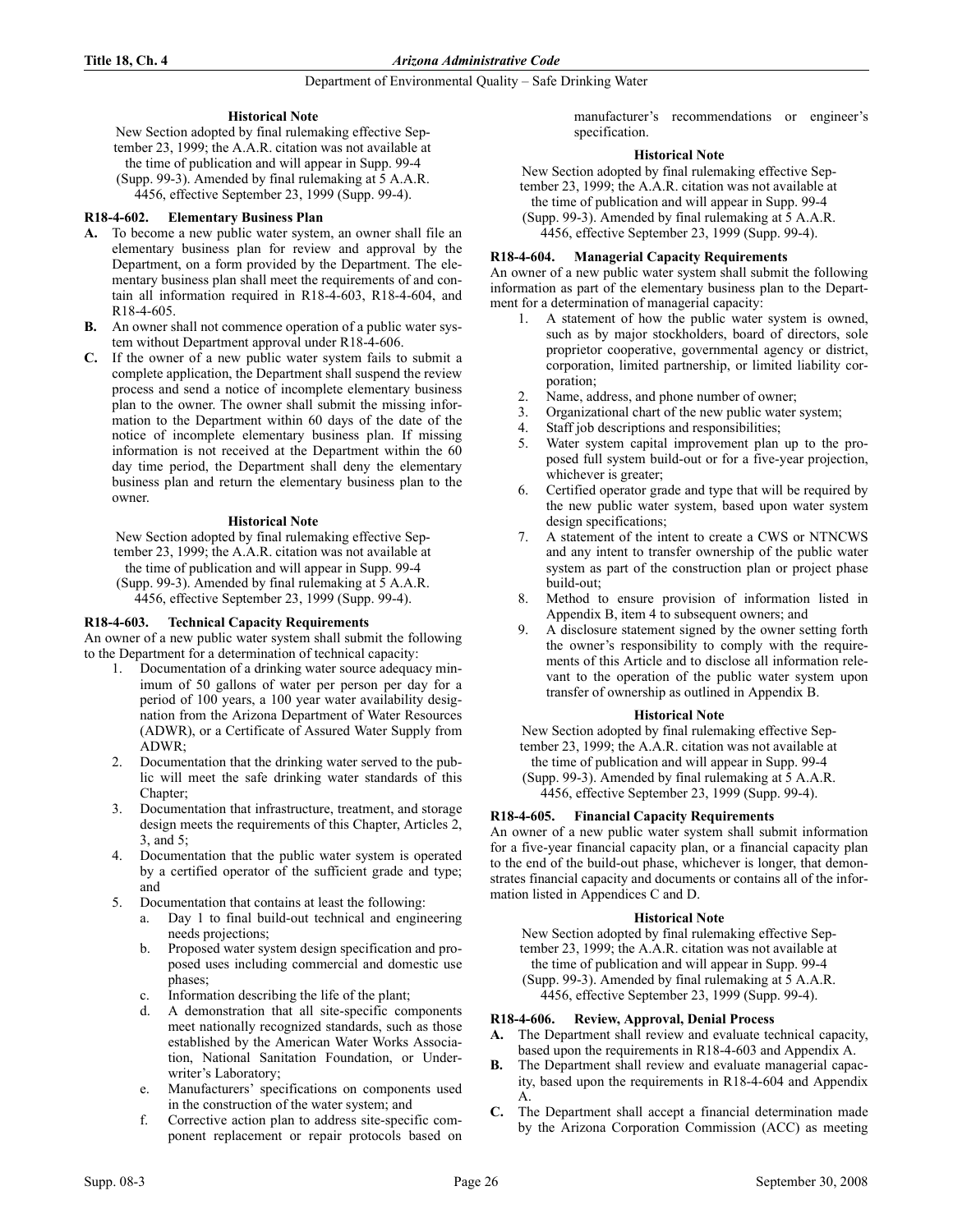**Historical Note**

New Section adopted by final rulemaking effective September 23, 1999; the A.A.R. citation was not available at the time of publication and will appear in Supp. 99-4 (Supp. 99-3). Amended by final rulemaking at 5 A.A.R. 4456, effective September 23, 1999 (Supp. 99-4).

### R18-4-602. Elementary Business Plan

**A.** To become a new public water system, an owner shall file an elementary business plan for review and approval by the Department, on a form provided by the Department. The elementary business plan shall meet the requirements of and contain all information required in R18-4-603, R18-4-604, and R18-4-605.

**B.** An owner shall not commence operation of a public water system without Department approval under R18-4-606.

**C.** If the owner of a new public water system fails to submit a complete application, the Department shall suspend the review process and send a notice of incomplete elementary business plan to the owner. The owner shall submit the missing information to the Department within 60 days of the date of the notice of incomplete elementary business plan. If missing information is not received at the Department within the 60 day time period, the Department shall deny the elementary business plan and return the elementary business plan to the owner.

**Historical Note**

New Section adopted by final rulemaking effective September 23, 1999; the A.A.R. citation was not available at the time of publication and will appear in Supp. 99-4 (Supp. 99-3). Amended by final rulemaking at 5 A.A.R. 4456, effective September 23, 1999 (Supp. 99-4).

### R18-4-603. Technical Capacity Requirements

An owner of a new public water system shall submit the following to the Department for a determination of technical capacity:

1. Documentation of a drinking water source adequacy minimum of 50 gallons of water per person per day for a period of 100 years, a 100 year water availability designation from the Arizona Department of Water Resources (ADWR), or a Certificate of Assured Water Supply from ADWR;
2. Documentation that the drinking water served to the public will meet the safe drinking water standards of this Chapter;
3. Documentation that infrastructure, treatment, and storage design meets the requirements of this Chapter, Articles 2, 3, and 5;
4. Documentation that the public water system is operated by a certified operator of the sufficient grade and type; and
5. Documentation that contains at least the following:
   a. Day 1 to final build-out technical and engineering needs projections;
   b. Proposed water system design specification and proposed uses including commercial and domestic use phases;
   c. Information describing the life of the plant;
   d. A demonstration that all site-specific components meet nationally recognized standards, such as those established by the American Water Works Association, National Sanitation Foundation, or Underwriter's Laboratory;
   e. Manufacturers' specifications on components used in the construction of the water system; and
   f. Corrective action plan to address site-specific component replacement or repair protocols based on manufacturer's recommendations or engineer's specification.

**Historical Note**

New Section adopted by final rulemaking effective September 23, 1999; the A.A.R. citation was not available at the time of publication and will appear in Supp. 99-4 (Supp. 99-3). Amended by final rulemaking at 5 A.A.R. 4456, effective September 23, 1999 (Supp. 99-4).

### R18-4-604. Managerial Capacity Requirements

An owner of a new public water system shall submit the following information as part of the elementary business plan to the Department for a determination of managerial capacity:

1. A statement of how the public water system is owned, such as by major stockholders, board of directors, sole proprietor cooperative, governmental agency or district, corporation, limited partnership, or limited liability corporation;
2. Name, address, and phone number of owner;
3. Organizational chart of the new public water system;
4. Staff job descriptions and responsibilities;
5. Water system capital improvement plan up to the proposed full system build-out or for a five-year projection, whichever is greater;
6. Certified operator grade and type that will be required by the new public water system, based upon water system design specifications;
7. A statement of the intent to create a CWS or NTNCWS and any intent to transfer ownership of the public water system as part of the construction plan or project phase build-out;
8. Method to ensure provision of information listed in Appendix B, item 4 to subsequent owners; and
9. A disclosure statement signed by the owner setting forth the owner's responsibility to comply with the requirements of this Article and to disclose all information relevant to the operation of the public water system upon transfer of ownership as outlined in Appendix B.

**Historical Note**

New Section adopted by final rulemaking effective September 23, 1999; the A.A.R. citation was not available at the time of publication and will appear in Supp. 99-4 (Supp. 99-3). Amended by final rulemaking at 5 A.A.R. 4456, effective September 23, 1999 (Supp. 99-4).

### R18-4-605. Financial Capacity Requirements

An owner of a new public water system shall submit information for a five-year financial capacity plan, or a financial capacity plan to the end of the build-out phase, whichever is longer, that demonstrates financial capacity and documents or contains all of the information listed in Appendices C and D.

**Historical Note**

New Section adopted by final rulemaking effective September 23, 1999; the A.A.R. citation was not available at the time of publication and will appear in Supp. 99-4 (Supp. 99-3). Amended by final rulemaking at 5 A.A.R. 4456, effective September 23, 1999 (Supp. 99-4).

### R18-4-606. Review, Approval, Denial Process

**A.** The Department shall review and evaluate technical capacity, based upon the requirements in R18-4-603 and Appendix A.

**B.** The Department shall review and evaluate managerial capacity, based upon the requirements in R18-4-604 and Appendix A.

**C.** The Department shall accept a financial determination made by the Arizona Corporation Commission (ACC) as meeting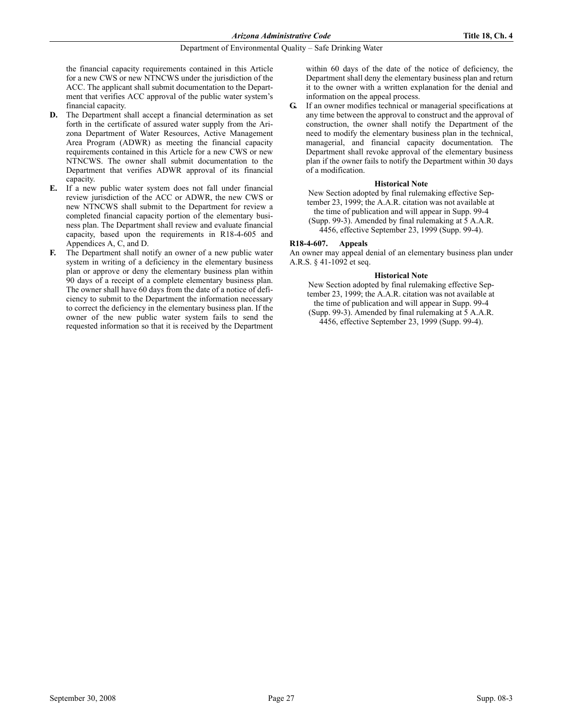the financial capacity requirements contained in this Article for a new CWS or new NTNCWS under the jurisdiction of the ACC. The applicant shall submit documentation to the Department that verifies ACC approval of the public water system's financial capacity.

**D.** The Department shall accept a financial determination as set forth in the certificate of assured water supply from the Arizona Department of Water Resources, Active Management Area Program (ADWR) as meeting the financial capacity requirements contained in this Article for a new CWS or new NTNCWS. The owner shall submit documentation to the Department that verifies ADWR approval of its financial capacity.

**E.** If a new public water system does not fall under financial review jurisdiction of the ACC or ADWR, the new CWS or new NTNCWS shall submit to the Department for review a completed financial capacity portion of the elementary business plan. The Department shall review and evaluate financial capacity, based upon the requirements in R18-4-605 and Appendices A, C, and D.

**F.** The Department shall notify an owner of a new public water system in writing of a deficiency in the elementary business plan or approve or deny the elementary business plan within 90 days of a receipt of a complete elementary business plan. The owner shall have 60 days from the date of a notice of deficiency to submit to the Department the information necessary to correct the deficiency in the elementary business plan. If the owner of the new public water system fails to send the requested information so that it is received by the Department within 60 days of the date of the notice of deficiency, the Department shall deny the elementary business plan and return it to the owner with a written explanation for the denial and information on the appeal process.

**G.** If an owner modifies technical or managerial specifications at any time between the approval to construct and the approval of construction, the owner shall notify the Department of the need to modify the elementary business plan in the technical, managerial, and financial capacity documentation. The Department shall revoke approval of the elementary business plan if the owner fails to notify the Department within 30 days of a modification.

**Historical Note**

New Section adopted by final rulemaking effective September 23, 1999; the A.A.R. citation was not available at the time of publication and will appear in Supp. 99-4 (Supp. 99-3). Amended by final rulemaking at 5 A.A.R. 4456, effective September 23, 1999 (Supp. 99-4).

**R18-4-607. Appeals**

An owner may appeal denial of an elementary business plan under A.R.S. § 41-1092 et seq.

**Historical Note**

New Section adopted by final rulemaking effective September 23, 1999; the A.A.R. citation was not available at the time of publication and will appear in Supp. 99-4 (Supp. 99-3). Amended by final rulemaking at 5 A.A.R. 4456, effective September 23, 1999 (Supp. 99-4).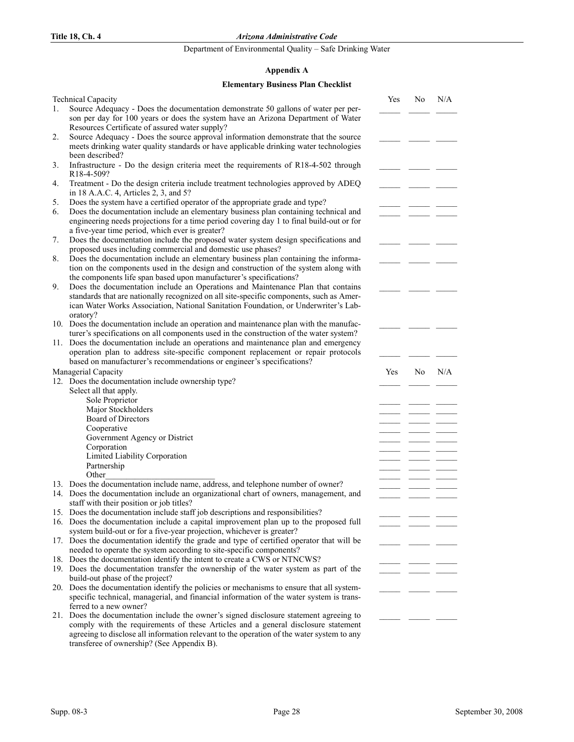## Appendix A

### Elementary Business Plan Checklist

| Technical Capacity | Yes | No | N/A |
|---|---|---|---|
| 1. Source Adequacy - Does the documentation demonstrate 50 gallons of water per person per day for 100 years or does the system have an Arizona Department of Water Resources Certificate of assured water supply? | _____ | _____ | _____ |
| 2. Source Adequacy - Does the source approval information demonstrate that the source meets drinking water quality standards or have applicable drinking water technologies been described? | _____ | _____ | _____ |
| 3. Infrastructure - Do the design criteria meet the requirements of R18-4-502 through R18-4-509? | _____ | _____ | _____ |
| 4. Treatment - Do the design criteria include treatment technologies approved by ADEQ in 18 A.A.C. 4, Articles 2, 3, and 5? | _____ | _____ | _____ |
| 5. Does the system have a certified operator of the appropriate grade and type? | _____ | _____ | _____ |
| 6. Does the documentation include an elementary business plan containing technical and engineering needs projections for a time period covering day 1 to final build-out or for a five-year time period, which ever is greater? | _____ | _____ | _____ |
| 7. Does the documentation include the proposed water system design specifications and proposed uses including commercial and domestic use phases? | _____ | _____ | _____ |
| 8. Does the documentation include an elementary business plan containing the information on the components used in the design and construction of the system along with the components life span based upon manufacturer's specifications? | _____ | _____ | _____ |
| 9. Does the documentation include an Operations and Maintenance Plan that contains standards that are nationally recognized on all site-specific components, such as American Water Works Association, National Sanitation Foundation, or Underwriter's Laboratory? | _____ | _____ | _____ |
| 10. Does the documentation include an operation and maintenance plan with the manufacturer's specifications on all components used in the construction of the water system? | _____ | _____ | _____ |
| 11. Does the documentation include an operations and maintenance plan and emergency operation plan to address site-specific component replacement or repair protocols based on manufacturer's recommendations or engineer's specifications? | _____ | _____ | _____ |

| Managerial Capacity | Yes | No | N/A |
|---|---|---|---|
| 12. Does the documentation include ownership type? | _____ | _____ | _____ |
| Select all that apply. | _____ | _____ | _____ |
| Sole Proprietor | _____ | _____ | _____ |
| Major Stockholders | _____ | _____ | _____ |
| Board of Directors | _____ | _____ | _____ |
| Cooperative | _____ | _____ | _____ |
| Government Agency or District | _____ | _____ | _____ |
| Corporation | _____ | _____ | _____ |
| Limited Liability Corporation | _____ | _____ | _____ |
| Partnership | _____ | _____ | _____ |
| Other__________________________ | _____ | _____ | _____ |
| 13. Does the documentation include name, address, and telephone number of owner? | _____ | _____ | _____ |
| 14. Does the documentation include an organizational chart of owners, management, and staff with their position or job titles? | _____ | _____ | _____ |
| 15. Does the documentation include staff job descriptions and responsibilities? | _____ | _____ | _____ |
| 16. Does the documentation include a capital improvement plan up to the proposed full system build-out or for a five-year projection, whichever is greater? | _____ | _____ | _____ |
| 17. Does the documentation identify the grade and type of certified operator that will be needed to operate the system according to site-specific components? | _____ | _____ | _____ |
| 18. Does the documentation identify the intent to create a CWS or NTNCWS? | _____ | _____ | _____ |
| 19. Does the documentation transfer the ownership of the water system as part of the build-out phase of the project? | _____ | _____ | _____ |
| 20. Does the documentation identify the policies or mechanisms to ensure that all system-specific technical, managerial, and financial information of the water system is transferred to a new owner? | _____ | _____ | _____ |
| 21. Does the documentation include the owner's signed disclosure statement agreeing to comply with the requirements of these Articles and a general disclosure statement agreeing to disclose all information relevant to the operation of the water system to any transferee of ownership? (See Appendix B). | _____ | _____ | _____ |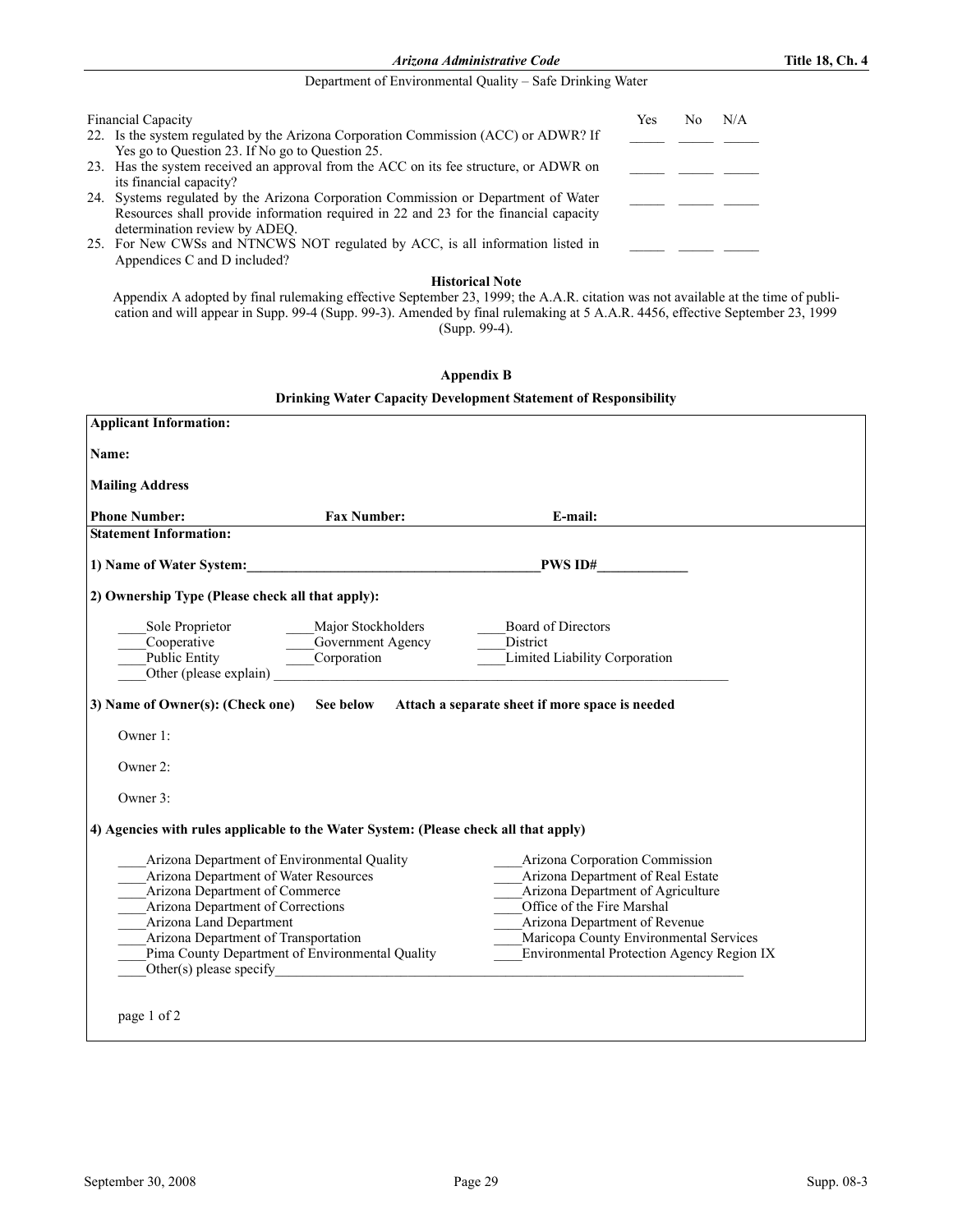| Financial Capacity | Yes | No | N/A |
|---|---|---|---|
| 22. Is the system regulated by the Arizona Corporation Commission (ACC) or ADWR? If Yes go to Question 23. If No go to Question 25. | _____ | _____ | _____ |
| 23. Has the system received an approval from the ACC on its fee structure, or ADWR on its financial capacity? | _____ | _____ | _____ |
| 24. Systems regulated by the Arizona Corporation Commission or Department of Water Resources shall provide information required in 22 and 23 for the financial capacity determination review by ADEQ. | _____ | _____ | _____ |
| 25. For New CWSs and NTNCWS NOT regulated by ACC, is all information listed in Appendices C and D included? | _____ | _____ | _____ |

**Historical Note**

Appendix A adopted by final rulemaking effective September 23, 1999; the A.A.R. citation was not available at the time of publication and will appear in Supp. 99-4 (Supp. 99-3). Amended by final rulemaking at 5 A.A.R. 4456, effective September 23, 1999 (Supp. 99-4).

## Appendix B

### Drinking Water Capacity Development Statement of Responsibility

**Applicant Information:**

**Name:**

**Mailing Address**

**Phone Number:** **Fax Number:** **E-mail:**

**Statement Information:**

**1) Name of Water System:__________________________________________PWS ID#_____________**

**2) Ownership Type (Please check all that apply):**

____Sole Proprietor ____Major Stockholders ____Board of Directors
____Cooperative ____Government Agency ____District
____Public Entity ____Corporation ____Limited Liability Corporation
____Other (please explain) ________________________________________________________________

**3) Name of Owner(s): (Check one) See below Attach a separate sheet if more space is needed**

Owner 1:

Owner 2:

Owner 3:

**4) Agencies with rules applicable to the Water System: (Please check all that apply)**

____Arizona Department of Environmental Quality
____Arizona Department of Water Resources
____Arizona Department of Commerce
____Arizona Department of Corrections
____Arizona Land Department
____Arizona Department of Transportation
____Pima County Department of Environmental Quality
____Arizona Corporation Commission
____Arizona Department of Real Estate
____Arizona Department of Agriculture
____Office of the Fire Marshal
____Arizona Department of Revenue
____Maricopa County Environmental Services
____Environmental Protection Agency Region IX
____Other(s) please specify______________________________________________________________________

page 1 of 2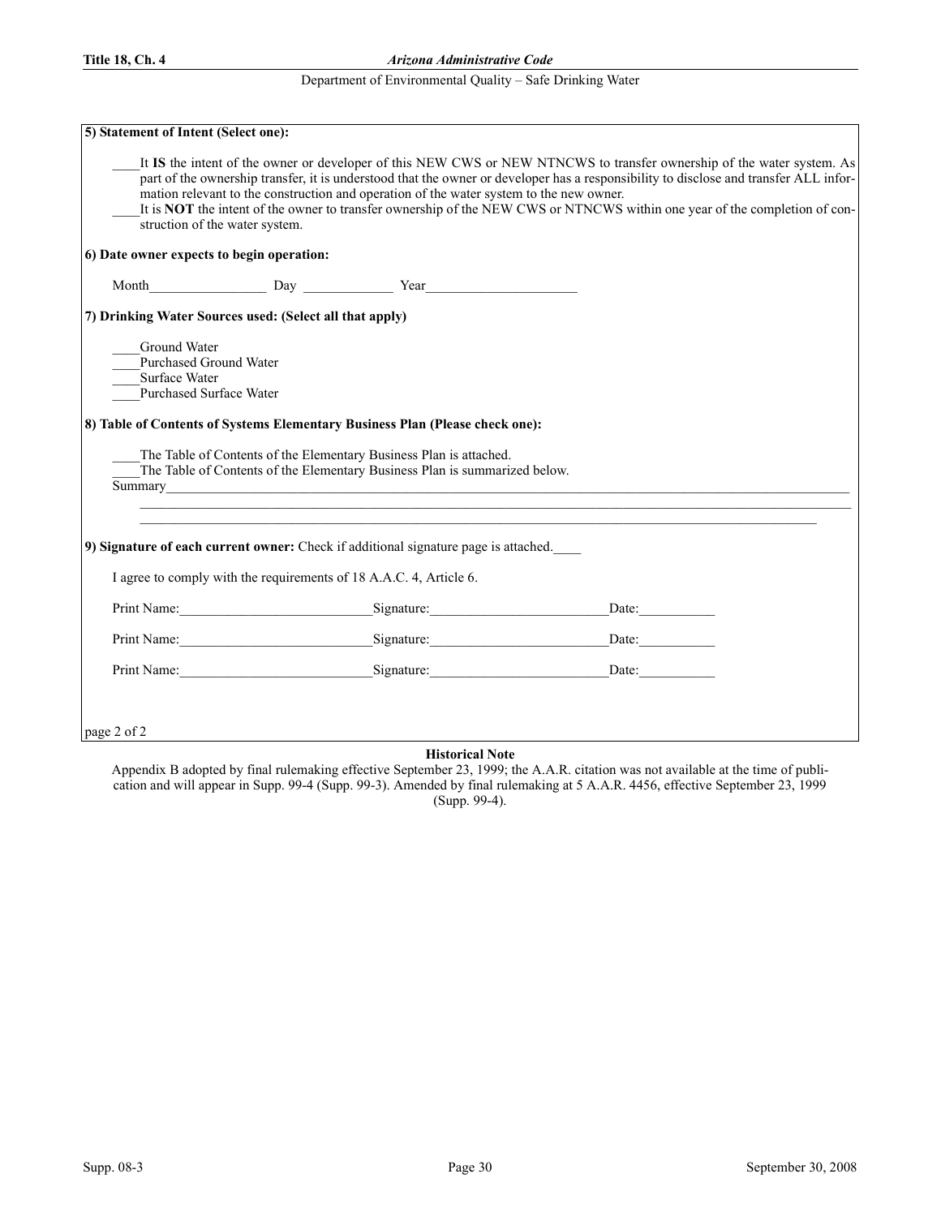**5) Statement of Intent (Select one):**

____It **IS** the intent of the owner or developer of this NEW CWS or NEW NTNCWS to transfer ownership of the water system. As part of the ownership transfer, it is understood that the owner or developer has a responsibility to disclose and transfer ALL information relevant to the construction and operation of the water system to the new owner.

____It is **NOT** the intent of the owner to transfer ownership of the NEW CWS or NTNCWS within one year of the completion of construction of the water system.

**6) Date owner expects to begin operation:**

Month_________________ Day _____________ Year______________________

**7) Drinking Water Sources used: (Select all that apply)**

____Ground Water
____Purchased Ground Water
____Surface Water
____Purchased Surface Water

**8) Table of Contents of Systems Elementary Business Plan (Please check one):**

____The Table of Contents of the Elementary Business Plan is attached.
____The Table of Contents of the Elementary Business Plan is summarized below.

Summary______________________________________________________________________________________________
______________________________________________________________________________________________
______________________________________________________________________________________________

**9) Signature of each current owner:** Check if additional signature page is attached.____

I agree to comply with the requirements of 18 A.A.C. 4, Article 6.

Print Name:___________________________Signature:_________________________Date:___________

Print Name:___________________________Signature:_________________________Date:___________

Print Name:___________________________Signature:_________________________Date:___________

page 2 of 2

**Historical Note**

Appendix B adopted by final rulemaking effective September 23, 1999; the A.A.R. citation was not available at the time of publication and will appear in Supp. 99-4 (Supp. 99-3). Amended by final rulemaking at 5 A.A.R. 4456, effective September 23, 1999 (Supp. 99-4).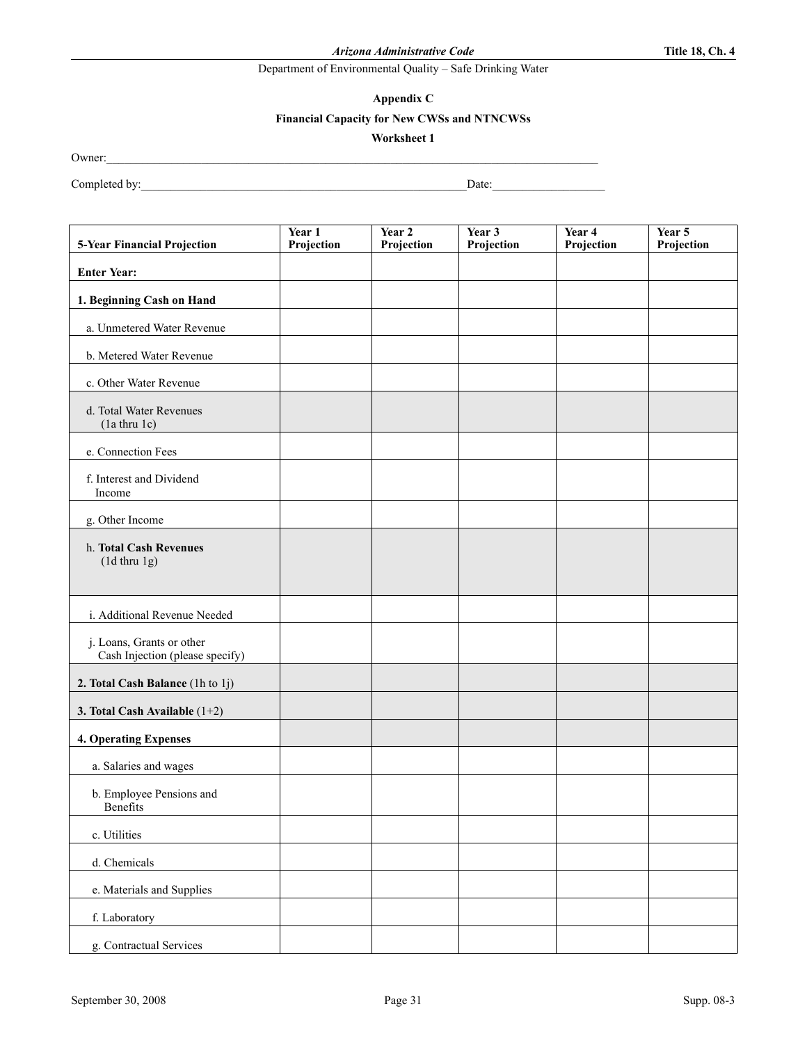### Appendix C

### Financial Capacity for New CWSs and NTNCWSs

### Worksheet 1

Owner:___________________________________________________________________________________

Completed by:_______________________________________________________Date:__________________

| **5-Year Financial Projection** | **Year 1 Projection** | **Year 2 Projection** | **Year 3 Projection** | **Year 4 Projection** | **Year 5 Projection** |
|---|---|---|---|---|---|
| **Enter Year:** | | | | | |
| **1. Beginning Cash on Hand** | | | | | |
| a. Unmetered Water Revenue | | | | | |
| b. Metered Water Revenue | | | | | |
| c. Other Water Revenue | | | | | |
| d. Total Water Revenues (1a thru 1c) | | | | | |
| e. Connection Fees | | | | | |
| f. Interest and Dividend Income | | | | | |
| g. Other Income | | | | | |
| h. **Total Cash Revenues** (1d thru 1g) | | | | | |
| i. Additional Revenue Needed | | | | | |
| j. Loans, Grants or other Cash Injection (please specify) | | | | | |
| **2. Total Cash Balance** (1h to 1j) | | | | | |
| **3. Total Cash Available** (1+2) | | | | | |
| **4. Operating Expenses** | | | | | |
| a. Salaries and wages | | | | | |
| b. Employee Pensions and Benefits | | | | | |
| c. Utilities | | | | | |
| d. Chemicals | | | | | |
| e. Materials and Supplies | | | | | |
| f. Laboratory | | | | | |
| g. Contractual Services | | | | | |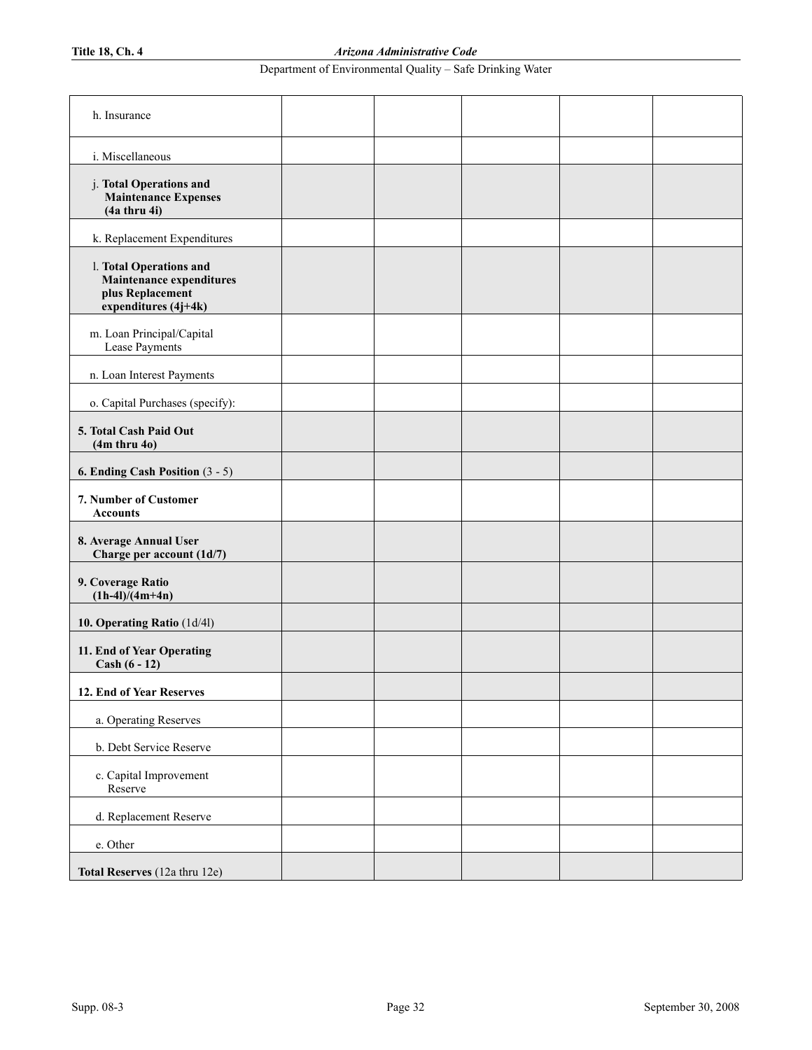| | | | | | |
|---|---|---|---|---|---|
| h. Insurance | | | | | |
| i. Miscellaneous | | | | | |
| j. **Total Operations and Maintenance Expenses (4a thru 4i)** | | | | | |
| k. Replacement Expenditures | | | | | |
| l. **Total Operations and Maintenance expenditures plus Replacement expenditures (4j+4k)** | | | | | |
| m. Loan Principal/Capital Lease Payments | | | | | |
| n. Loan Interest Payments | | | | | |
| o. Capital Purchases (specify): | | | | | |
| **5. Total Cash Paid Out (4m thru 4o)** | | | | | |
| **6. Ending Cash Position** (3 - 5) | | | | | |
| **7. Number of Customer Accounts** | | | | | |
| **8. Average Annual User Charge per account (1d/7)** | | | | | |
| **9. Coverage Ratio (1h-4l)/(4m+4n)** | | | | | |
| **10. Operating Ratio** (1d/4l) | | | | | |
| **11. End of Year Operating Cash (6 - 12)** | | | | | |
| **12. End of Year Reserves** | | | | | |
| a. Operating Reserves | | | | | |
| b. Debt Service Reserve | | | | | |
| c. Capital Improvement Reserve | | | | | |
| d. Replacement Reserve | | | | | |
| e. Other | | | | | |
| **Total Reserves** (12a thru 12e) | | | | | |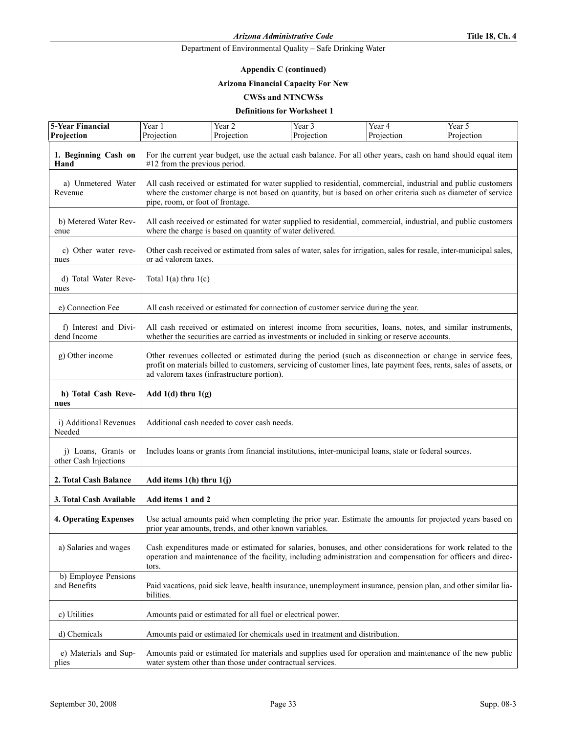## Appendix C (continued)

## Arizona Financial Capacity For New CWSs and NTNCWSs

### Definitions for Worksheet 1

| 5-Year Financial Projection | Year 1 Projection | Year 2 Projection | Year 3 Projection | Year 4 Projection | Year 5 Projection |
|---|---|---|---|---|---|
| **1. Beginning Cash on Hand** | For the current year budget, use the actual cash balance. For all other years, cash on hand should equal item #12 from the previous period. | | | | |
| a) Unmetered Water Revenue | All cash received or estimated for water supplied to residential, commercial, industrial and public customers where the customer charge is not based on quantity, but is based on other criteria such as diameter of service pipe, room, or foot of frontage. | | | | |
| b) Metered Water Revenue | All cash received or estimated for water supplied to residential, commercial, industrial, and public customers where the charge is based on quantity of water delivered. | | | | |
| c) Other water revenues | Other cash received or estimated from sales of water, sales for irrigation, sales for resale, inter-municipal sales, or ad valorem taxes. | | | | |
| d) Total Water Revenues | Total 1(a) thru 1(c) | | | | |
| e) Connection Fee | All cash received or estimated for connection of customer service during the year. | | | | |
| f) Interest and Dividend Income | All cash received or estimated on interest income from securities, loans, notes, and similar instruments, whether the securities are carried as investments or included in sinking or reserve accounts. | | | | |
| g) Other income | Other revenues collected or estimated during the period (such as disconnection or change in service fees, profit on materials billed to customers, servicing of customer lines, late payment fees, rents, sales of assets, or ad valorem taxes (infrastructure portion). | | | | |
| **h) Total Cash Revenues** | **Add 1(d) thru 1(g)** | | | | |
| i) Additional Revenues Needed | Additional cash needed to cover cash needs. | | | | |
| j) Loans, Grants or other Cash Injections | Includes loans or grants from financial institutions, inter-municipal loans, state or federal sources. | | | | |
| **2. Total Cash Balance** | **Add items 1(h) thru 1(j)** | | | | |
| **3. Total Cash Available** | **Add items 1 and 2** | | | | |
| **4. Operating Expenses** | Use actual amounts paid when completing the prior year. Estimate the amounts for projected years based on prior year amounts, trends, and other known variables. | | | | |
| a) Salaries and wages | Cash expenditures made or estimated for salaries, bonuses, and other considerations for work related to the operation and maintenance of the facility, including administration and compensation for officers and directors. | | | | |
| b) Employee Pensions and Benefits | Paid vacations, paid sick leave, health insurance, unemployment insurance, pension plan, and other similar liabilities. | | | | |
| c) Utilities | Amounts paid or estimated for all fuel or electrical power. | | | | |
| d) Chemicals | Amounts paid or estimated for chemicals used in treatment and distribution. | | | | |
| e) Materials and Supplies | Amounts paid or estimated for materials and supplies used for operation and maintenance of the new public water system other than those under contractual services. | | | | |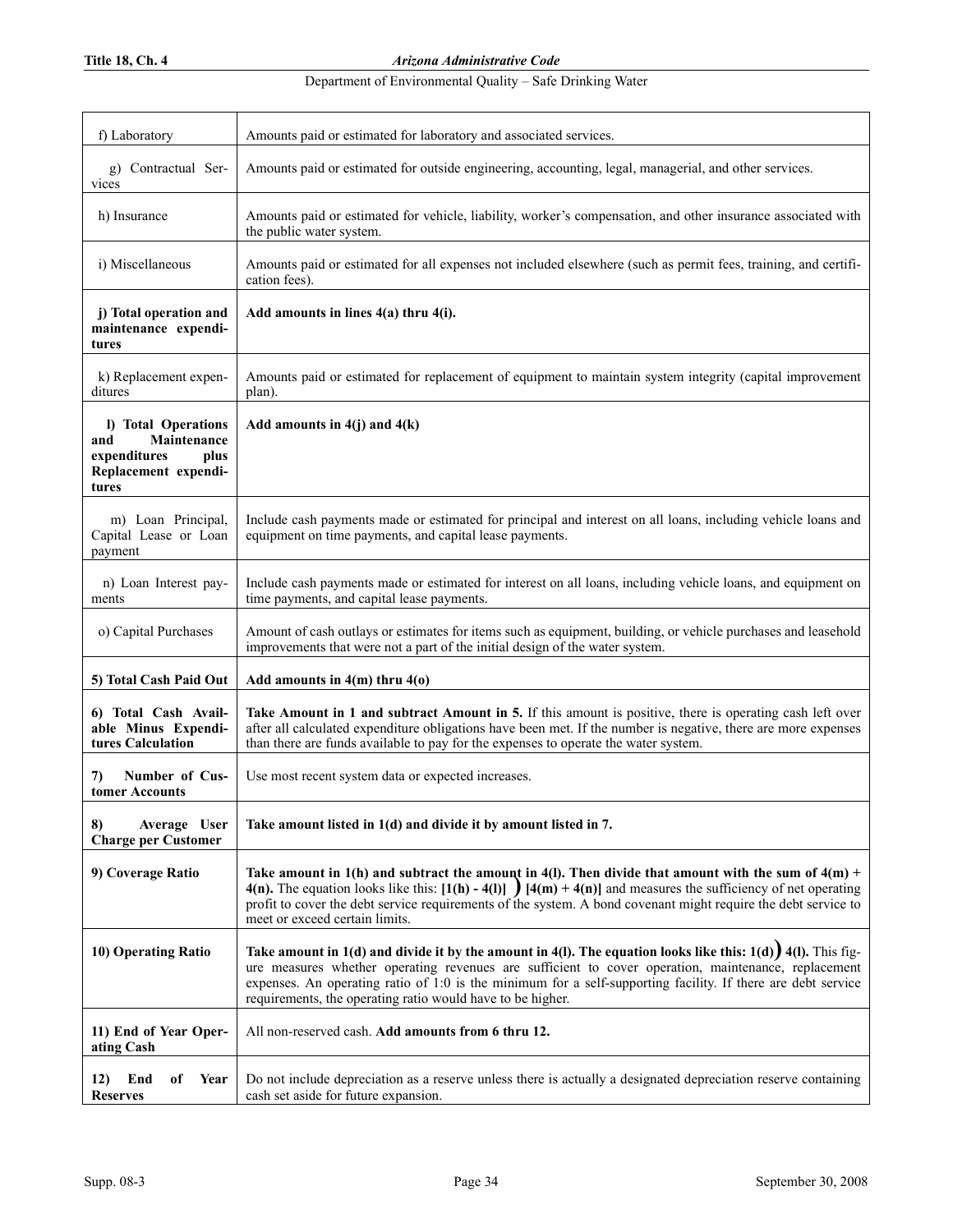| | |
|---|---|
| f) Laboratory | Amounts paid or estimated for laboratory and associated services. |
| g) Contractual Services | Amounts paid or estimated for outside engineering, accounting, legal, managerial, and other services. |
| h) Insurance | Amounts paid or estimated for vehicle, liability, worker's compensation, and other insurance associated with the public water system. |
| i) Miscellaneous | Amounts paid or estimated for all expenses not included elsewhere (such as permit fees, training, and certification fees). |
| **j) Total operation and maintenance expenditures** | **Add amounts in lines 4(a) thru 4(i).** |
| k) Replacement expenditures | Amounts paid or estimated for replacement of equipment to maintain system integrity (capital improvement plan). |
| **l) Total Operations and Maintenance expenditures plus Replacement expenditures** | **Add amounts in 4(j) and 4(k)** |
| m) Loan Principal, Capital Lease or Loan payment | Include cash payments made or estimated for principal and interest on all loans, including vehicle loans and equipment on time payments, and capital lease payments. |
| n) Loan Interest payments | Include cash payments made or estimated for interest on all loans, including vehicle loans, and equipment on time payments, and capital lease payments. |
| o) Capital Purchases | Amount of cash outlays or estimates for items such as equipment, building, or vehicle purchases and leasehold improvements that were not a part of the initial design of the water system. |
| **5) Total Cash Paid Out** | **Add amounts in 4(m) thru 4(o)** |
| **6) Total Cash Available Minus Expenditures Calculation** | **Take Amount in 1 and subtract Amount in 5.** If this amount is positive, there is operating cash left over after all calculated expenditure obligations have been met. If the number is negative, there are more expenses than there are funds available to pay for the expenses to operate the water system. |
| **7) Number of Customer Accounts** | Use most recent system data or expected increases. |
| **8) Average User Charge per Customer** | **Take amount listed in 1(d) and divide it by amount listed in 7.** |
| **9) Coverage Ratio** | **Take amount in 1(h) and subtract the amount in 4(l). Then divide that amount with the sum of 4(m) + 4(n).** The equation looks like this: **[1(h) - 4(l)] ) [4(m) + 4(n)]** and measures the sufficiency of net operating profit to cover the debt service requirements of the system. A bond covenant might require the debt service to meet or exceed certain limits. |
| **10) Operating Ratio** | **Take amount in 1(d) and divide it by the amount in 4(l). The equation looks like this: 1(d) ) 4(l).** This figure measures whether operating revenues are sufficient to cover operation, maintenance, replacement expenses. An operating ratio of 1:0 is the minimum for a self-supporting facility. If there are debt service requirements, the operating ratio would have to be higher. |
| **11) End of Year Operating Cash** | All non-reserved cash. **Add amounts from 6 thru 12.** |
| **12) End of Year Reserves** | Do not include depreciation as a reserve unless there is actually a designated depreciation reserve containing cash set aside for future expansion. |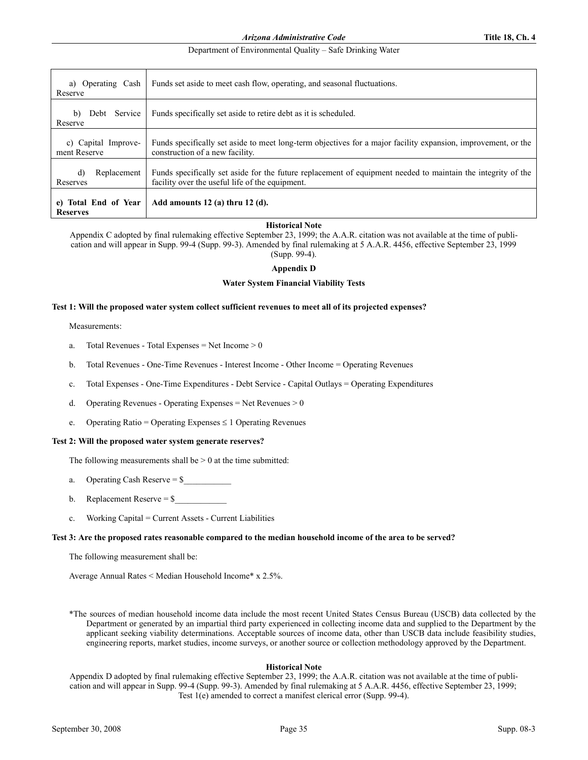| | |
|---|---|
| a) Operating Cash Reserve | Funds set aside to meet cash flow, operating, and seasonal fluctuations. |
| b) Debt Service Reserve | Funds specifically set aside to retire debt as it is scheduled. |
| c) Capital Improvement Reserve | Funds specifically set aside to meet long-term objectives for a major facility expansion, improvement, or the construction of a new facility. |
| d) Replacement Reserves | Funds specifically set aside for the future replacement of equipment needed to maintain the integrity of the facility over the useful life of the equipment. |
| **e) Total End of Year Reserves** | **Add amounts 12 (a) thru 12 (d).** |

**Historical Note**

Appendix C adopted by final rulemaking effective September 23, 1999; the A.A.R. citation was not available at the time of publication and will appear in Supp. 99-4 (Supp. 99-3). Amended by final rulemaking at 5 A.A.R. 4456, effective September 23, 1999 (Supp. 99-4).

## Appendix D

## Water System Financial Viability Tests

**Test 1: Will the proposed water system collect sufficient revenues to meet all of its projected expenses?**

Measurements:

a. Total Revenues - Total Expenses = Net Income > 0

b. Total Revenues - One-Time Revenues - Interest Income - Other Income = Operating Revenues

c. Total Expenses - One-Time Expenditures - Debt Service - Capital Outlays = Operating Expenditures

d. Operating Revenues - Operating Expenses = Net Revenues > 0

e. Operating Ratio = Operating Expenses ≤ 1 Operating Revenues

**Test 2: Will the proposed water system generate reserves?**

The following measurements shall be > 0 at the time submitted:

a. Operating Cash Reserve = $___________

b. Replacement Reserve = $____________

c. Working Capital = Current Assets - Current Liabilities

**Test 3: Are the proposed rates reasonable compared to the median household income of the area to be served?**

The following measurement shall be:

Average Annual Rates < Median Household Income* x 2.5%.

*The sources of median household income data include the most recent United States Census Bureau (USCB) data collected by the Department or generated by an impartial third party experienced in collecting income data and supplied to the Department by the applicant seeking viability determinations. Acceptable sources of income data, other than USCB data include feasibility studies, engineering reports, market studies, income surveys, or another source or collection methodology approved by the Department.

**Historical Note**

Appendix D adopted by final rulemaking effective September 23, 1999; the A.A.R. citation was not available at the time of publication and will appear in Supp. 99-4 (Supp. 99-3). Amended by final rulemaking at 5 A.A.R. 4456, effective September 23, 1999; Test 1(e) amended to correct a manifest clerical error (Supp. 99-4).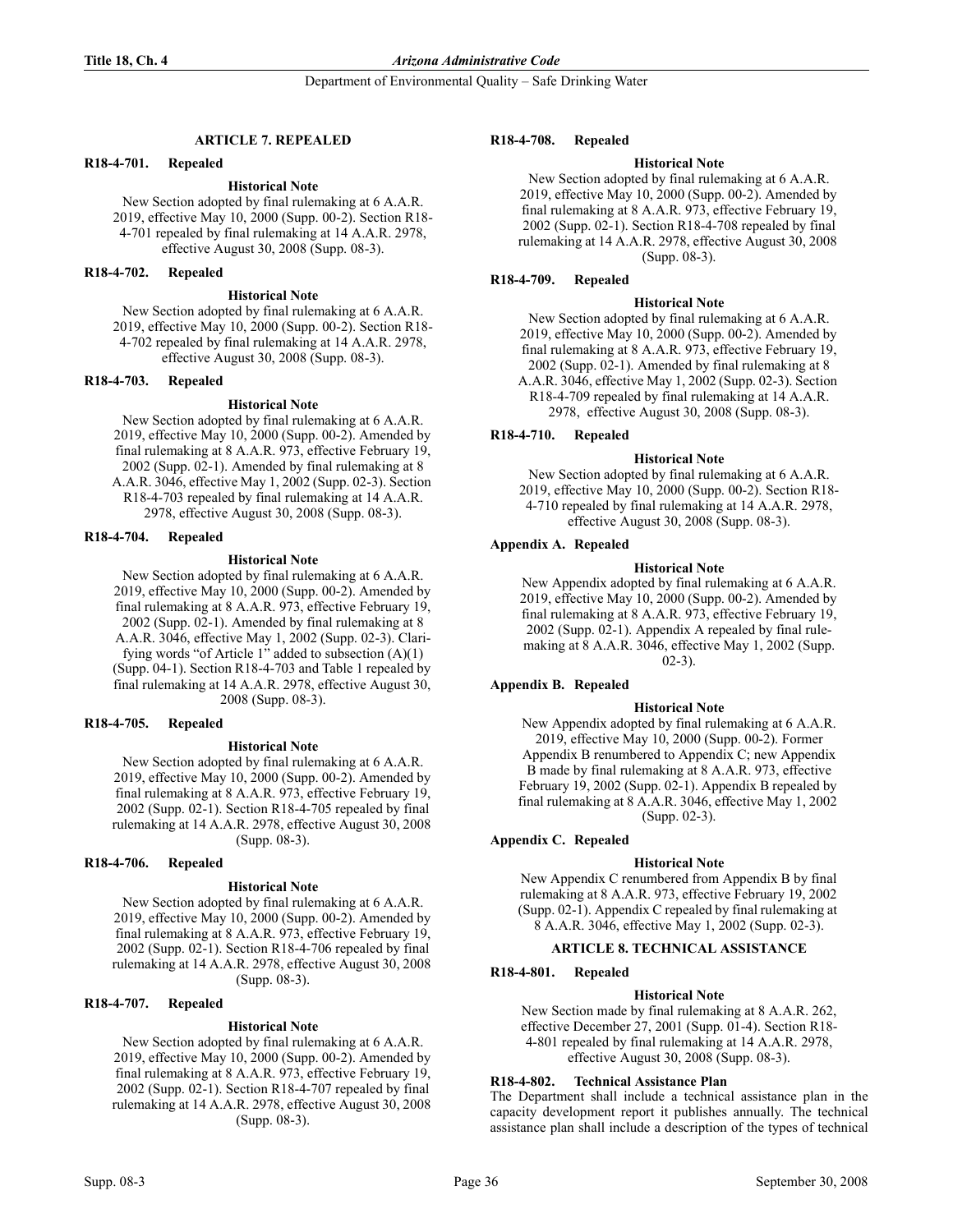## ARTICLE 7. REPEALED

### R18-4-701. Repealed

**Historical Note**

New Section adopted by final rulemaking at 6 A.A.R. 2019, effective May 10, 2000 (Supp. 00-2). Section R18-4-701 repealed by final rulemaking at 14 A.A.R. 2978, effective August 30, 2008 (Supp. 08-3).

### R18-4-702. Repealed

**Historical Note**

New Section adopted by final rulemaking at 6 A.A.R. 2019, effective May 10, 2000 (Supp. 00-2). Section R18-4-702 repealed by final rulemaking at 14 A.A.R. 2978, effective August 30, 2008 (Supp. 08-3).

### R18-4-703. Repealed

**Historical Note**

New Section adopted by final rulemaking at 6 A.A.R. 2019, effective May 10, 2000 (Supp. 00-2). Amended by final rulemaking at 8 A.A.R. 973, effective February 19, 2002 (Supp. 02-1). Amended by final rulemaking at 8 A.A.R. 3046, effective May 1, 2002 (Supp. 02-3). Section R18-4-703 repealed by final rulemaking at 14 A.A.R. 2978, effective August 30, 2008 (Supp. 08-3).

### R18-4-704. Repealed

**Historical Note**

New Section adopted by final rulemaking at 6 A.A.R. 2019, effective May 10, 2000 (Supp. 00-2). Amended by final rulemaking at 8 A.A.R. 973, effective February 19, 2002 (Supp. 02-1). Amended by final rulemaking at 8 A.A.R. 3046, effective May 1, 2002 (Supp. 02-3). Clarifying words "of Article 1" added to subsection (A)(1) (Supp. 04-1). Section R18-4-703 and Table 1 repealed by final rulemaking at 14 A.A.R. 2978, effective August 30, 2008 (Supp. 08-3).

### R18-4-705. Repealed

**Historical Note**

New Section adopted by final rulemaking at 6 A.A.R. 2019, effective May 10, 2000 (Supp. 00-2). Amended by final rulemaking at 8 A.A.R. 973, effective February 19, 2002 (Supp. 02-1). Section R18-4-705 repealed by final rulemaking at 14 A.A.R. 2978, effective August 30, 2008 (Supp. 08-3).

### R18-4-706. Repealed

**Historical Note**

New Section adopted by final rulemaking at 6 A.A.R. 2019, effective May 10, 2000 (Supp. 00-2). Amended by final rulemaking at 8 A.A.R. 973, effective February 19, 2002 (Supp. 02-1). Section R18-4-706 repealed by final rulemaking at 14 A.A.R. 2978, effective August 30, 2008 (Supp. 08-3).

### R18-4-707. Repealed

**Historical Note**

New Section adopted by final rulemaking at 6 A.A.R. 2019, effective May 10, 2000 (Supp. 00-2). Amended by final rulemaking at 8 A.A.R. 973, effective February 19, 2002 (Supp. 02-1). Section R18-4-707 repealed by final rulemaking at 14 A.A.R. 2978, effective August 30, 2008 (Supp. 08-3).

### R18-4-708. Repealed

**Historical Note**

New Section adopted by final rulemaking at 6 A.A.R. 2019, effective May 10, 2000 (Supp. 00-2). Amended by final rulemaking at 8 A.A.R. 973, effective February 19, 2002 (Supp. 02-1). Section R18-4-708 repealed by final rulemaking at 14 A.A.R. 2978, effective August 30, 2008 (Supp. 08-3).

### R18-4-709. Repealed

**Historical Note**

New Section adopted by final rulemaking at 6 A.A.R. 2019, effective May 10, 2000 (Supp. 00-2). Amended by final rulemaking at 8 A.A.R. 973, effective February 19, 2002 (Supp. 02-1). Amended by final rulemaking at 8 A.A.R. 3046, effective May 1, 2002 (Supp. 02-3). Section R18-4-709 repealed by final rulemaking at 14 A.A.R. 2978, effective August 30, 2008 (Supp. 08-3).

### R18-4-710. Repealed

**Historical Note**

New Section adopted by final rulemaking at 6 A.A.R. 2019, effective May 10, 2000 (Supp. 00-2). Section R18-4-710 repealed by final rulemaking at 14 A.A.R. 2978, effective August 30, 2008 (Supp. 08-3).

### Appendix A. Repealed

**Historical Note**

New Appendix adopted by final rulemaking at 6 A.A.R. 2019, effective May 10, 2000 (Supp. 00-2). Amended by final rulemaking at 8 A.A.R. 973, effective February 19, 2002 (Supp. 02-1). Appendix A repealed by final rulemaking at 8 A.A.R. 3046, effective May 1, 2002 (Supp. 02-3).

### Appendix B. Repealed

**Historical Note**

New Appendix adopted by final rulemaking at 6 A.A.R. 2019, effective May 10, 2000 (Supp. 00-2). Former Appendix B renumbered to Appendix C; new Appendix B made by final rulemaking at 8 A.A.R. 973, effective February 19, 2002 (Supp. 02-1). Appendix B repealed by final rulemaking at 8 A.A.R. 3046, effective May 1, 2002 (Supp. 02-3).

### Appendix C. Repealed

**Historical Note**

New Appendix C renumbered from Appendix B by final rulemaking at 8 A.A.R. 973, effective February 19, 2002 (Supp. 02-1). Appendix C repealed by final rulemaking at 8 A.A.R. 3046, effective May 1, 2002 (Supp. 02-3).

## ARTICLE 8. TECHNICAL ASSISTANCE

### R18-4-801. Repealed

**Historical Note**

New Section made by final rulemaking at 8 A.A.R. 262, effective December 27, 2001 (Supp. 01-4). Section R18-4-801 repealed by final rulemaking at 14 A.A.R. 2978, effective August 30, 2008 (Supp. 08-3).

### R18-4-802. Technical Assistance Plan

The Department shall include a technical assistance plan in the capacity development report it publishes annually. The technical assistance plan shall include a description of the types of technical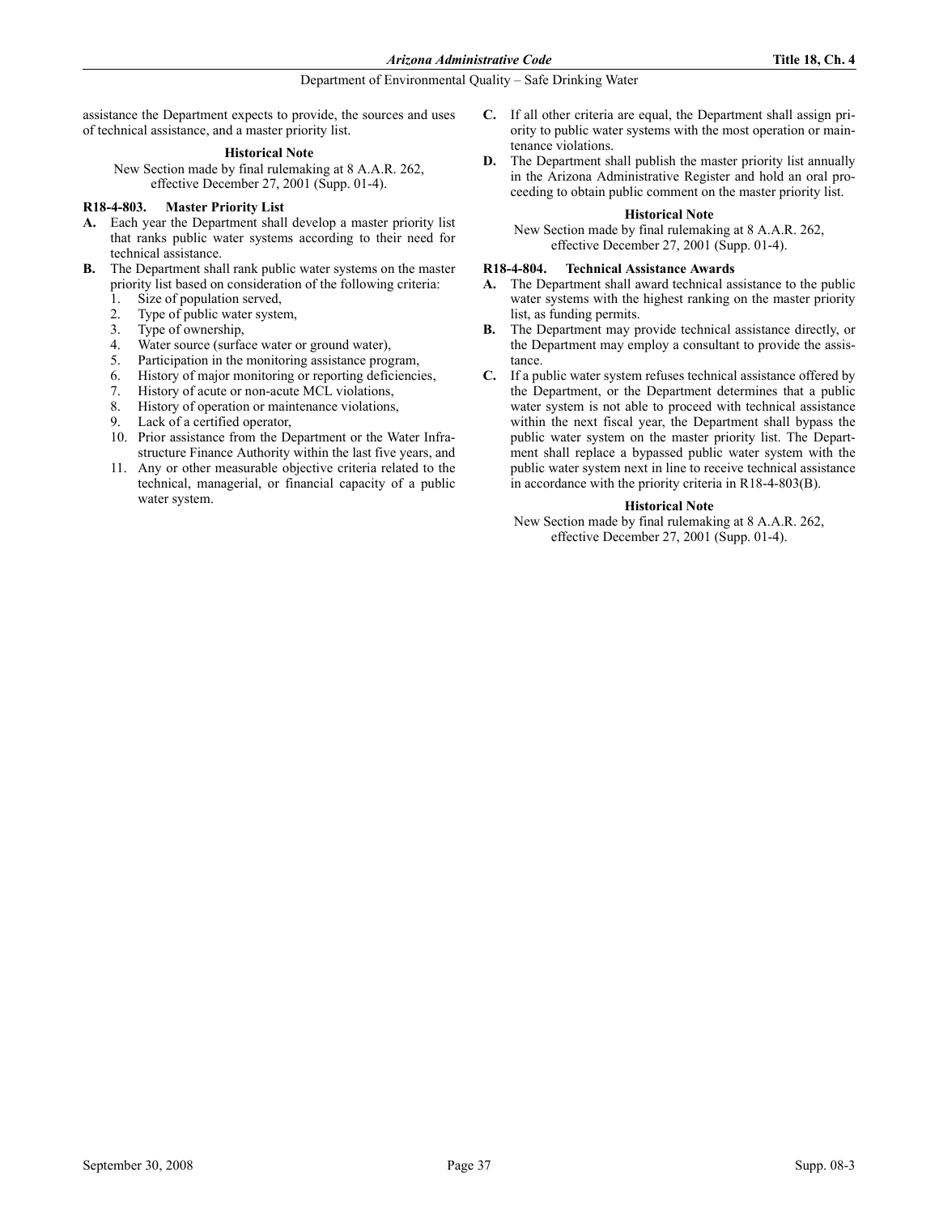assistance the Department expects to provide, the sources and uses of technical assistance, and a master priority list.

**Historical Note**

New Section made by final rulemaking at 8 A.A.R. 262, effective December 27, 2001 (Supp. 01-4).

### R18-4-803. Master Priority List

**A.** Each year the Department shall develop a master priority list that ranks public water systems according to their need for technical assistance.

**B.** The Department shall rank public water systems on the master priority list based on consideration of the following criteria:

1. Size of population served,
2. Type of public water system,
3. Type of ownership,
4. Water source (surface water or ground water),
5. Participation in the monitoring assistance program,
6. History of major monitoring or reporting deficiencies,
7. History of acute or non-acute MCL violations,
8. History of operation or maintenance violations,
9. Lack of a certified operator,
10. Prior assistance from the Department or the Water Infrastructure Finance Authority within the last five years, and
11. Any or other measurable objective criteria related to the technical, managerial, or financial capacity of a public water system.

**C.** If all other criteria are equal, the Department shall assign priority to public water systems with the most operation or maintenance violations.

**D.** The Department shall publish the master priority list annually in the Arizona Administrative Register and hold an oral proceeding to obtain public comment on the master priority list.

**Historical Note**

New Section made by final rulemaking at 8 A.A.R. 262, effective December 27, 2001 (Supp. 01-4).

### R18-4-804. Technical Assistance Awards

**A.** The Department shall award technical assistance to the public water systems with the highest ranking on the master priority list, as funding permits.

**B.** The Department may provide technical assistance directly, or the Department may employ a consultant to provide the assistance.

**C.** If a public water system refuses technical assistance offered by the Department, or the Department determines that a public water system is not able to proceed with technical assistance within the next fiscal year, the Department shall bypass the public water system on the master priority list. The Department shall replace a bypassed public water system with the public water system next in line to receive technical assistance in accordance with the priority criteria in R18-4-803(B).

**Historical Note**

New Section made by final rulemaking at 8 A.A.R. 262, effective December 27, 2001 (Supp. 01-4).